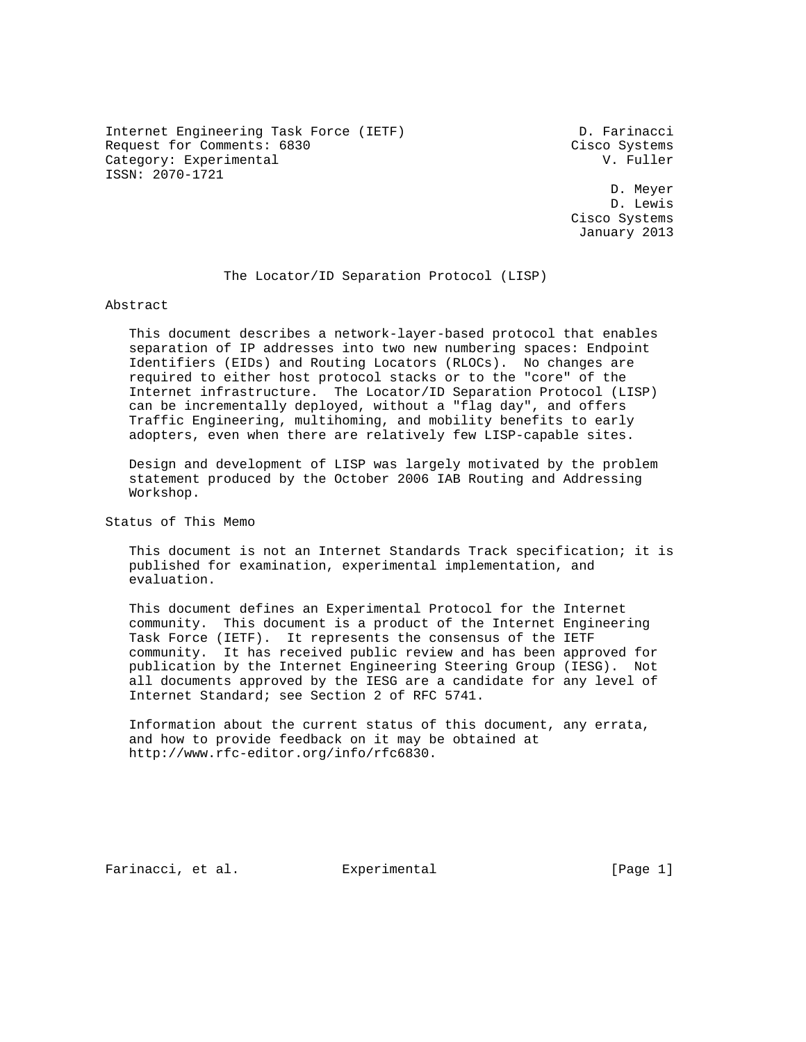Internet Engineering Task Force (IETF) D. Farinacci
Request for Comments: 6830 Cisco Systems
Category: Experimental V. Fuller
ISSN: 2070-1721

D. Meyer
D. Lewis
Cisco Systems
January 2013

# The Locator/ID Separation Protocol (LISP)

## Abstract

This document describes a network-layer-based protocol that enables separation of IP addresses into two new numbering spaces: Endpoint Identifiers (EIDs) and Routing Locators (RLOCs). No changes are required to either host protocol stacks or to the "core" of the Internet infrastructure. The Locator/ID Separation Protocol (LISP) can be incrementally deployed, without a "flag day", and offers Traffic Engineering, multihoming, and mobility benefits to early adopters, even when there are relatively few LISP-capable sites.

Design and development of LISP was largely motivated by the problem statement produced by the October 2006 IAB Routing and Addressing Workshop.

## Status of This Memo

This document is not an Internet Standards Track specification; it is published for examination, experimental implementation, and evaluation.

This document defines an Experimental Protocol for the Internet community. This document is a product of the Internet Engineering Task Force (IETF). It represents the consensus of the IETF community. It has received public review and has been approved for publication by the Internet Engineering Steering Group (IESG). Not all documents approved by the IESG are a candidate for any level of Internet Standard; see Section 2 of RFC 5741.

Information about the current status of this document, any errata, and how to provide feedback on it may be obtained at http://www.rfc-editor.org/info/rfc6830.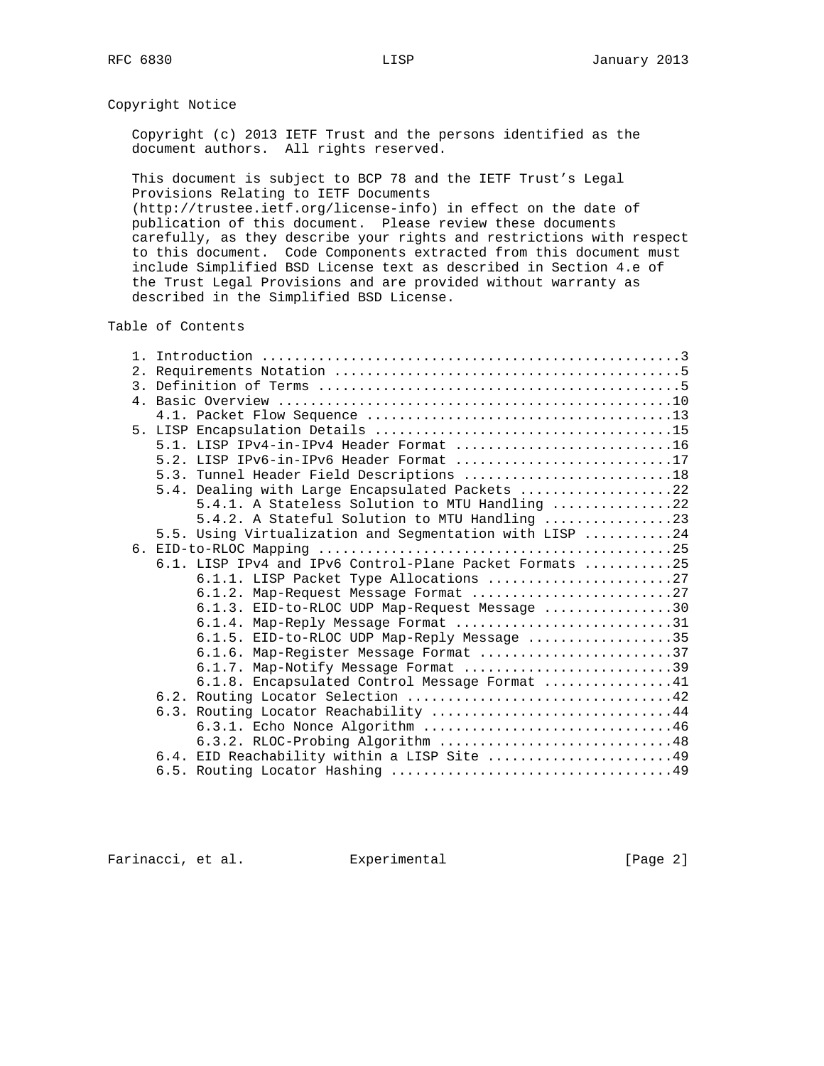## Copyright Notice

Copyright (c) 2013 IETF Trust and the persons identified as the document authors. All rights reserved.

This document is subject to BCP 78 and the IETF Trust's Legal Provisions Relating to IETF Documents (http://trustee.ietf.org/license-info) in effect on the date of publication of this document. Please review these documents carefully, as they describe your rights and restrictions with respect to this document. Code Components extracted from this document must include Simplified BSD License text as described in Section 4.e of the Trust Legal Provisions and are provided without warranty as described in the Simplified BSD License.

## Table of Contents

```
   1. Introduction ....................................................3
   2. Requirements Notation ...........................................5
   3. Definition of Terms .............................................5
   4. Basic Overview .................................................10
      4.1. Packet Flow Sequence ......................................13
   5. LISP Encapsulation Details .....................................15
      5.1. LISP IPv4-in-IPv4 Header Format ...........................16
      5.2. LISP IPv6-in-IPv6 Header Format ...........................17
      5.3. Tunnel Header Field Descriptions ..........................18
      5.4. Dealing with Large Encapsulated Packets ...................22
           5.4.1. A Stateless Solution to MTU Handling ...............22
           5.4.2. A Stateful Solution to MTU Handling ................23
      5.5. Using Virtualization and Segmentation with LISP ...........24
   6. EID-to-RLOC Mapping ............................................25
      6.1. LISP IPv4 and IPv6 Control-Plane Packet Formats ...........25
           6.1.1. LISP Packet Type Allocations .......................27
           6.1.2. Map-Request Message Format .........................27
           6.1.3. EID-to-RLOC UDP Map-Request Message ................30
           6.1.4. Map-Reply Message Format ...........................31
           6.1.5. EID-to-RLOC UDP Map-Reply Message ..................35
           6.1.6. Map-Register Message Format ........................37
           6.1.7. Map-Notify Message Format ..........................39
           6.1.8. Encapsulated Control Message Format ................41
      6.2. Routing Locator Selection .................................42
      6.3. Routing Locator Reachability ..............................44
           6.3.1. Echo Nonce Algorithm ...............................46
           6.3.2. RLOC-Probing Algorithm .............................48
      6.4. EID Reachability within a LISP Site .......................49
      6.5. Routing Locator Hashing ...................................49
```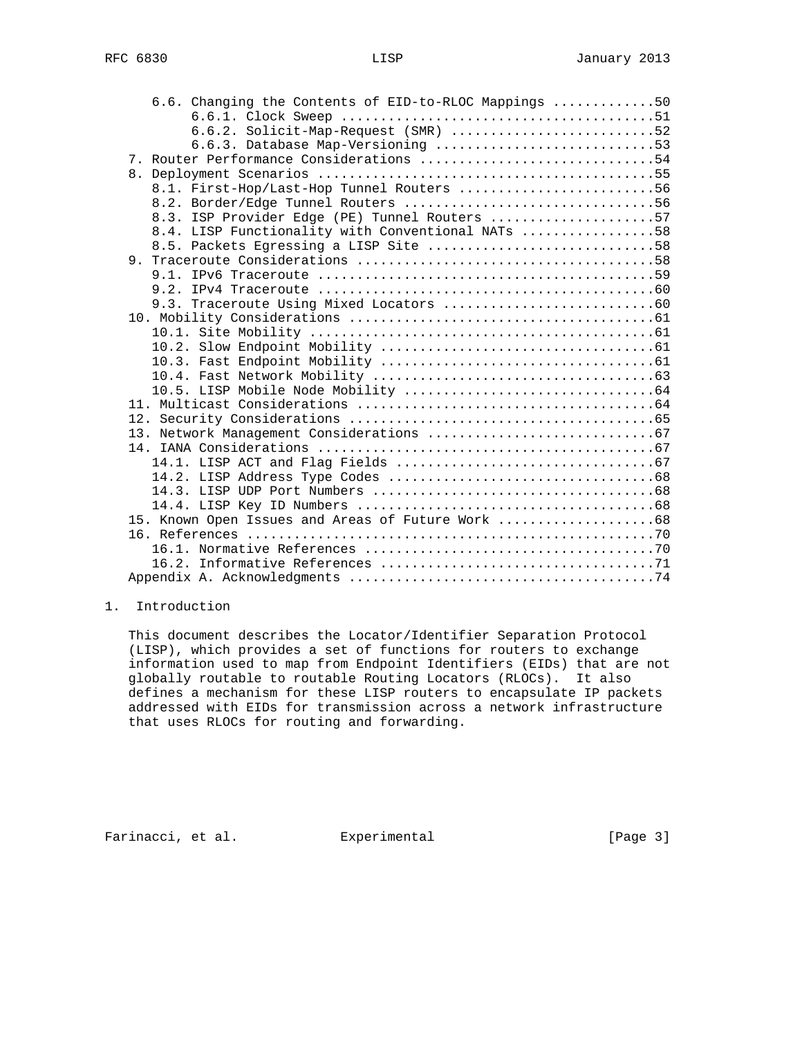6.6. Changing the Contents of EID-to-RLOC Mappings .............50
           6.6.1. Clock Sweep ........................................51
           6.6.2. Solicit-Map-Request (SMR) ..........................52
           6.6.3. Database Map-Versioning ............................53
   7. Router Performance Considerations ..............................54
   8. Deployment Scenarios ...........................................55
      8.1. First-Hop/Last-Hop Tunnel Routers .........................56
      8.2. Border/Edge Tunnel Routers ................................56
      8.3. ISP Provider Edge (PE) Tunnel Routers .....................57
      8.4. LISP Functionality with Conventional NATs .................58
      8.5. Packets Egressing a LISP Site .............................58
   9. Traceroute Considerations ......................................58
      9.1. IPv6 Traceroute ...........................................59
      9.2. IPv4 Traceroute ...........................................60
      9.3. Traceroute Using Mixed Locators ...........................60
   10. Mobility Considerations .......................................61
      10.1. Site Mobility ............................................61
      10.2. Slow Endpoint Mobility ...................................61
      10.3. Fast Endpoint Mobility ...................................61
      10.4. Fast Network Mobility ....................................63
      10.5. LISP Mobile Node Mobility ................................64
   11. Multicast Considerations ......................................64
   12. Security Considerations .......................................65
   13. Network Management Considerations .............................67
   14. IANA Considerations ...........................................67
      14.1. LISP ACT and Flag Fields .................................67
      14.2. LISP Address Type Codes ..................................68
      14.3. LISP UDP Port Numbers ....................................68
      14.4. LISP Key ID Numbers ......................................68
   15. Known Open Issues and Areas of Future Work ....................68
   16. References ....................................................70
      16.1. Normative References .....................................70
      16.2. Informative References ...................................71
   Appendix A. Acknowledgments .......................................74

# 1. Introduction

This document describes the Locator/Identifier Separation Protocol (LISP), which provides a set of functions for routers to exchange information used to map from Endpoint Identifiers (EIDs) that are not globally routable to routable Routing Locators (RLOCs). It also defines a mechanism for these LISP routers to encapsulate IP packets addressed with EIDs for transmission across a network infrastructure that uses RLOCs for routing and forwarding.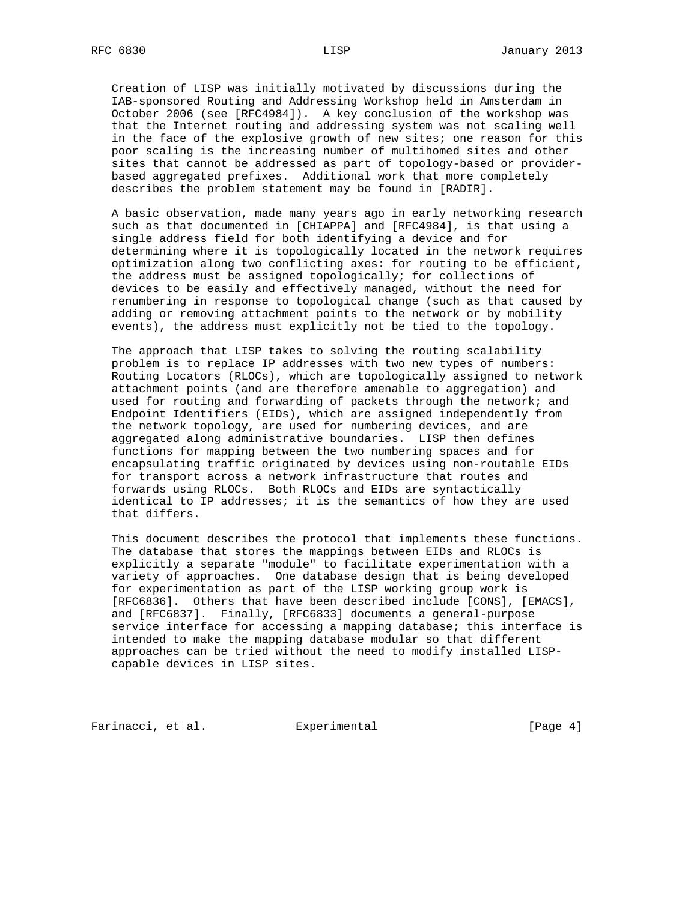Creation of LISP was initially motivated by discussions during the IAB-sponsored Routing and Addressing Workshop held in Amsterdam in October 2006 (see [RFC4984]). A key conclusion of the workshop was that the Internet routing and addressing system was not scaling well in the face of the explosive growth of new sites; one reason for this poor scaling is the increasing number of multihomed sites and other sites that cannot be addressed as part of topology-based or provider-based aggregated prefixes. Additional work that more completely describes the problem statement may be found in [RADIR].

A basic observation, made many years ago in early networking research such as that documented in [CHIAPPA] and [RFC4984], is that using a single address field for both identifying a device and for determining where it is topologically located in the network requires optimization along two conflicting axes: for routing to be efficient, the address must be assigned topologically; for collections of devices to be easily and effectively managed, without the need for renumbering in response to topological change (such as that caused by adding or removing attachment points to the network or by mobility events), the address must explicitly not be tied to the topology.

The approach that LISP takes to solving the routing scalability problem is to replace IP addresses with two new types of numbers: Routing Locators (RLOCs), which are topologically assigned to network attachment points (and are therefore amenable to aggregation) and used for routing and forwarding of packets through the network; and Endpoint Identifiers (EIDs), which are assigned independently from the network topology, are used for numbering devices, and are aggregated along administrative boundaries. LISP then defines functions for mapping between the two numbering spaces and for encapsulating traffic originated by devices using non-routable EIDs for transport across a network infrastructure that routes and forwards using RLOCs. Both RLOCs and EIDs are syntactically identical to IP addresses; it is the semantics of how they are used that differs.

This document describes the protocol that implements these functions. The database that stores the mappings between EIDs and RLOCs is explicitly a separate "module" to facilitate experimentation with a variety of approaches. One database design that is being developed for experimentation as part of the LISP working group work is [RFC6836]. Others that have been described include [CONS], [EMACS], and [RFC6837]. Finally, [RFC6833] documents a general-purpose service interface for accessing a mapping database; this interface is intended to make the mapping database modular so that different approaches can be tried without the need to modify installed LISP-capable devices in LISP sites.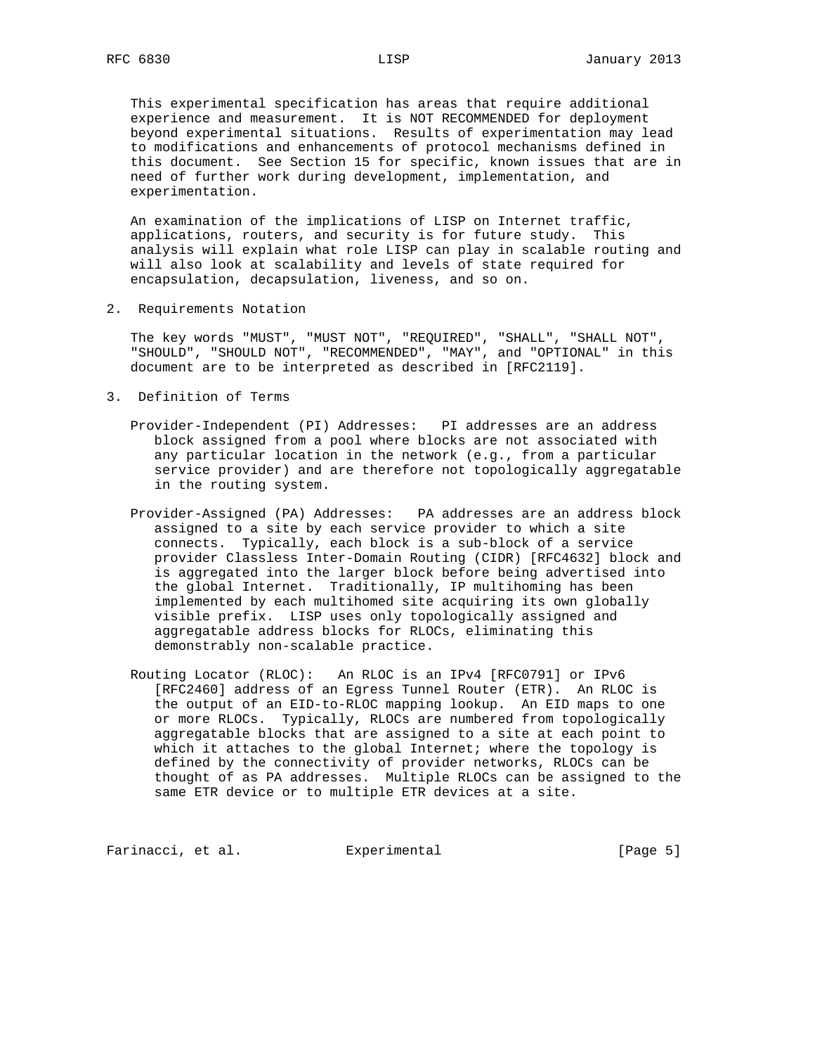This experimental specification has areas that require additional experience and measurement. It is NOT RECOMMENDED for deployment beyond experimental situations. Results of experimentation may lead to modifications and enhancements of protocol mechanisms defined in this document. See Section 15 for specific, known issues that are in need of further work during development, implementation, and experimentation.

An examination of the implications of LISP on Internet traffic, applications, routers, and security is for future study. This analysis will explain what role LISP can play in scalable routing and will also look at scalability and levels of state required for encapsulation, decapsulation, liveness, and so on.

## 2. Requirements Notation

The key words "MUST", "MUST NOT", "REQUIRED", "SHALL", "SHALL NOT", "SHOULD", "SHOULD NOT", "RECOMMENDED", "MAY", and "OPTIONAL" in this document are to be interpreted as described in [RFC2119].

## 3. Definition of Terms

Provider-Independent (PI) Addresses: PI addresses are an address block assigned from a pool where blocks are not associated with any particular location in the network (e.g., from a particular service provider) and are therefore not topologically aggregatable in the routing system.

Provider-Assigned (PA) Addresses: PA addresses are an address block assigned to a site by each service provider to which a site connects. Typically, each block is a sub-block of a service provider Classless Inter-Domain Routing (CIDR) [RFC4632] block and is aggregated into the larger block before being advertised into the global Internet. Traditionally, IP multihoming has been implemented by each multihomed site acquiring its own globally visible prefix. LISP uses only topologically assigned and aggregatable address blocks for RLOCs, eliminating this demonstrably non-scalable practice.

Routing Locator (RLOC): An RLOC is an IPv4 [RFC0791] or IPv6 [RFC2460] address of an Egress Tunnel Router (ETR). An RLOC is the output of an EID-to-RLOC mapping lookup. An EID maps to one or more RLOCs. Typically, RLOCs are numbered from topologically aggregatable blocks that are assigned to a site at each point to which it attaches to the global Internet; where the topology is defined by the connectivity of provider networks, RLOCs can be thought of as PA addresses. Multiple RLOCs can be assigned to the same ETR device or to multiple ETR devices at a site.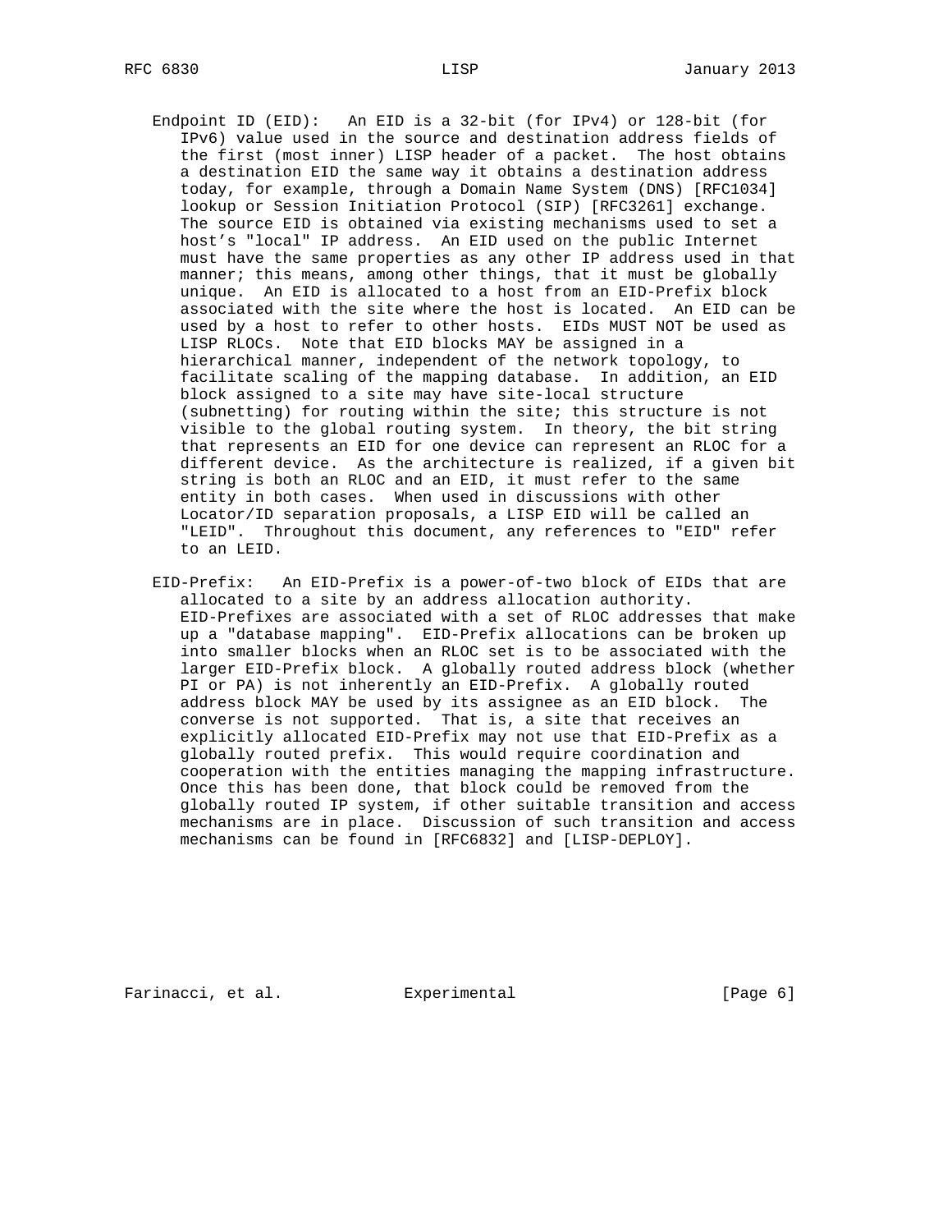Endpoint ID (EID): An EID is a 32-bit (for IPv4) or 128-bit (for IPv6) value used in the source and destination address fields of the first (most inner) LISP header of a packet. The host obtains a destination EID the same way it obtains a destination address today, for example, through a Domain Name System (DNS) [RFC1034] lookup or Session Initiation Protocol (SIP) [RFC3261] exchange. The source EID is obtained via existing mechanisms used to set a host's "local" IP address. An EID used on the public Internet must have the same properties as any other IP address used in that manner; this means, among other things, that it must be globally unique. An EID is allocated to a host from an EID-Prefix block associated with the site where the host is located. An EID can be used by a host to refer to other hosts. EIDs MUST NOT be used as LISP RLOCs. Note that EID blocks MAY be assigned in a hierarchical manner, independent of the network topology, to facilitate scaling of the mapping database. In addition, an EID block assigned to a site may have site-local structure (subnetting) for routing within the site; this structure is not visible to the global routing system. In theory, the bit string that represents an EID for one device can represent an RLOC for a different device. As the architecture is realized, if a given bit string is both an RLOC and an EID, it must refer to the same entity in both cases. When used in discussions with other Locator/ID separation proposals, a LISP EID will be called an "LEID". Throughout this document, any references to "EID" refer to an LEID.

EID-Prefix: An EID-Prefix is a power-of-two block of EIDs that are allocated to a site by an address allocation authority. EID-Prefixes are associated with a set of RLOC addresses that make up a "database mapping". EID-Prefix allocations can be broken up into smaller blocks when an RLOC set is to be associated with the larger EID-Prefix block. A globally routed address block (whether PI or PA) is not inherently an EID-Prefix. A globally routed address block MAY be used by its assignee as an EID block. The converse is not supported. That is, a site that receives an explicitly allocated EID-Prefix may not use that EID-Prefix as a globally routed prefix. This would require coordination and cooperation with the entities managing the mapping infrastructure. Once this has been done, that block could be removed from the globally routed IP system, if other suitable transition and access mechanisms are in place. Discussion of such transition and access mechanisms can be found in [RFC6832] and [LISP-DEPLOY].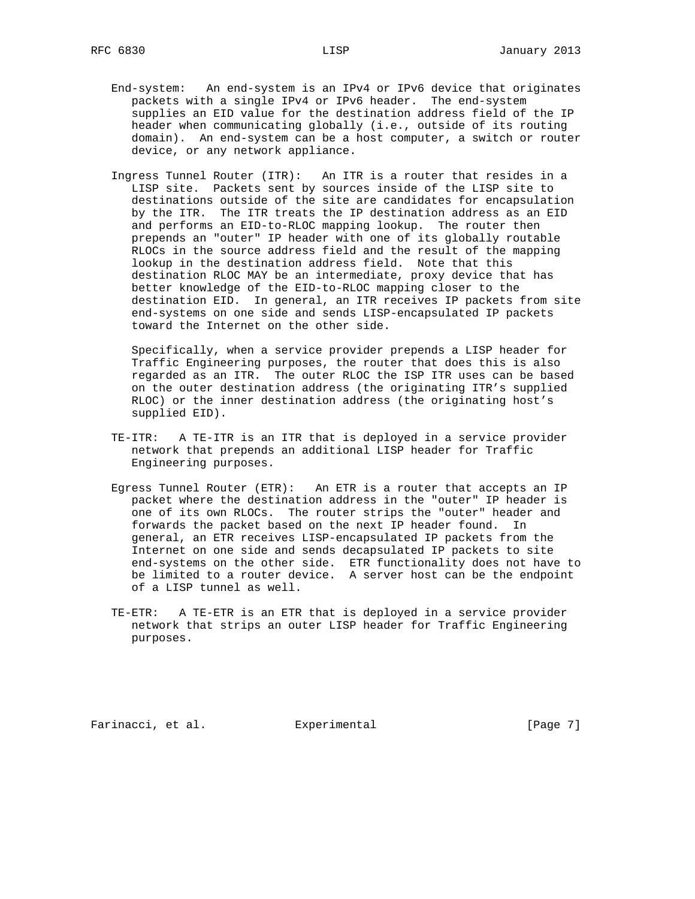End-system: An end-system is an IPv4 or IPv6 device that originates packets with a single IPv4 or IPv6 header. The end-system supplies an EID value for the destination address field of the IP header when communicating globally (i.e., outside of its routing domain). An end-system can be a host computer, a switch or router device, or any network appliance.

Ingress Tunnel Router (ITR): An ITR is a router that resides in a LISP site. Packets sent by sources inside of the LISP site to destinations outside of the site are candidates for encapsulation by the ITR. The ITR treats the IP destination address as an EID and performs an EID-to-RLOC mapping lookup. The router then prepends an "outer" IP header with one of its globally routable RLOCs in the source address field and the result of the mapping lookup in the destination address field. Note that this destination RLOC MAY be an intermediate, proxy device that has better knowledge of the EID-to-RLOC mapping closer to the destination EID. In general, an ITR receives IP packets from site end-systems on one side and sends LISP-encapsulated IP packets toward the Internet on the other side.

Specifically, when a service provider prepends a LISP header for Traffic Engineering purposes, the router that does this is also regarded as an ITR. The outer RLOC the ISP ITR uses can be based on the outer destination address (the originating ITR's supplied RLOC) or the inner destination address (the originating host's supplied EID).

TE-ITR: A TE-ITR is an ITR that is deployed in a service provider network that prepends an additional LISP header for Traffic Engineering purposes.

Egress Tunnel Router (ETR): An ETR is a router that accepts an IP packet where the destination address in the "outer" IP header is one of its own RLOCs. The router strips the "outer" header and forwards the packet based on the next IP header found. In general, an ETR receives LISP-encapsulated IP packets from the Internet on one side and sends decapsulated IP packets to site end-systems on the other side. ETR functionality does not have to be limited to a router device. A server host can be the endpoint of a LISP tunnel as well.

TE-ETR: A TE-ETR is an ETR that is deployed in a service provider network that strips an outer LISP header for Traffic Engineering purposes.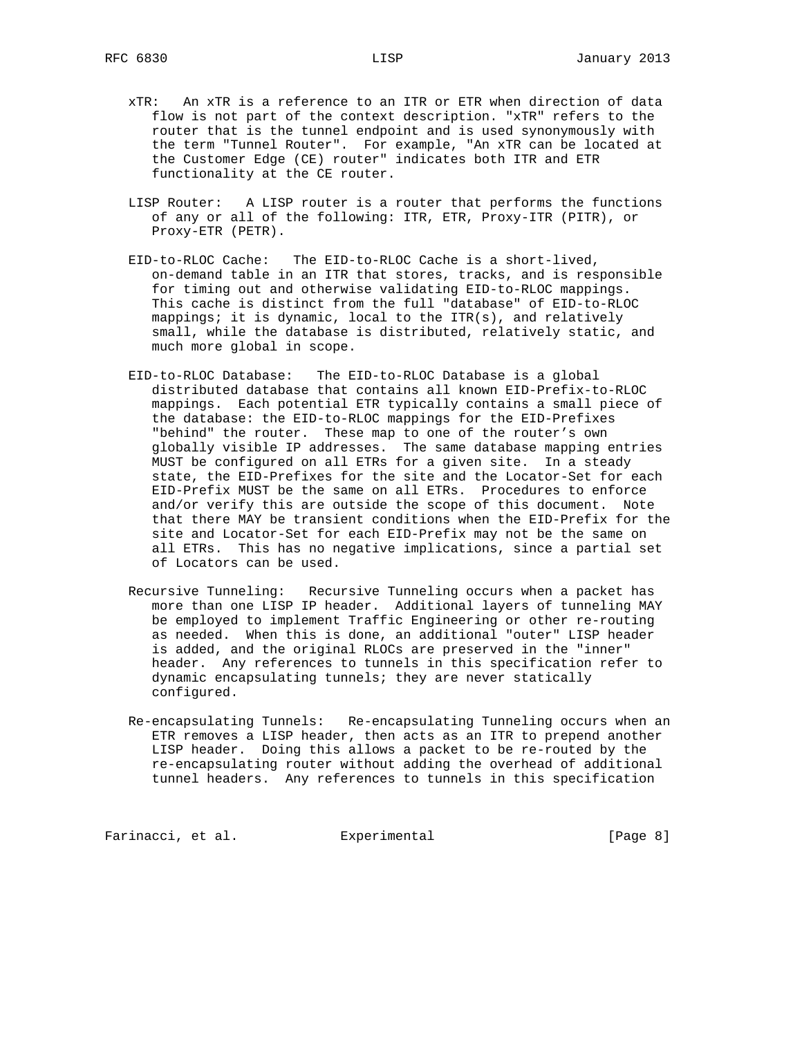xTR: An xTR is a reference to an ITR or ETR when direction of data flow is not part of the context description. "xTR" refers to the router that is the tunnel endpoint and is used synonymously with the term "Tunnel Router". For example, "An xTR can be located at the Customer Edge (CE) router" indicates both ITR and ETR functionality at the CE router.

LISP Router: A LISP router is a router that performs the functions of any or all of the following: ITR, ETR, Proxy-ITR (PITR), or Proxy-ETR (PETR).

EID-to-RLOC Cache: The EID-to-RLOC Cache is a short-lived, on-demand table in an ITR that stores, tracks, and is responsible for timing out and otherwise validating EID-to-RLOC mappings. This cache is distinct from the full "database" of EID-to-RLOC mappings; it is dynamic, local to the ITR(s), and relatively small, while the database is distributed, relatively static, and much more global in scope.

EID-to-RLOC Database: The EID-to-RLOC Database is a global distributed database that contains all known EID-Prefix-to-RLOC mappings. Each potential ETR typically contains a small piece of the database: the EID-to-RLOC mappings for the EID-Prefixes "behind" the router. These map to one of the router's own globally visible IP addresses. The same database mapping entries MUST be configured on all ETRs for a given site. In a steady state, the EID-Prefixes for the site and the Locator-Set for each EID-Prefix MUST be the same on all ETRs. Procedures to enforce and/or verify this are outside the scope of this document. Note that there MAY be transient conditions when the EID-Prefix for the site and Locator-Set for each EID-Prefix may not be the same on all ETRs. This has no negative implications, since a partial set of Locators can be used.

Recursive Tunneling: Recursive Tunneling occurs when a packet has more than one LISP IP header. Additional layers of tunneling MAY be employed to implement Traffic Engineering or other re-routing as needed. When this is done, an additional "outer" LISP header is added, and the original RLOCs are preserved in the "inner" header. Any references to tunnels in this specification refer to dynamic encapsulating tunnels; they are never statically configured.

Re-encapsulating Tunnels: Re-encapsulating Tunneling occurs when an ETR removes a LISP header, then acts as an ITR to prepend another LISP header. Doing this allows a packet to be re-routed by the re-encapsulating router without adding the overhead of additional tunnel headers. Any references to tunnels in this specification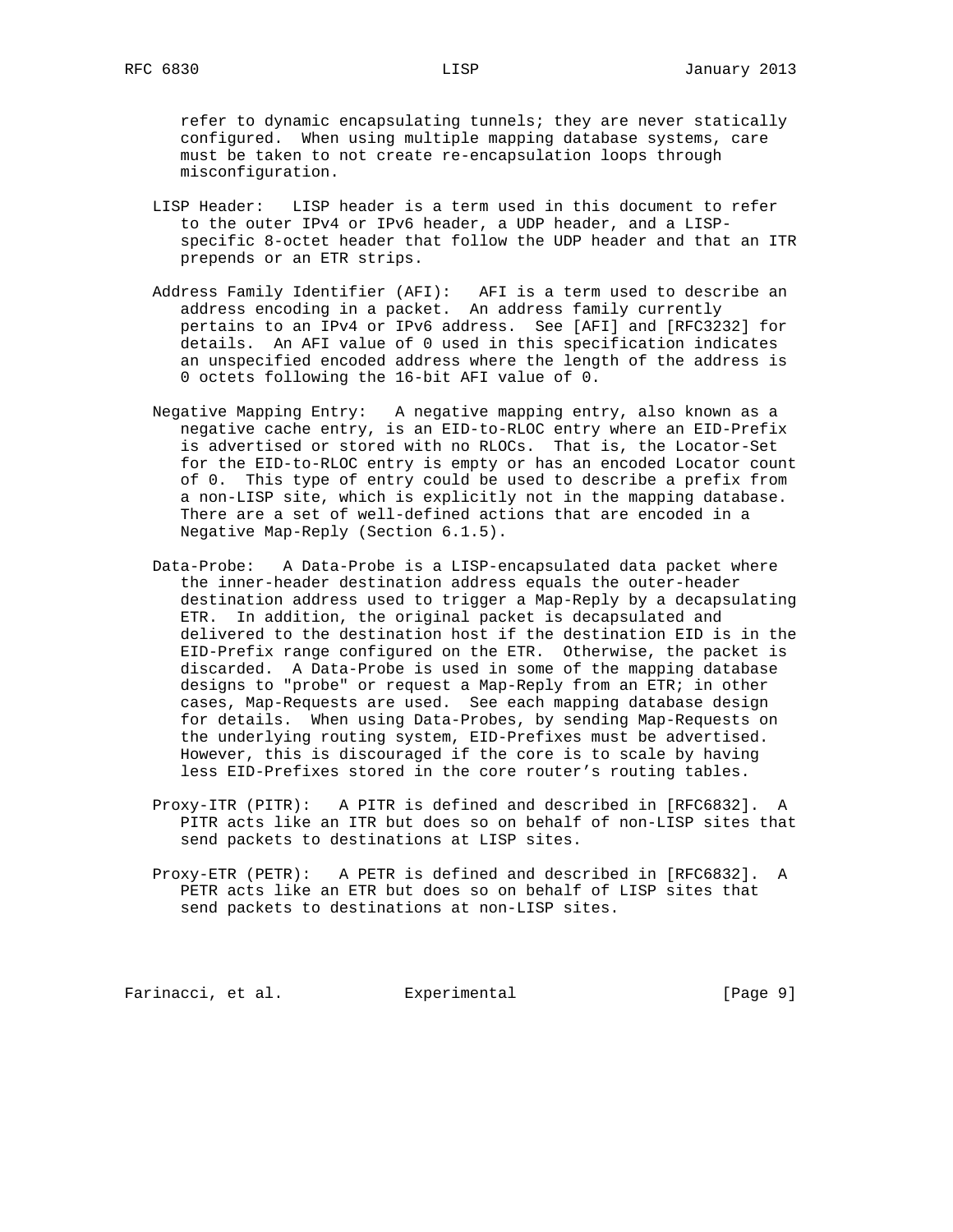refer to dynamic encapsulating tunnels; they are never statically configured. When using multiple mapping database systems, care must be taken to not create re-encapsulation loops through misconfiguration.

LISP Header: LISP header is a term used in this document to refer to the outer IPv4 or IPv6 header, a UDP header, and a LISP-specific 8-octet header that follow the UDP header and that an ITR prepends or an ETR strips.

Address Family Identifier (AFI): AFI is a term used to describe an address encoding in a packet. An address family currently pertains to an IPv4 or IPv6 address. See [AFI] and [RFC3232] for details. An AFI value of 0 used in this specification indicates an unspecified encoded address where the length of the address is 0 octets following the 16-bit AFI value of 0.

Negative Mapping Entry: A negative mapping entry, also known as a negative cache entry, is an EID-to-RLOC entry where an EID-Prefix is advertised or stored with no RLOCs. That is, the Locator-Set for the EID-to-RLOC entry is empty or has an encoded Locator count of 0. This type of entry could be used to describe a prefix from a non-LISP site, which is explicitly not in the mapping database. There are a set of well-defined actions that are encoded in a Negative Map-Reply (Section 6.1.5).

Data-Probe: A Data-Probe is a LISP-encapsulated data packet where the inner-header destination address equals the outer-header destination address used to trigger a Map-Reply by a decapsulating ETR. In addition, the original packet is decapsulated and delivered to the destination host if the destination EID is in the EID-Prefix range configured on the ETR. Otherwise, the packet is discarded. A Data-Probe is used in some of the mapping database designs to "probe" or request a Map-Reply from an ETR; in other cases, Map-Requests are used. See each mapping database design for details. When using Data-Probes, by sending Map-Requests on the underlying routing system, EID-Prefixes must be advertised. However, this is discouraged if the core is to scale by having less EID-Prefixes stored in the core router's routing tables.

Proxy-ITR (PITR): A PITR is defined and described in [RFC6832]. A PITR acts like an ITR but does so on behalf of non-LISP sites that send packets to destinations at LISP sites.

Proxy-ETR (PETR): A PETR is defined and described in [RFC6832]. A PETR acts like an ETR but does so on behalf of LISP sites that send packets to destinations at non-LISP sites.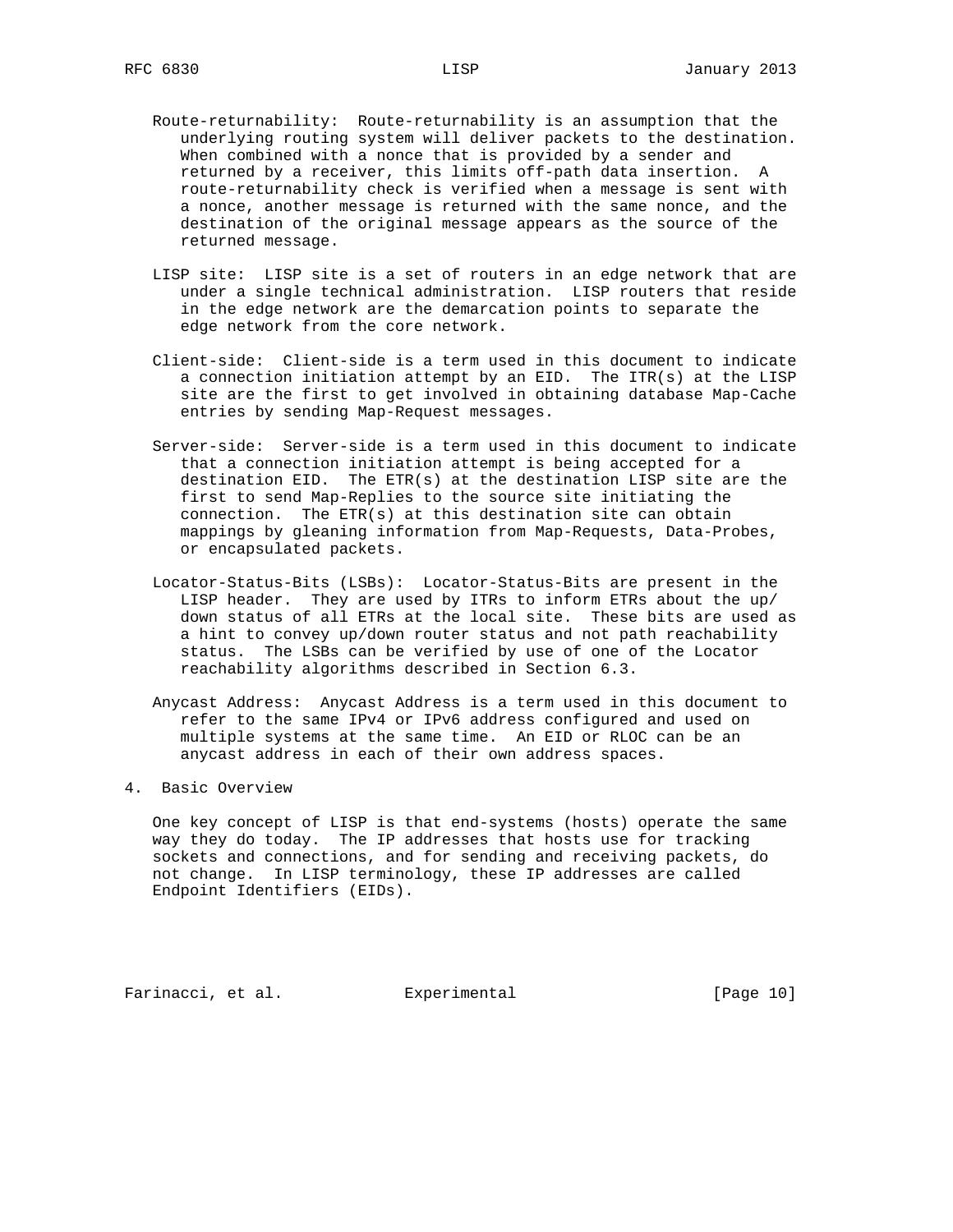Route-returnability: Route-returnability is an assumption that the underlying routing system will deliver packets to the destination. When combined with a nonce that is provided by a sender and returned by a receiver, this limits off-path data insertion. A route-returnability check is verified when a message is sent with a nonce, another message is returned with the same nonce, and the destination of the original message appears as the source of the returned message.

LISP site: LISP site is a set of routers in an edge network that are under a single technical administration. LISP routers that reside in the edge network are the demarcation points to separate the edge network from the core network.

Client-side: Client-side is a term used in this document to indicate a connection initiation attempt by an EID. The ITR(s) at the LISP site are the first to get involved in obtaining database Map-Cache entries by sending Map-Request messages.

Server-side: Server-side is a term used in this document to indicate that a connection initiation attempt is being accepted for a destination EID. The ETR(s) at the destination LISP site are the first to send Map-Replies to the source site initiating the connection. The ETR(s) at this destination site can obtain mappings by gleaning information from Map-Requests, Data-Probes, or encapsulated packets.

Locator-Status-Bits (LSBs): Locator-Status-Bits are present in the LISP header. They are used by ITRs to inform ETRs about the up/down status of all ETRs at the local site. These bits are used as a hint to convey up/down router status and not path reachability status. The LSBs can be verified by use of one of the Locator reachability algorithms described in Section 6.3.

Anycast Address: Anycast Address is a term used in this document to refer to the same IPv4 or IPv6 address configured and used on multiple systems at the same time. An EID or RLOC can be an anycast address in each of their own address spaces.

## 4. Basic Overview

One key concept of LISP is that end-systems (hosts) operate the same way they do today. The IP addresses that hosts use for tracking sockets and connections, and for sending and receiving packets, do not change. In LISP terminology, these IP addresses are called Endpoint Identifiers (EIDs).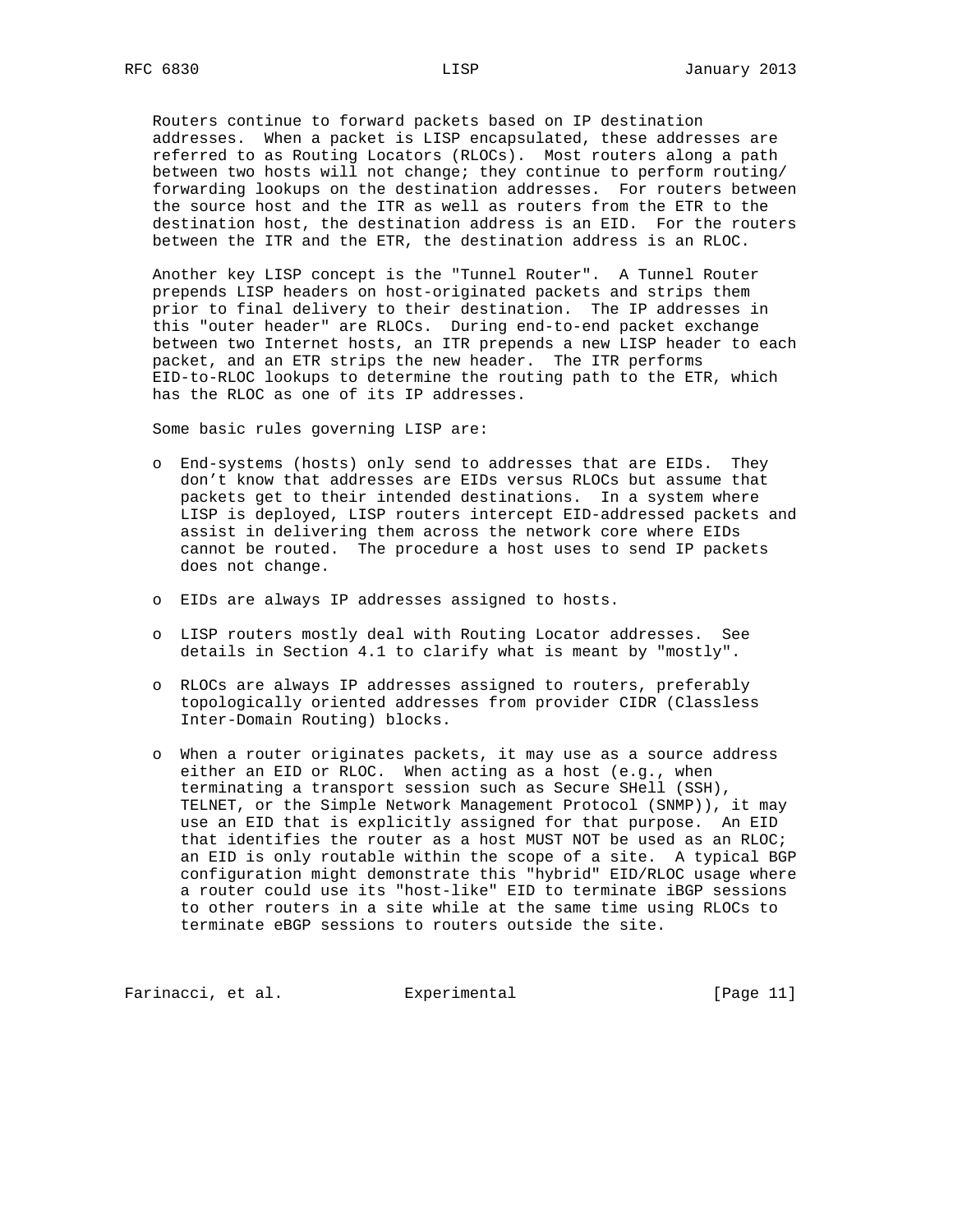Routers continue to forward packets based on IP destination addresses. When a packet is LISP encapsulated, these addresses are referred to as Routing Locators (RLOCs). Most routers along a path between two hosts will not change; they continue to perform routing/forwarding lookups on the destination addresses. For routers between the source host and the ITR as well as routers from the ETR to the destination host, the destination address is an EID. For the routers between the ITR and the ETR, the destination address is an RLOC.

Another key LISP concept is the "Tunnel Router". A Tunnel Router prepends LISP headers on host-originated packets and strips them prior to final delivery to their destination. The IP addresses in this "outer header" are RLOCs. During end-to-end packet exchange between two Internet hosts, an ITR prepends a new LISP header to each packet, and an ETR strips the new header. The ITR performs EID-to-RLOC lookups to determine the routing path to the ETR, which has the RLOC as one of its IP addresses.

Some basic rules governing LISP are:

- End-systems (hosts) only send to addresses that are EIDs. They don't know that addresses are EIDs versus RLOCs but assume that packets get to their intended destinations. In a system where LISP is deployed, LISP routers intercept EID-addressed packets and assist in delivering them across the network core where EIDs cannot be routed. The procedure a host uses to send IP packets does not change.

- EIDs are always IP addresses assigned to hosts.

- LISP routers mostly deal with Routing Locator addresses. See details in Section 4.1 to clarify what is meant by "mostly".

- RLOCs are always IP addresses assigned to routers, preferably topologically oriented addresses from provider CIDR (Classless Inter-Domain Routing) blocks.

- When a router originates packets, it may use as a source address either an EID or RLOC. When acting as a host (e.g., when terminating a transport session such as Secure SHell (SSH), TELNET, or the Simple Network Management Protocol (SNMP)), it may use an EID that is explicitly assigned for that purpose. An EID that identifies the router as a host MUST NOT be used as an RLOC; an EID is only routable within the scope of a site. A typical BGP configuration might demonstrate this "hybrid" EID/RLOC usage where a router could use its "host-like" EID to terminate iBGP sessions to other routers in a site while at the same time using RLOCs to terminate eBGP sessions to routers outside the site.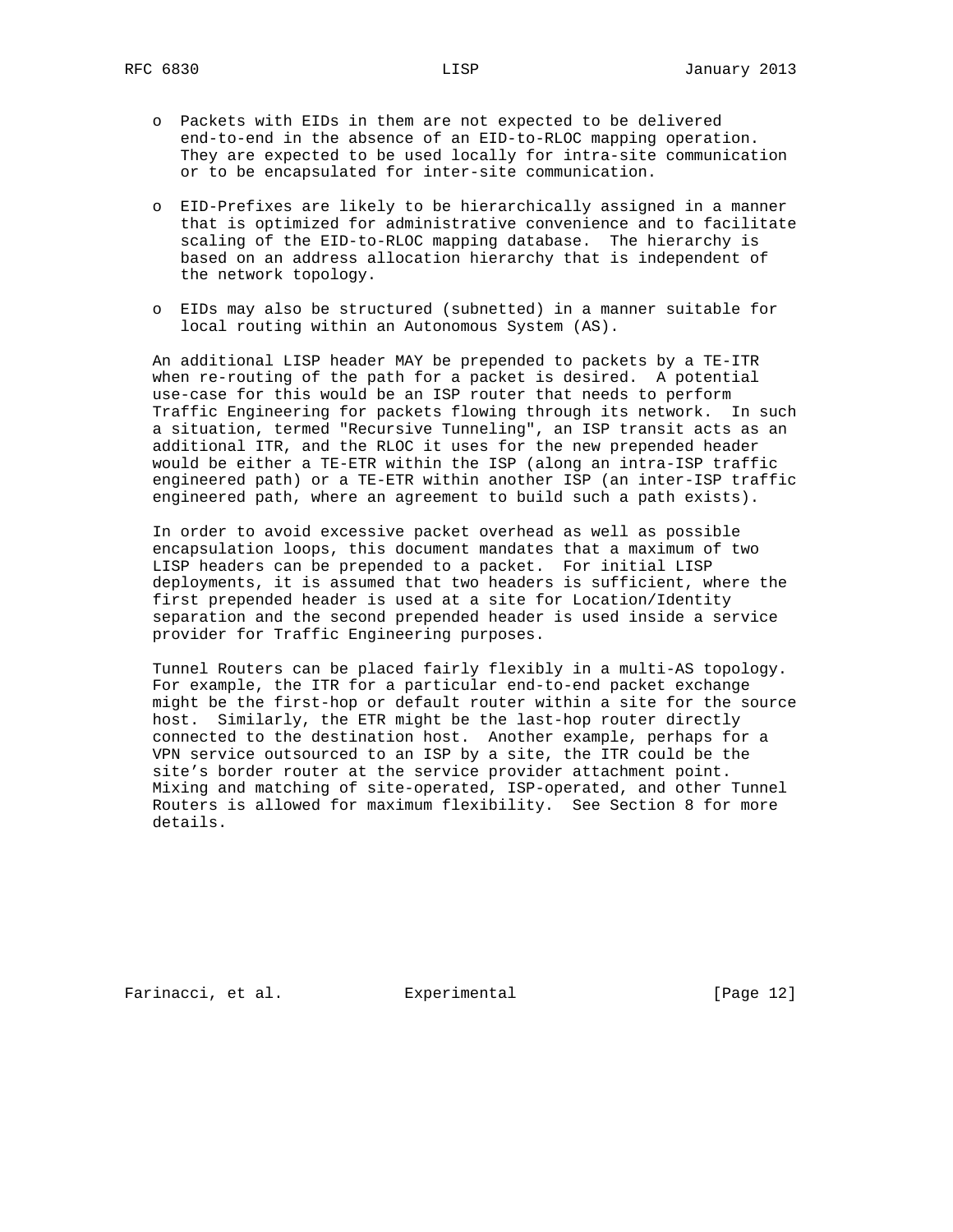- Packets with EIDs in them are not expected to be delivered end-to-end in the absence of an EID-to-RLOC mapping operation. They are expected to be used locally for intra-site communication or to be encapsulated for inter-site communication.

- EID-Prefixes are likely to be hierarchically assigned in a manner that is optimized for administrative convenience and to facilitate scaling of the EID-to-RLOC mapping database. The hierarchy is based on an address allocation hierarchy that is independent of the network topology.

- EIDs may also be structured (subnetted) in a manner suitable for local routing within an Autonomous System (AS).

An additional LISP header MAY be prepended to packets by a TE-ITR when re-routing of the path for a packet is desired. A potential use-case for this would be an ISP router that needs to perform Traffic Engineering for packets flowing through its network. In such a situation, termed "Recursive Tunneling", an ISP transit acts as an additional ITR, and the RLOC it uses for the new prepended header would be either a TE-ETR within the ISP (along an intra-ISP traffic engineered path) or a TE-ETR within another ISP (an inter-ISP traffic engineered path, where an agreement to build such a path exists).

In order to avoid excessive packet overhead as well as possible encapsulation loops, this document mandates that a maximum of two LISP headers can be prepended to a packet. For initial LISP deployments, it is assumed that two headers is sufficient, where the first prepended header is used at a site for Location/Identity separation and the second prepended header is used inside a service provider for Traffic Engineering purposes.

Tunnel Routers can be placed fairly flexibly in a multi-AS topology. For example, the ITR for a particular end-to-end packet exchange might be the first-hop or default router within a site for the source host. Similarly, the ETR might be the last-hop router directly connected to the destination host. Another example, perhaps for a VPN service outsourced to an ISP by a site, the ITR could be the site's border router at the service provider attachment point. Mixing and matching of site-operated, ISP-operated, and other Tunnel Routers is allowed for maximum flexibility. See Section 8 for more details.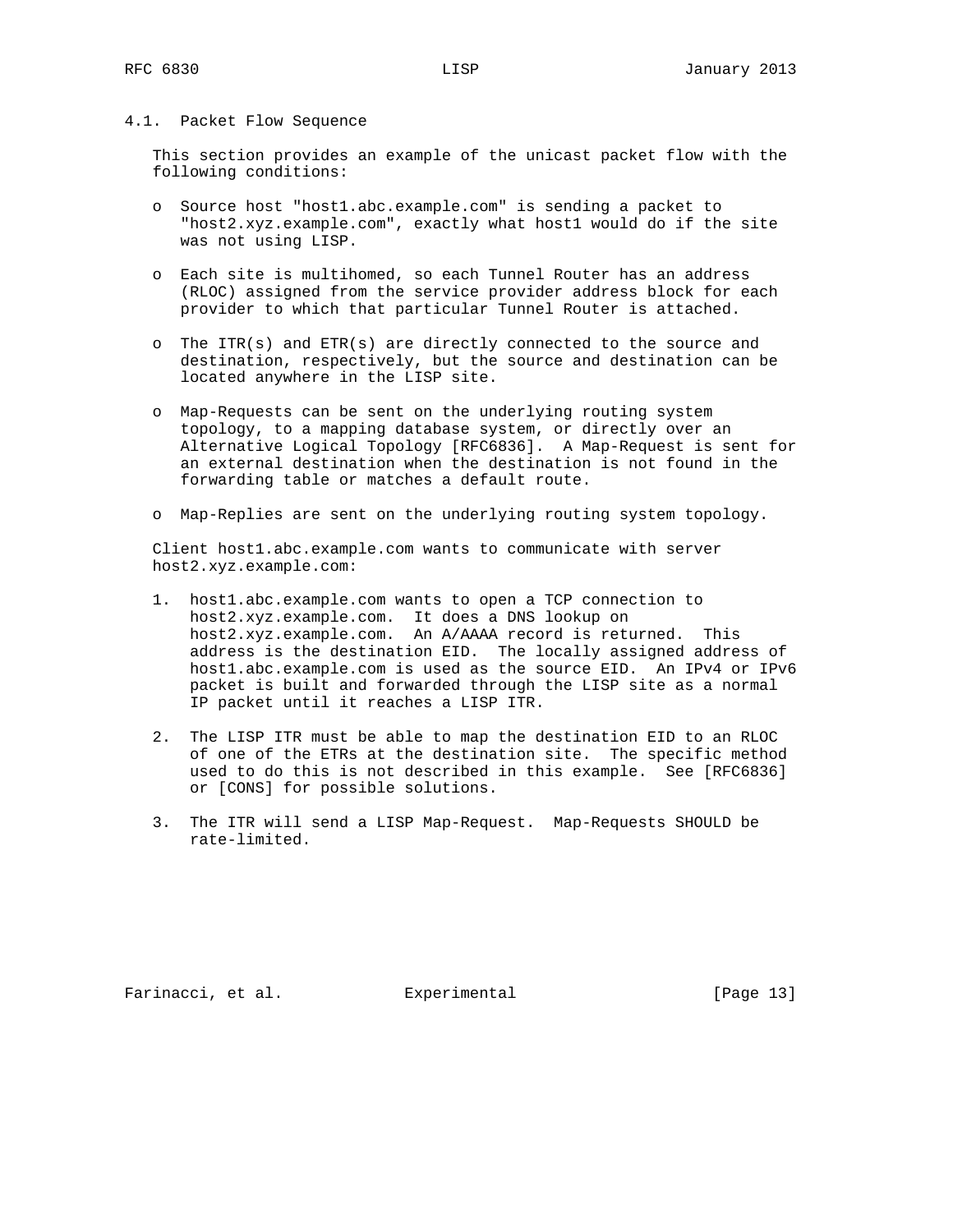### 4.1. Packet Flow Sequence

This section provides an example of the unicast packet flow with the following conditions:

- Source host "host1.abc.example.com" is sending a packet to "host2.xyz.example.com", exactly what host1 would do if the site was not using LISP.
- Each site is multihomed, so each Tunnel Router has an address (RLOC) assigned from the service provider address block for each provider to which that particular Tunnel Router is attached.
- The ITR(s) and ETR(s) are directly connected to the source and destination, respectively, but the source and destination can be located anywhere in the LISP site.
- Map-Requests can be sent on the underlying routing system topology, to a mapping database system, or directly over an Alternative Logical Topology [RFC6836]. A Map-Request is sent for an external destination when the destination is not found in the forwarding table or matches a default route.
- Map-Replies are sent on the underlying routing system topology.

Client host1.abc.example.com wants to communicate with server host2.xyz.example.com:

1. host1.abc.example.com wants to open a TCP connection to host2.xyz.example.com. It does a DNS lookup on host2.xyz.example.com. An A/AAAA record is returned. This address is the destination EID. The locally assigned address of host1.abc.example.com is used as the source EID. An IPv4 or IPv6 packet is built and forwarded through the LISP site as a normal IP packet until it reaches a LISP ITR.
2. The LISP ITR must be able to map the destination EID to an RLOC of one of the ETRs at the destination site. The specific method used to do this is not described in this example. See [RFC6836] or [CONS] for possible solutions.
3. The ITR will send a LISP Map-Request. Map-Requests SHOULD be rate-limited.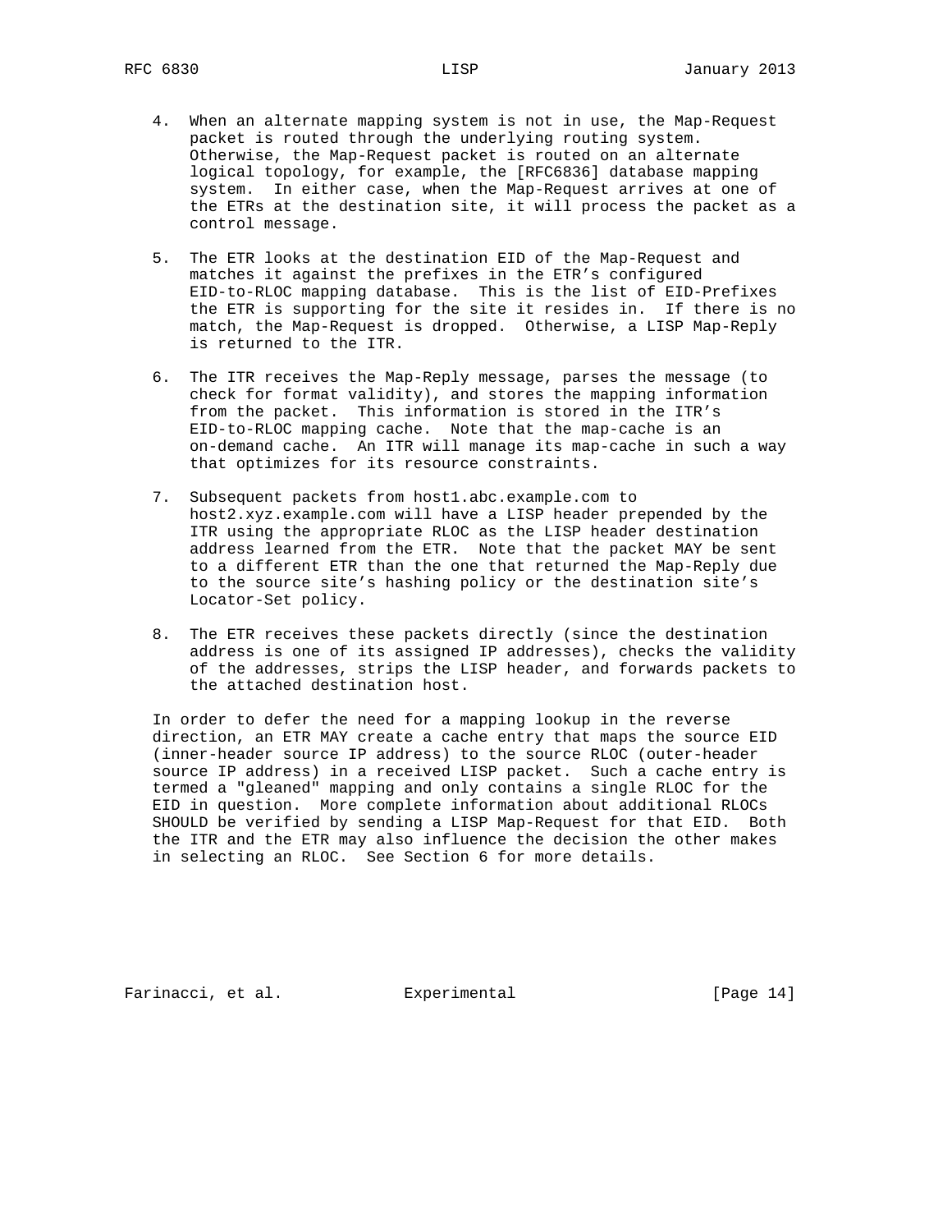4. When an alternate mapping system is not in use, the Map-Request packet is routed through the underlying routing system. Otherwise, the Map-Request packet is routed on an alternate logical topology, for example, the [RFC6836] database mapping system. In either case, when the Map-Request arrives at one of the ETRs at the destination site, it will process the packet as a control message.

5. The ETR looks at the destination EID of the Map-Request and matches it against the prefixes in the ETR's configured EID-to-RLOC mapping database. This is the list of EID-Prefixes the ETR is supporting for the site it resides in. If there is no match, the Map-Request is dropped. Otherwise, a LISP Map-Reply is returned to the ITR.

6. The ITR receives the Map-Reply message, parses the message (to check for format validity), and stores the mapping information from the packet. This information is stored in the ITR's EID-to-RLOC mapping cache. Note that the map-cache is an on-demand cache. An ITR will manage its map-cache in such a way that optimizes for its resource constraints.

7. Subsequent packets from host1.abc.example.com to host2.xyz.example.com will have a LISP header prepended by the ITR using the appropriate RLOC as the LISP header destination address learned from the ETR. Note that the packet MAY be sent to a different ETR than the one that returned the Map-Reply due to the source site's hashing policy or the destination site's Locator-Set policy.

8. The ETR receives these packets directly (since the destination address is one of its assigned IP addresses), checks the validity of the addresses, strips the LISP header, and forwards packets to the attached destination host.

In order to defer the need for a mapping lookup in the reverse direction, an ETR MAY create a cache entry that maps the source EID (inner-header source IP address) to the source RLOC (outer-header source IP address) in a received LISP packet. Such a cache entry is termed a "gleaned" mapping and only contains a single RLOC for the EID in question. More complete information about additional RLOCs SHOULD be verified by sending a LISP Map-Request for that EID. Both the ITR and the ETR may also influence the decision the other makes in selecting an RLOC. See Section 6 for more details.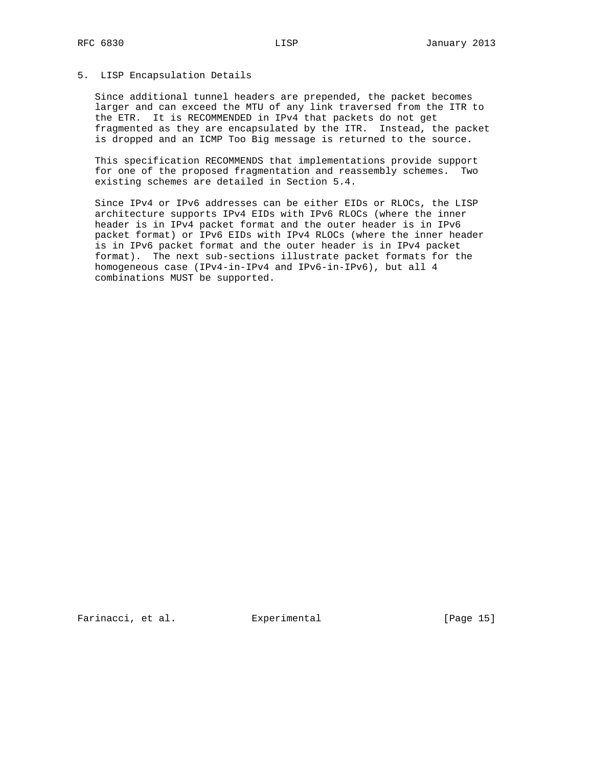## 5. LISP Encapsulation Details

Since additional tunnel headers are prepended, the packet becomes larger and can exceed the MTU of any link traversed from the ITR to the ETR. It is RECOMMENDED in IPv4 that packets do not get fragmented as they are encapsulated by the ITR. Instead, the packet is dropped and an ICMP Too Big message is returned to the source.

This specification RECOMMENDS that implementations provide support for one of the proposed fragmentation and reassembly schemes. Two existing schemes are detailed in Section 5.4.

Since IPv4 or IPv6 addresses can be either EIDs or RLOCs, the LISP architecture supports IPv4 EIDs with IPv6 RLOCs (where the inner header is in IPv4 packet format and the outer header is in IPv6 packet format) or IPv6 EIDs with IPv4 RLOCs (where the inner header is in IPv6 packet format and the outer header is in IPv4 packet format). The next sub-sections illustrate packet formats for the homogeneous case (IPv4-in-IPv4 and IPv6-in-IPv6), but all 4 combinations MUST be supported.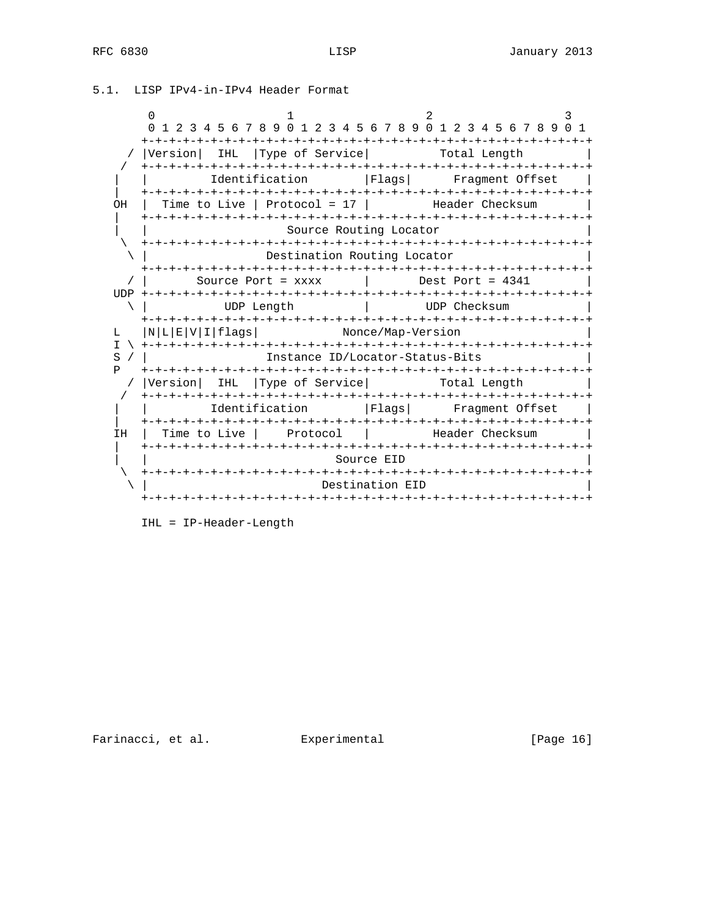### 5.1. LISP IPv4-in-IPv4 Header Format

```
        0                   1                   2                   3
        0 1 2 3 4 5 6 7 8 9 0 1 2 3 4 5 6 7 8 9 0 1 2 3 4 5 6 7 8 9 0 1
       +-+-+-+-+-+-+-+-+-+-+-+-+-+-+-+-+-+-+-+-+-+-+-+-+-+-+-+-+-+-+-+-+
     / |Version|  IHL  |Type of Service|          Total Length         |
    /  +-+-+-+-+-+-+-+-+-+-+-+-+-+-+-+-+-+-+-+-+-+-+-+-+-+-+-+-+-+-+-+-+
   |   |         Identification        |Flags|      Fragment Offset    |
   |   +-+-+-+-+-+-+-+-+-+-+-+-+-+-+-+-+-+-+-+-+-+-+-+-+-+-+-+-+-+-+-+-+
   OH  |  Time to Live | Protocol = 17 |         Header Checksum       |
   |   +-+-+-+-+-+-+-+-+-+-+-+-+-+-+-+-+-+-+-+-+-+-+-+-+-+-+-+-+-+-+-+-+
   |   |                    Source Routing Locator                     |
    \  +-+-+-+-+-+-+-+-+-+-+-+-+-+-+-+-+-+-+-+-+-+-+-+-+-+-+-+-+-+-+-+-+
     \ |                 Destination Routing Locator                   |
       +-+-+-+-+-+-+-+-+-+-+-+-+-+-+-+-+-+-+-+-+-+-+-+-+-+-+-+-+-+-+-+-+
     / |       Source Port = xxxx      |       Dest Port = 4341        |
   UDP +-+-+-+-+-+-+-+-+-+-+-+-+-+-+-+-+-+-+-+-+-+-+-+-+-+-+-+-+-+-+-+-+
     \ |           UDP Length          |        UDP Checksum           |
       +-+-+-+-+-+-+-+-+-+-+-+-+-+-+-+-+-+-+-+-+-+-+-+-+-+-+-+-+-+-+-+-+
   L   |N|L|E|V|I|flags|            Nonce/Map-Version                  |
   I \ +-+-+-+-+-+-+-+-+-+-+-+-+-+-+-+-+-+-+-+-+-+-+-+-+-+-+-+-+-+-+-+-+
   S / |                 Instance ID/Locator-Status-Bits               |
   P   +-+-+-+-+-+-+-+-+-+-+-+-+-+-+-+-+-+-+-+-+-+-+-+-+-+-+-+-+-+-+-+-+
     / |Version|  IHL  |Type of Service|          Total Length         |
    /  +-+-+-+-+-+-+-+-+-+-+-+-+-+-+-+-+-+-+-+-+-+-+-+-+-+-+-+-+-+-+-+-+
   |   |         Identification        |Flags|      Fragment Offset    |
   |   +-+-+-+-+-+-+-+-+-+-+-+-+-+-+-+-+-+-+-+-+-+-+-+-+-+-+-+-+-+-+-+-+
   IH  |  Time to Live |    Protocol   |         Header Checksum       |
   |   +-+-+-+-+-+-+-+-+-+-+-+-+-+-+-+-+-+-+-+-+-+-+-+-+-+-+-+-+-+-+-+-+
   |   |                           Source EID                          |
    \  +-+-+-+-+-+-+-+-+-+-+-+-+-+-+-+-+-+-+-+-+-+-+-+-+-+-+-+-+-+-+-+-+
     \ |                         Destination EID                       |
       +-+-+-+-+-+-+-+-+-+-+-+-+-+-+-+-+-+-+-+-+-+-+-+-+-+-+-+-+-+-+-+-+

       IHL = IP-Header-Length
```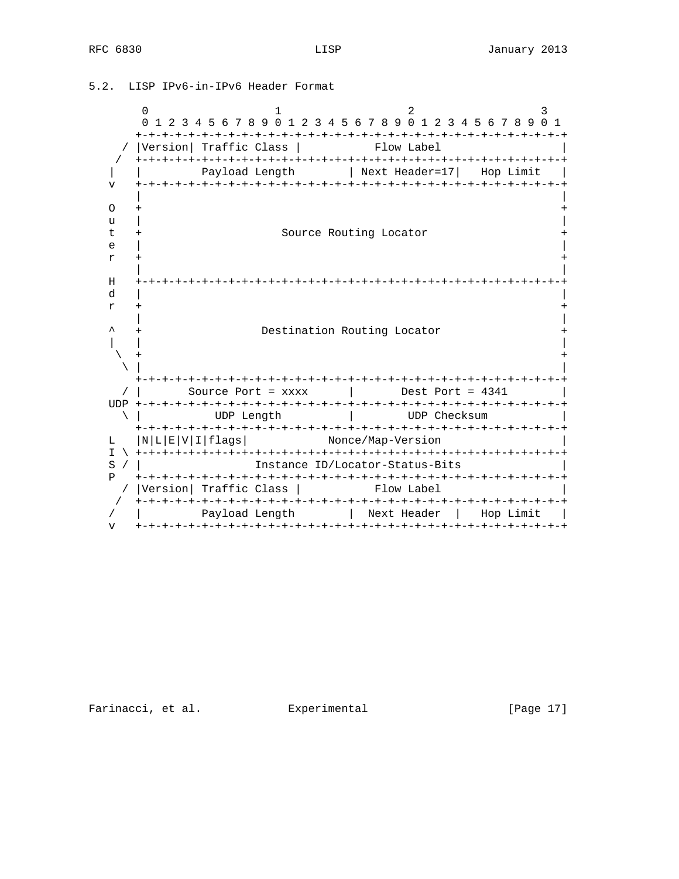### 5.2. LISP IPv6-in-IPv6 Header Format

```
        0                   1                   2                   3
        0 1 2 3 4 5 6 7 8 9 0 1 2 3 4 5 6 7 8 9 0 1 2 3 4 5 6 7 8 9 0 1
       +-+-+-+-+-+-+-+-+-+-+-+-+-+-+-+-+-+-+-+-+-+-+-+-+-+-+-+-+-+-+-+-+
     / |Version| Traffic Class |           Flow Label                  |
    /  +-+-+-+-+-+-+-+-+-+-+-+-+-+-+-+-+-+-+-+-+-+-+-+-+-+-+-+-+-+-+-+-+
   |   |         Payload Length        | Next Header=17|   Hop Limit   |
   v   +-+-+-+-+-+-+-+-+-+-+-+-+-+-+-+-+-+-+-+-+-+-+-+-+-+-+-+-+-+-+-+-+
       |                                                               |
   O   +                                                               +
   u   |                                                               |
   t   +                     Source Routing Locator                    +
   e   |                                                               |
   r   +                                                               +
       |                                                               |
   H   +-+-+-+-+-+-+-+-+-+-+-+-+-+-+-+-+-+-+-+-+-+-+-+-+-+-+-+-+-+-+-+-+
   d   |                                                               |
   r   +                                                               +
       |                                                               |
   ^   +                  Destination Routing Locator                  +
   |   |                                                               |
    \  +                                                               +
     \ |                                                               |
       +-+-+-+-+-+-+-+-+-+-+-+-+-+-+-+-+-+-+-+-+-+-+-+-+-+-+-+-+-+-+-+-+
     / |       Source Port = xxxx      |       Dest Port = 4341        |
   UDP +-+-+-+-+-+-+-+-+-+-+-+-+-+-+-+-+-+-+-+-+-+-+-+-+-+-+-+-+-+-+-+-+
     \ |           UDP Length          |        UDP Checksum           |
       +-+-+-+-+-+-+-+-+-+-+-+-+-+-+-+-+-+-+-+-+-+-+-+-+-+-+-+-+-+-+-+-+
   L   |N|L|E|V|I|flags|            Nonce/Map-Version                  |
   I \ +-+-+-+-+-+-+-+-+-+-+-+-+-+-+-+-+-+-+-+-+-+-+-+-+-+-+-+-+-+-+-+-+
   S / |                 Instance ID/Locator-Status-Bits               |
   P   +-+-+-+-+-+-+-+-+-+-+-+-+-+-+-+-+-+-+-+-+-+-+-+-+-+-+-+-+-+-+-+-+
     / |Version| Traffic Class |           Flow Label                  |
    /  +-+-+-+-+-+-+-+-+-+-+-+-+-+-+-+-+-+-+-+-+-+-+-+-+-+-+-+-+-+-+-+-+
   /   |         Payload Length        |  Next Header  |   Hop Limit   |
   v   +-+-+-+-+-+-+-+-+-+-+-+-+-+-+-+-+-+-+-+-+-+-+-+-+-+-+-+-+-+-+-+-+
```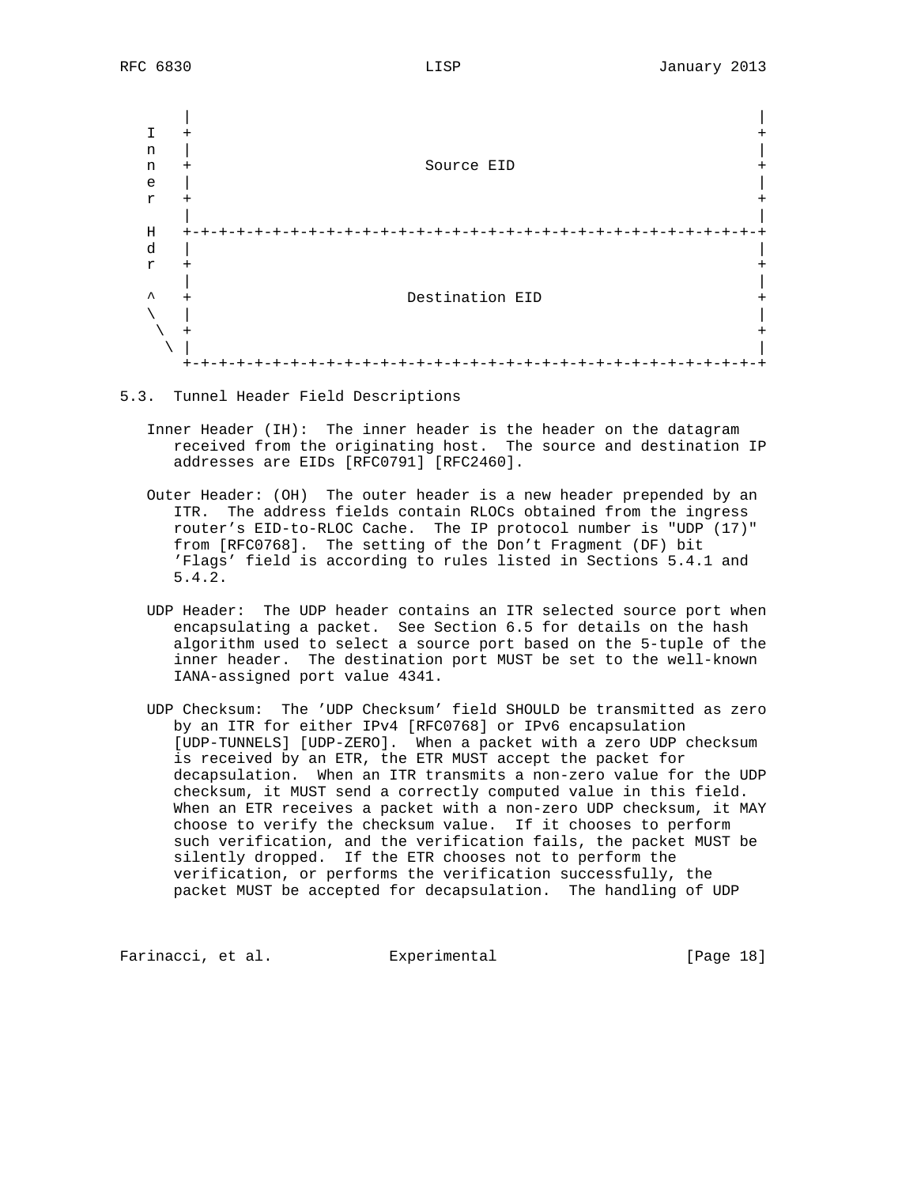```
     |                                                               |
 I   +                                                               +
 n   |                                                               |
 n   +                         Source EID                            +
 e   |                                                               |
 r   +                                                               +
     |                                                               |
 H   +-+-+-+-+-+-+-+-+-+-+-+-+-+-+-+-+-+-+-+-+-+-+-+-+-+-+-+-+-+-+-+-+
 d   |                                                               |
 r   +                                                               +
     |                                                               |
 ^   +                       Destination EID                         +
 \   |                                                               |
  \  +                                                               +
   \ |                                                               |
     +-+-+-+-+-+-+-+-+-+-+-+-+-+-+-+-+-+-+-+-+-+-+-+-+-+-+-+-+-+-+-+-+
```

### 5.3. Tunnel Header Field Descriptions

Inner Header (IH): The inner header is the header on the datagram received from the originating host. The source and destination IP addresses are EIDs [RFC0791] [RFC2460].

Outer Header: (OH) The outer header is a new header prepended by an ITR. The address fields contain RLOCs obtained from the ingress router's EID-to-RLOC Cache. The IP protocol number is "UDP (17)" from [RFC0768]. The setting of the Don't Fragment (DF) bit 'Flags' field is according to rules listed in Sections 5.4.1 and 5.4.2.

UDP Header: The UDP header contains an ITR selected source port when encapsulating a packet. See Section 6.5 for details on the hash algorithm used to select a source port based on the 5-tuple of the inner header. The destination port MUST be set to the well-known IANA-assigned port value 4341.

UDP Checksum: The 'UDP Checksum' field SHOULD be transmitted as zero by an ITR for either IPv4 [RFC0768] or IPv6 encapsulation [UDP-TUNNELS] [UDP-ZERO]. When a packet with a zero UDP checksum is received by an ETR, the ETR MUST accept the packet for decapsulation. When an ITR transmits a non-zero value for the UDP checksum, it MUST send a correctly computed value in this field. When an ETR receives a packet with a non-zero UDP checksum, it MAY choose to verify the checksum value. If it chooses to perform such verification, and the verification fails, the packet MUST be silently dropped. If the ETR chooses not to perform the verification, or performs the verification successfully, the packet MUST be accepted for decapsulation. The handling of UDP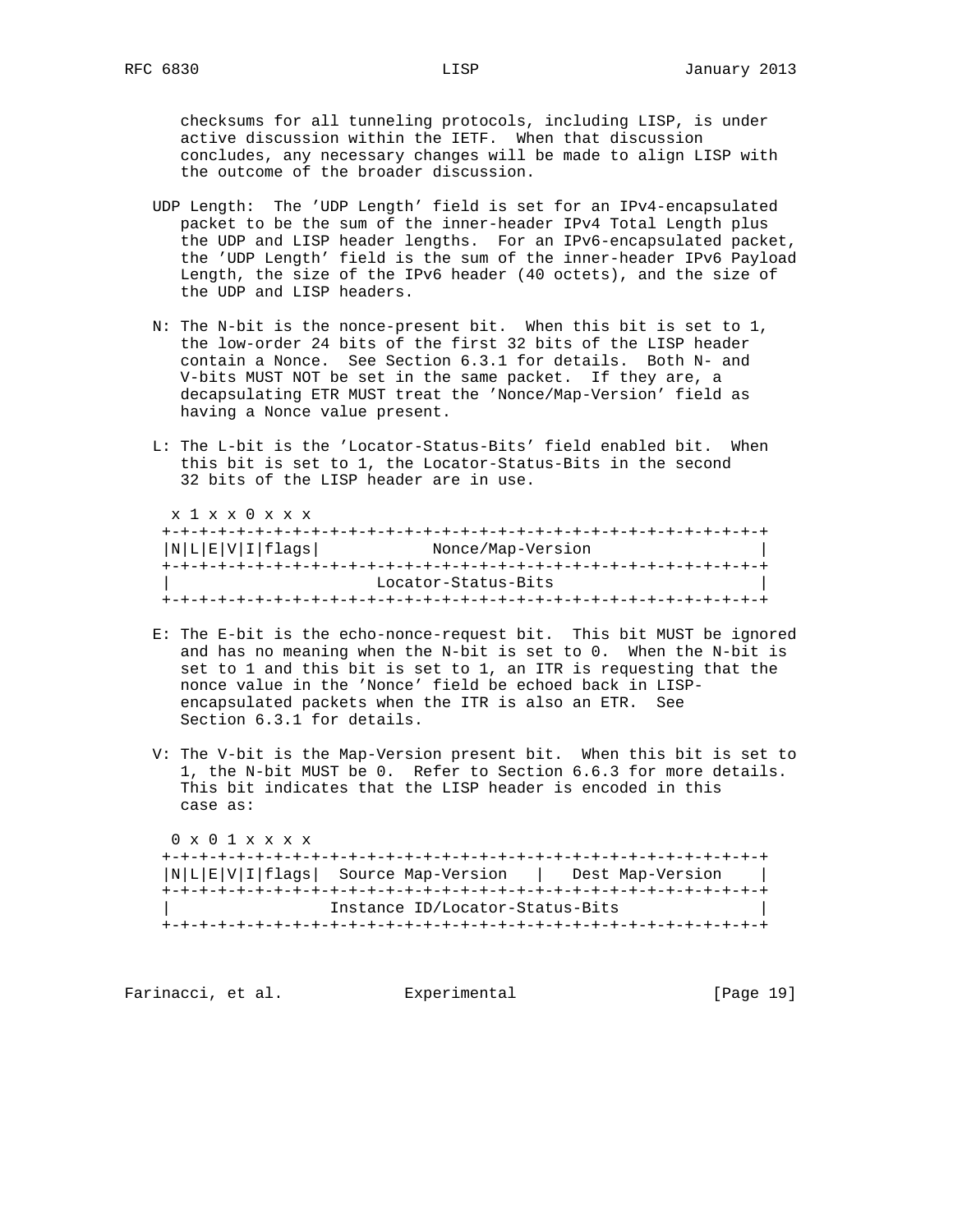checksums for all tunneling protocols, including LISP, is under active discussion within the IETF. When that discussion concludes, any necessary changes will be made to align LISP with the outcome of the broader discussion.

UDP Length: The 'UDP Length' field is set for an IPv4-encapsulated packet to be the sum of the inner-header IPv4 Total Length plus the UDP and LISP header lengths. For an IPv6-encapsulated packet, the 'UDP Length' field is the sum of the inner-header IPv6 Payload Length, the size of the IPv6 header (40 octets), and the size of the UDP and LISP headers.

N: The N-bit is the nonce-present bit. When this bit is set to 1, the low-order 24 bits of the first 32 bits of the LISP header contain a Nonce. See Section 6.3.1 for details. Both N- and V-bits MUST NOT be set in the same packet. If they are, a decapsulating ETR MUST treat the 'Nonce/Map-Version' field as having a Nonce value present.

L: The L-bit is the 'Locator-Status-Bits' field enabled bit. When this bit is set to 1, the Locator-Status-Bits in the second 32 bits of the LISP header are in use.

```
 x 1 x x 0 x x x
+-+-+-+-+-+-+-+-+-+-+-+-+-+-+-+-+-+-+-+-+-+-+-+-+-+-+-+-+-+-+-+-+
|N|L|E|V|I|flags|            Nonce/Map-Version                  |
+-+-+-+-+-+-+-+-+-+-+-+-+-+-+-+-+-+-+-+-+-+-+-+-+-+-+-+-+-+-+-+-+
|                      Locator-Status-Bits                      |
+-+-+-+-+-+-+-+-+-+-+-+-+-+-+-+-+-+-+-+-+-+-+-+-+-+-+-+-+-+-+-+-+
```

E: The E-bit is the echo-nonce-request bit. This bit MUST be ignored and has no meaning when the N-bit is set to 0. When the N-bit is set to 1 and this bit is set to 1, an ITR is requesting that the nonce value in the 'Nonce' field be echoed back in LISP-encapsulated packets when the ITR is also an ETR. See Section 6.3.1 for details.

V: The V-bit is the Map-Version present bit. When this bit is set to 1, the N-bit MUST be 0. Refer to Section 6.6.3 for more details. This bit indicates that the LISP header is encoded in this case as:

```
 0 x 0 1 x x x x
+-+-+-+-+-+-+-+-+-+-+-+-+-+-+-+-+-+-+-+-+-+-+-+-+-+-+-+-+-+-+-+-+
|N|L|E|V|I|flags|  Source Map-Version   |   Dest Map-Version    |
+-+-+-+-+-+-+-+-+-+-+-+-+-+-+-+-+-+-+-+-+-+-+-+-+-+-+-+-+-+-+-+-+
|                 Instance ID/Locator-Status-Bits               |
+-+-+-+-+-+-+-+-+-+-+-+-+-+-+-+-+-+-+-+-+-+-+-+-+-+-+-+-+-+-+-+-+
```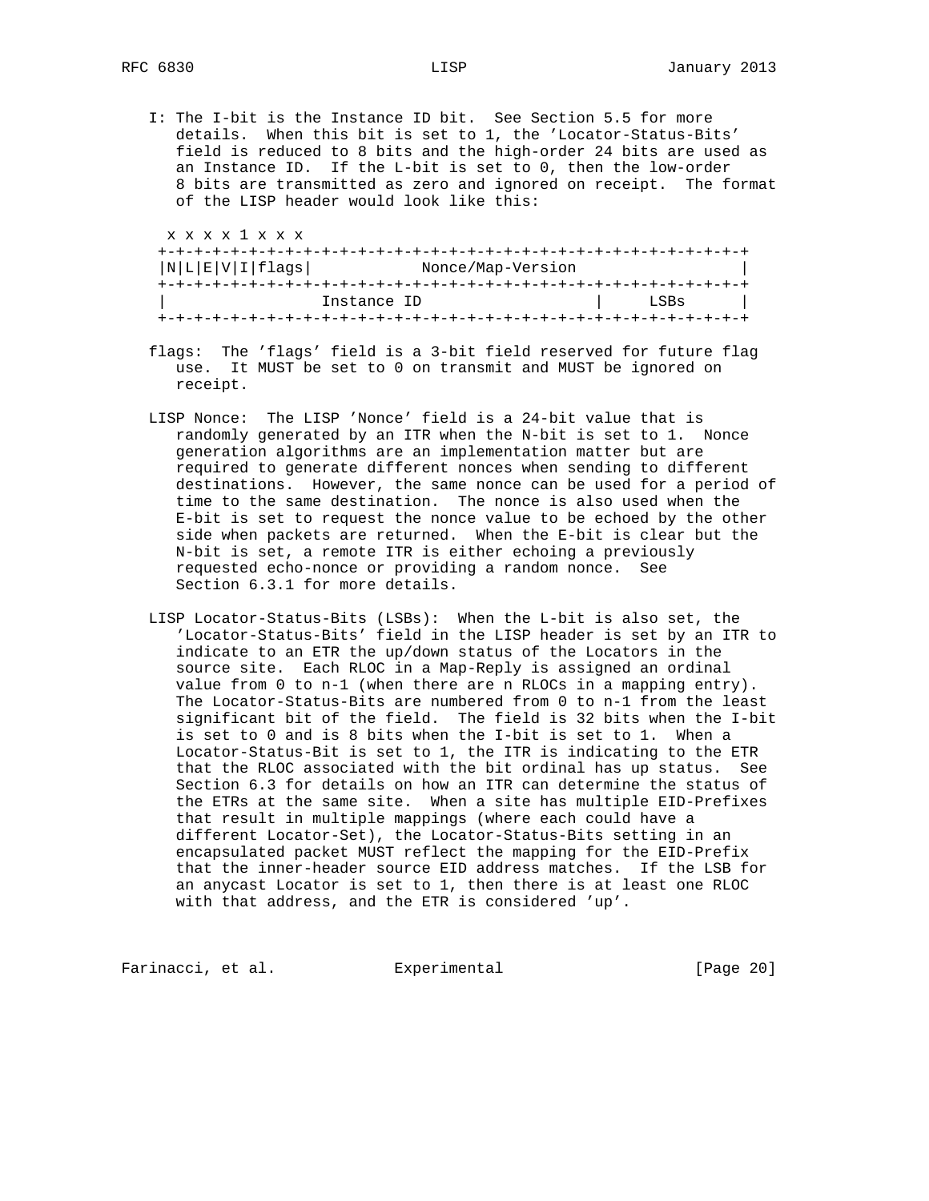I: The I-bit is the Instance ID bit. See Section 5.5 for more details. When this bit is set to 1, the 'Locator-Status-Bits' field is reduced to 8 bits and the high-order 24 bits are used as an Instance ID. If the L-bit is set to 0, then the low-order 8 bits are transmitted as zero and ignored on receipt. The format of the LISP header would look like this:

```
 x x x x 1 x x x
+-+-+-+-+-+-+-+-+-+-+-+-+-+-+-+-+-+-+-+-+-+-+-+-+-+-+-+-+-+-+-+-+
|N|L|E|V|I|flags|            Nonce/Map-Version                  |
+-+-+-+-+-+-+-+-+-+-+-+-+-+-+-+-+-+-+-+-+-+-+-+-+-+-+-+-+-+-+-+-+
|                 Instance ID                   |     LSBs      |
+-+-+-+-+-+-+-+-+-+-+-+-+-+-+-+-+-+-+-+-+-+-+-+-+-+-+-+-+-+-+-+-+
```

flags: The 'flags' field is a 3-bit field reserved for future flag use. It MUST be set to 0 on transmit and MUST be ignored on receipt.

LISP Nonce: The LISP 'Nonce' field is a 24-bit value that is randomly generated by an ITR when the N-bit is set to 1. Nonce generation algorithms are an implementation matter but are required to generate different nonces when sending to different destinations. However, the same nonce can be used for a period of time to the same destination. The nonce is also used when the E-bit is set to request the nonce value to be echoed by the other side when packets are returned. When the E-bit is clear but the N-bit is set, a remote ITR is either echoing a previously requested echo-nonce or providing a random nonce. See Section 6.3.1 for more details.

LISP Locator-Status-Bits (LSBs): When the L-bit is also set, the 'Locator-Status-Bits' field in the LISP header is set by an ITR to indicate to an ETR the up/down status of the Locators in the source site. Each RLOC in a Map-Reply is assigned an ordinal value from 0 to n-1 (when there are n RLOCs in a mapping entry). The Locator-Status-Bits are numbered from 0 to n-1 from the least significant bit of the field. The field is 32 bits when the I-bit is set to 0 and is 8 bits when the I-bit is set to 1. When a Locator-Status-Bit is set to 1, the ITR is indicating to the ETR that the RLOC associated with the bit ordinal has up status. See Section 6.3 for details on how an ITR can determine the status of the ETRs at the same site. When a site has multiple EID-Prefixes that result in multiple mappings (where each could have a different Locator-Set), the Locator-Status-Bits setting in an encapsulated packet MUST reflect the mapping for the EID-Prefix that the inner-header source EID address matches. If the LSB for an anycast Locator is set to 1, then there is at least one RLOC with that address, and the ETR is considered 'up'.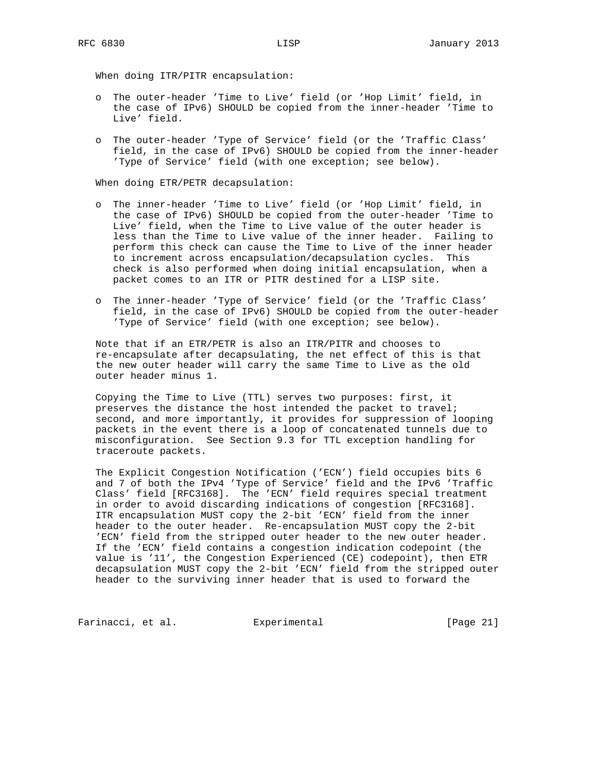When doing ITR/PITR encapsulation:

- The outer-header 'Time to Live' field (or 'Hop Limit' field, in the case of IPv6) SHOULD be copied from the inner-header 'Time to Live' field.

- The outer-header 'Type of Service' field (or the 'Traffic Class' field, in the case of IPv6) SHOULD be copied from the inner-header 'Type of Service' field (with one exception; see below).

When doing ETR/PETR decapsulation:

- The inner-header 'Time to Live' field (or 'Hop Limit' field, in the case of IPv6) SHOULD be copied from the outer-header 'Time to Live' field, when the Time to Live value of the outer header is less than the Time to Live value of the inner header. Failing to perform this check can cause the Time to Live of the inner header to increment across encapsulation/decapsulation cycles. This check is also performed when doing initial encapsulation, when a packet comes to an ITR or PITR destined for a LISP site.

- The inner-header 'Type of Service' field (or the 'Traffic Class' field, in the case of IPv6) SHOULD be copied from the outer-header 'Type of Service' field (with one exception; see below).

Note that if an ETR/PETR is also an ITR/PITR and chooses to re-encapsulate after decapsulating, the net effect of this is that the new outer header will carry the same Time to Live as the old outer header minus 1.

Copying the Time to Live (TTL) serves two purposes: first, it preserves the distance the host intended the packet to travel; second, and more importantly, it provides for suppression of looping packets in the event there is a loop of concatenated tunnels due to misconfiguration. See Section 9.3 for TTL exception handling for traceroute packets.

The Explicit Congestion Notification ('ECN') field occupies bits 6 and 7 of both the IPv4 'Type of Service' field and the IPv6 'Traffic Class' field [RFC3168]. The 'ECN' field requires special treatment in order to avoid discarding indications of congestion [RFC3168]. ITR encapsulation MUST copy the 2-bit 'ECN' field from the inner header to the outer header. Re-encapsulation MUST copy the 2-bit 'ECN' field from the stripped outer header to the new outer header. If the 'ECN' field contains a congestion indication codepoint (the value is '11', the Congestion Experienced (CE) codepoint), then ETR decapsulation MUST copy the 2-bit 'ECN' field from the stripped outer header to the surviving inner header that is used to forward the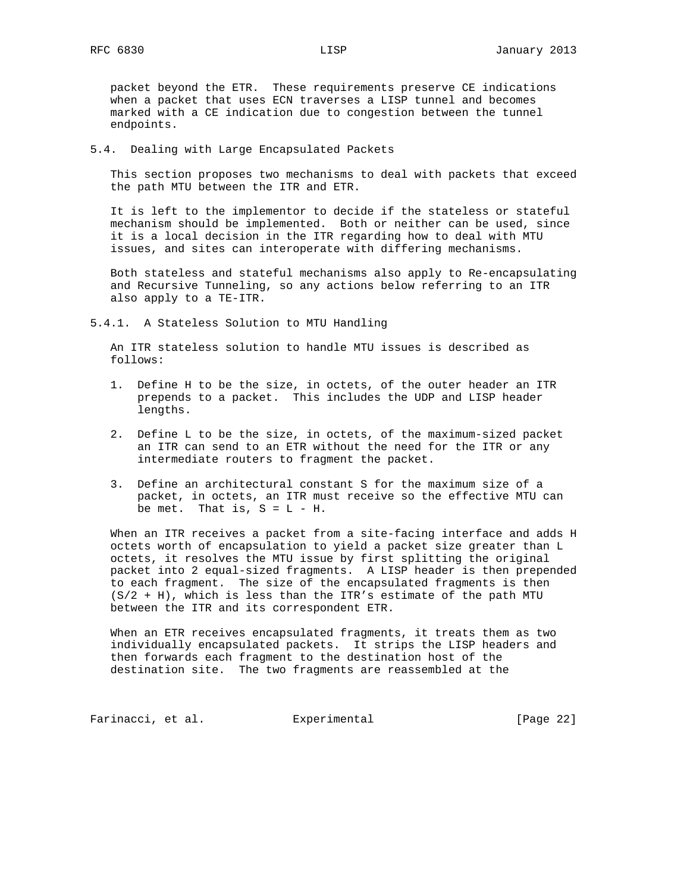packet beyond the ETR. These requirements preserve CE indications when a packet that uses ECN traverses a LISP tunnel and becomes marked with a CE indication due to congestion between the tunnel endpoints.

### 5.4. Dealing with Large Encapsulated Packets

This section proposes two mechanisms to deal with packets that exceed the path MTU between the ITR and ETR.

It is left to the implementor to decide if the stateless or stateful mechanism should be implemented. Both or neither can be used, since it is a local decision in the ITR regarding how to deal with MTU issues, and sites can interoperate with differing mechanisms.

Both stateless and stateful mechanisms also apply to Re-encapsulating and Recursive Tunneling, so any actions below referring to an ITR also apply to a TE-ITR.

#### 5.4.1. A Stateless Solution to MTU Handling

An ITR stateless solution to handle MTU issues is described as follows:

1. Define H to be the size, in octets, of the outer header an ITR prepends to a packet. This includes the UDP and LISP header lengths.

2. Define L to be the size, in octets, of the maximum-sized packet an ITR can send to an ETR without the need for the ITR or any intermediate routers to fragment the packet.

3. Define an architectural constant S for the maximum size of a packet, in octets, an ITR must receive so the effective MTU can be met. That is, $S = L - H$.

When an ITR receives a packet from a site-facing interface and adds H octets worth of encapsulation to yield a packet size greater than L octets, it resolves the MTU issue by first splitting the original packet into 2 equal-sized fragments. A LISP header is then prepended to each fragment. The size of the encapsulated fragments is then $(S/2 + H)$, which is less than the ITR's estimate of the path MTU between the ITR and its correspondent ETR.

When an ETR receives encapsulated fragments, it treats them as two individually encapsulated packets. It strips the LISP headers and then forwards each fragment to the destination host of the destination site. The two fragments are reassembled at the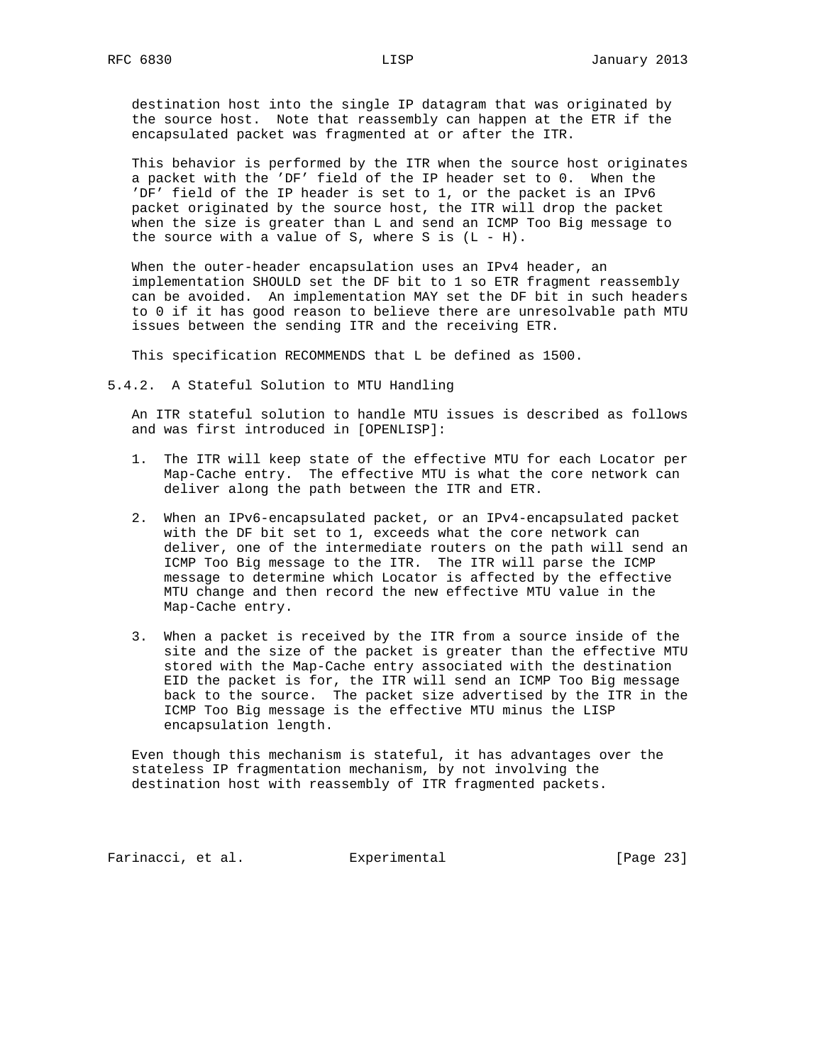destination host into the single IP datagram that was originated by the source host. Note that reassembly can happen at the ETR if the encapsulated packet was fragmented at or after the ITR.

This behavior is performed by the ITR when the source host originates a packet with the 'DF' field of the IP header set to 0. When the 'DF' field of the IP header is set to 1, or the packet is an IPv6 packet originated by the source host, the ITR will drop the packet when the size is greater than L and send an ICMP Too Big message to the source with a value of S, where S is (L - H).

When the outer-header encapsulation uses an IPv4 header, an implementation SHOULD set the DF bit to 1 so ETR fragment reassembly can be avoided. An implementation MAY set the DF bit in such headers to 0 if it has good reason to believe there are unresolvable path MTU issues between the sending ITR and the receiving ETR.

This specification RECOMMENDS that L be defined as 1500.

### 5.4.2. A Stateful Solution to MTU Handling

An ITR stateful solution to handle MTU issues is described as follows and was first introduced in [OPENLISP]:

1. The ITR will keep state of the effective MTU for each Locator per Map-Cache entry. The effective MTU is what the core network can deliver along the path between the ITR and ETR.

2. When an IPv6-encapsulated packet, or an IPv4-encapsulated packet with the DF bit set to 1, exceeds what the core network can deliver, one of the intermediate routers on the path will send an ICMP Too Big message to the ITR. The ITR will parse the ICMP message to determine which Locator is affected by the effective MTU change and then record the new effective MTU value in the Map-Cache entry.

3. When a packet is received by the ITR from a source inside of the site and the size of the packet is greater than the effective MTU stored with the Map-Cache entry associated with the destination EID the packet is for, the ITR will send an ICMP Too Big message back to the source. The packet size advertised by the ITR in the ICMP Too Big message is the effective MTU minus the LISP encapsulation length.

Even though this mechanism is stateful, it has advantages over the stateless IP fragmentation mechanism, by not involving the destination host with reassembly of ITR fragmented packets.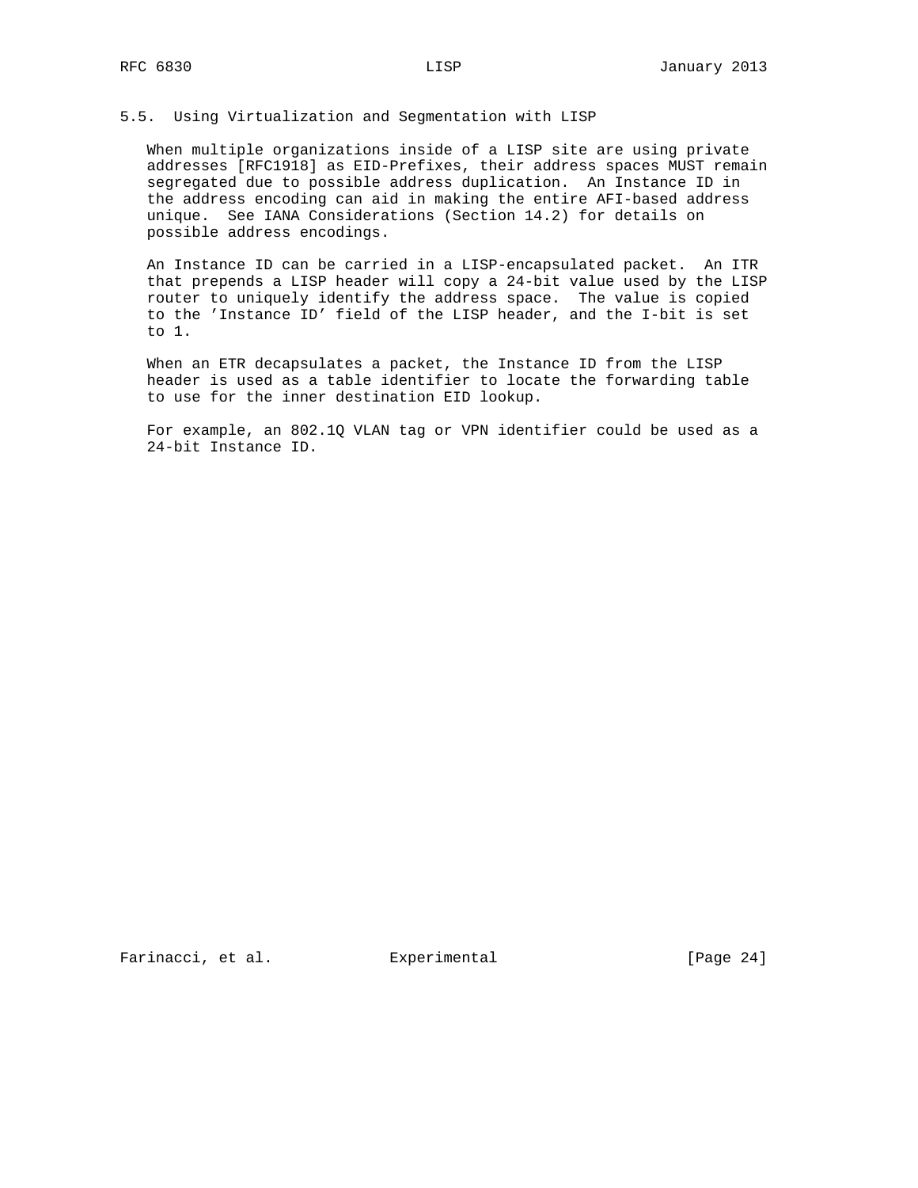### 5.5. Using Virtualization and Segmentation with LISP

When multiple organizations inside of a LISP site are using private addresses [RFC1918] as EID-Prefixes, their address spaces MUST remain segregated due to possible address duplication. An Instance ID in the address encoding can aid in making the entire AFI-based address unique. See IANA Considerations (Section 14.2) for details on possible address encodings.

An Instance ID can be carried in a LISP-encapsulated packet. An ITR that prepends a LISP header will copy a 24-bit value used by the LISP router to uniquely identify the address space. The value is copied to the 'Instance ID' field of the LISP header, and the I-bit is set to 1.

When an ETR decapsulates a packet, the Instance ID from the LISP header is used as a table identifier to locate the forwarding table to use for the inner destination EID lookup.

For example, an 802.1Q VLAN tag or VPN identifier could be used as a 24-bit Instance ID.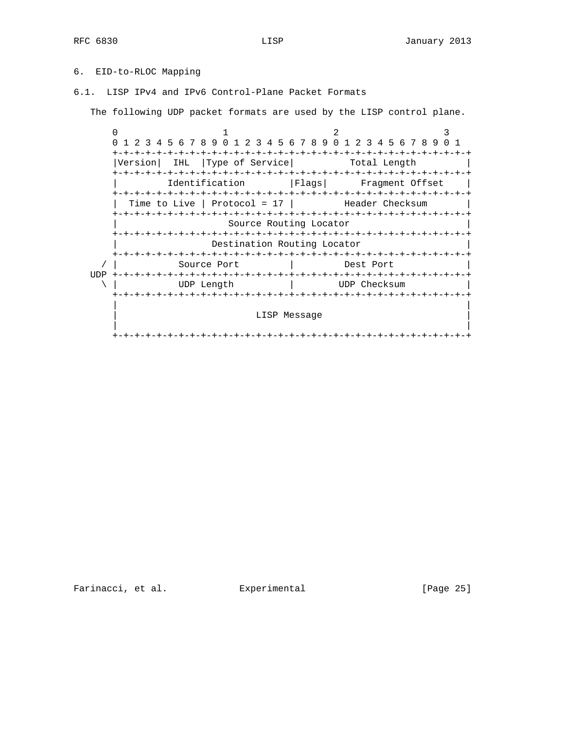# 6. EID-to-RLOC Mapping

## 6.1. LISP IPv4 and IPv6 Control-Plane Packet Formats

The following UDP packet formats are used by the LISP control plane.

```
        0                   1                   2                   3
        0 1 2 3 4 5 6 7 8 9 0 1 2 3 4 5 6 7 8 9 0 1 2 3 4 5 6 7 8 9 0 1
       +-+-+-+-+-+-+-+-+-+-+-+-+-+-+-+-+-+-+-+-+-+-+-+-+-+-+-+-+-+-+-+-+
       |Version|  IHL  |Type of Service|          Total Length         |
       +-+-+-+-+-+-+-+-+-+-+-+-+-+-+-+-+-+-+-+-+-+-+-+-+-+-+-+-+-+-+-+-+
       |         Identification        |Flags|      Fragment Offset    |
       +-+-+-+-+-+-+-+-+-+-+-+-+-+-+-+-+-+-+-+-+-+-+-+-+-+-+-+-+-+-+-+-+
       |  Time to Live | Protocol = 17 |         Header Checksum       |
       +-+-+-+-+-+-+-+-+-+-+-+-+-+-+-+-+-+-+-+-+-+-+-+-+-+-+-+-+-+-+-+-+
       |                    Source Routing Locator                     |
       +-+-+-+-+-+-+-+-+-+-+-+-+-+-+-+-+-+-+-+-+-+-+-+-+-+-+-+-+-+-+-+-+
       |                 Destination Routing Locator                   |
       +-+-+-+-+-+-+-+-+-+-+-+-+-+-+-+-+-+-+-+-+-+-+-+-+-+-+-+-+-+-+-+-+
     / |           Source Port         |         Dest Port             |
   UDP +-+-+-+-+-+-+-+-+-+-+-+-+-+-+-+-+-+-+-+-+-+-+-+-+-+-+-+-+-+-+-+-+
     \ |           UDP Length          |        UDP Checksum           |
       +-+-+-+-+-+-+-+-+-+-+-+-+-+-+-+-+-+-+-+-+-+-+-+-+-+-+-+-+-+-+-+-+
       |                                                               |
       |                         LISP Message                          |
       |                                                               |
       +-+-+-+-+-+-+-+-+-+-+-+-+-+-+-+-+-+-+-+-+-+-+-+-+-+-+-+-+-+-+-+-+
```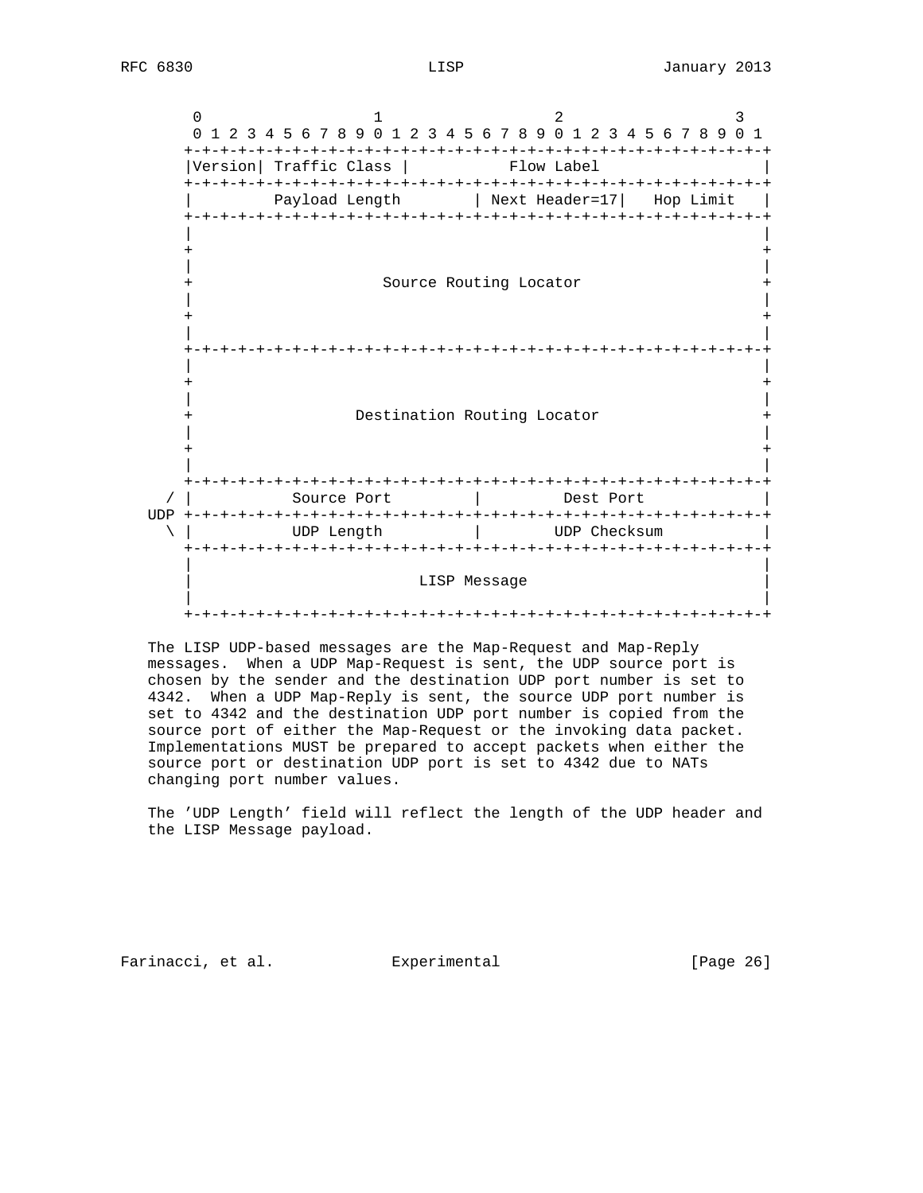```
        0                   1                   2                   3
        0 1 2 3 4 5 6 7 8 9 0 1 2 3 4 5 6 7 8 9 0 1 2 3 4 5 6 7 8 9 0 1
       +-+-+-+-+-+-+-+-+-+-+-+-+-+-+-+-+-+-+-+-+-+-+-+-+-+-+-+-+-+-+-+-+
       |Version| Traffic Class |           Flow Label                  |
       +-+-+-+-+-+-+-+-+-+-+-+-+-+-+-+-+-+-+-+-+-+-+-+-+-+-+-+-+-+-+-+-+
       |         Payload Length        | Next Header=17|   Hop Limit   |
       +-+-+-+-+-+-+-+-+-+-+-+-+-+-+-+-+-+-+-+-+-+-+-+-+-+-+-+-+-+-+-+-+
       |                                                               |
       +                                                               +
       |                                                               |
       +                     Source Routing Locator                    +
       |                                                               |
       +                                                               +
       |                                                               |
       +-+-+-+-+-+-+-+-+-+-+-+-+-+-+-+-+-+-+-+-+-+-+-+-+-+-+-+-+-+-+-+-+
       |                                                               |
       +                                                               +
       |                                                               |
       +                  Destination Routing Locator                  +
       |                                                               |
       +                                                               +
       |                                                               |
       +-+-+-+-+-+-+-+-+-+-+-+-+-+-+-+-+-+-+-+-+-+-+-+-+-+-+-+-+-+-+-+-+
     / |           Source Port         |         Dest Port             |
   UDP +-+-+-+-+-+-+-+-+-+-+-+-+-+-+-+-+-+-+-+-+-+-+-+-+-+-+-+-+-+-+-+-+
     \ |           UDP Length          |        UDP Checksum           |
       +-+-+-+-+-+-+-+-+-+-+-+-+-+-+-+-+-+-+-+-+-+-+-+-+-+-+-+-+-+-+-+-+
       |                                                               |
       |                         LISP Message                          |
       |                                                               |
       +-+-+-+-+-+-+-+-+-+-+-+-+-+-+-+-+-+-+-+-+-+-+-+-+-+-+-+-+-+-+-+-+
```

The LISP UDP-based messages are the Map-Request and Map-Reply messages. When a UDP Map-Request is sent, the UDP source port is chosen by the sender and the destination UDP port number is set to 4342. When a UDP Map-Reply is sent, the source UDP port number is set to 4342 and the destination UDP port number is copied from the source port of either the Map-Request or the invoking data packet. Implementations MUST be prepared to accept packets when either the source port or destination UDP port is set to 4342 due to NATs changing port number values.

The 'UDP Length' field will reflect the length of the UDP header and the LISP Message payload.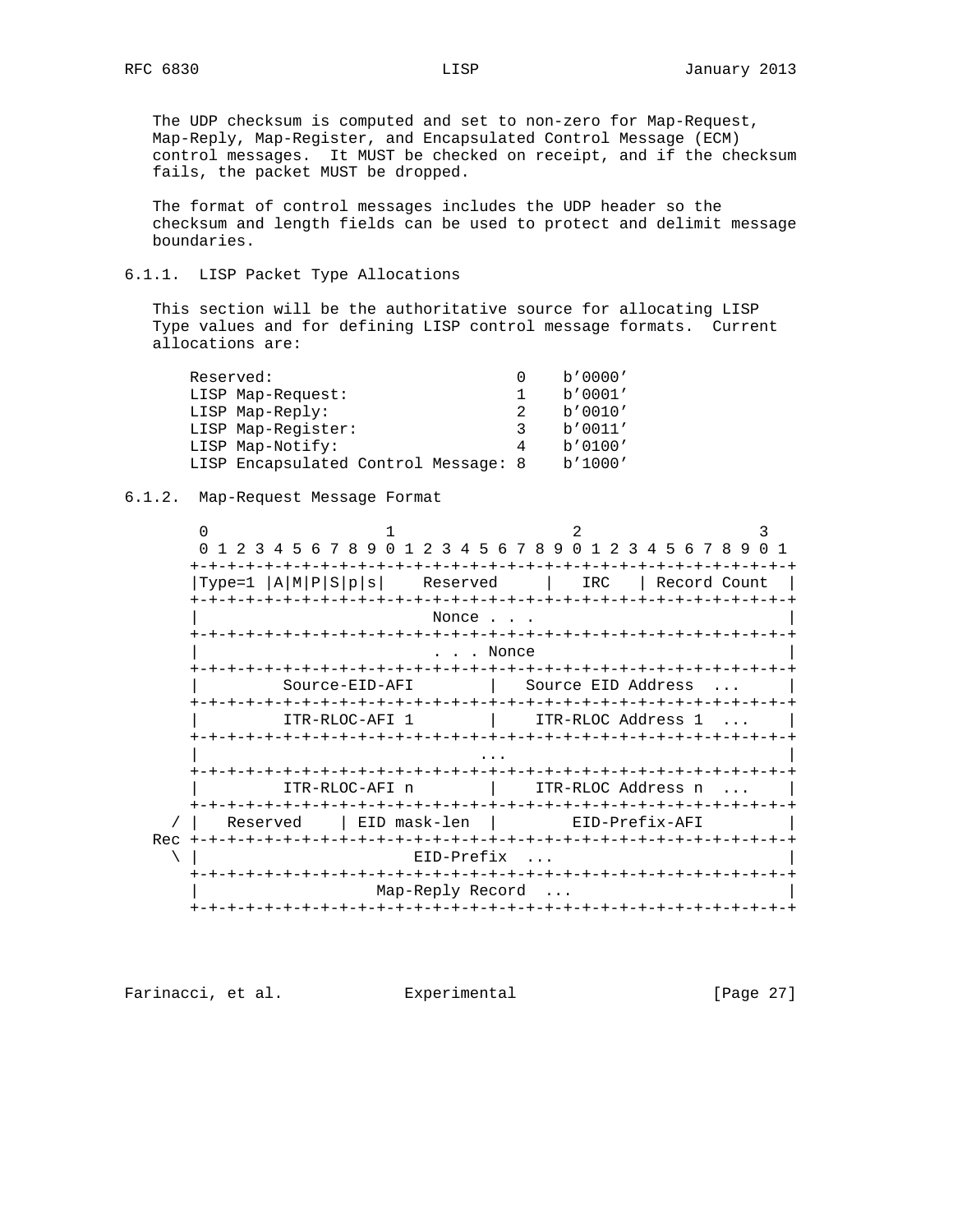The UDP checksum is computed and set to non-zero for Map-Request, Map-Reply, Map-Register, and Encapsulated Control Message (ECM) control messages. It MUST be checked on receipt, and if the checksum fails, the packet MUST be dropped.

The format of control messages includes the UDP header so the checksum and length fields can be used to protect and delimit message boundaries.

### 6.1.1. LISP Packet Type Allocations

This section will be the authoritative source for allocating LISP Type values and for defining LISP control message formats. Current allocations are:

```
    Reserved:                          0    b'0000'
    LISP Map-Request:                  1    b'0001'
    LISP Map-Reply:                    2    b'0010'
    LISP Map-Register:                 3    b'0011'
    LISP Map-Notify:                   4    b'0100'
    LISP Encapsulated Control Message: 8    b'1000'
```

### 6.1.2. Map-Request Message Format

```
        0                   1                   2                   3
        0 1 2 3 4 5 6 7 8 9 0 1 2 3 4 5 6 7 8 9 0 1 2 3 4 5 6 7 8 9 0 1
       +-+-+-+-+-+-+-+-+-+-+-+-+-+-+-+-+-+-+-+-+-+-+-+-+-+-+-+-+-+-+-+-+
       |Type=1 |A|M|P|S|p|s|    Reserved     |   IRC   | Record Count  |
       +-+-+-+-+-+-+-+-+-+-+-+-+-+-+-+-+-+-+-+-+-+-+-+-+-+-+-+-+-+-+-+-+
       |                         Nonce . . .                           |
       +-+-+-+-+-+-+-+-+-+-+-+-+-+-+-+-+-+-+-+-+-+-+-+-+-+-+-+-+-+-+-+-+
       |                         . . . Nonce                           |
       +-+-+-+-+-+-+-+-+-+-+-+-+-+-+-+-+-+-+-+-+-+-+-+-+-+-+-+-+-+-+-+-+
       |         Source-EID-AFI        |   Source EID Address  ...     |
       +-+-+-+-+-+-+-+-+-+-+-+-+-+-+-+-+-+-+-+-+-+-+-+-+-+-+-+-+-+-+-+-+
       |         ITR-RLOC-AFI 1        |    ITR-RLOC Address 1  ...    |
       +-+-+-+-+-+-+-+-+-+-+-+-+-+-+-+-+-+-+-+-+-+-+-+-+-+-+-+-+-+-+-+-+
       |                              ...                              |
       +-+-+-+-+-+-+-+-+-+-+-+-+-+-+-+-+-+-+-+-+-+-+-+-+-+-+-+-+-+-+-+-+
       |         ITR-RLOC-AFI n        |    ITR-RLOC Address n  ...    |
       +-+-+-+-+-+-+-+-+-+-+-+-+-+-+-+-+-+-+-+-+-+-+-+-+-+-+-+-+-+-+-+-+
     / |   Reserved    | EID mask-len  |        EID-Prefix-AFI         |
   Rec +-+-+-+-+-+-+-+-+-+-+-+-+-+-+-+-+-+-+-+-+-+-+-+-+-+-+-+-+-+-+-+-+
     \ |                       EID-Prefix  ...                         |
       +-+-+-+-+-+-+-+-+-+-+-+-+-+-+-+-+-+-+-+-+-+-+-+-+-+-+-+-+-+-+-+-+
       |                   Map-Reply Record  ...                       |
       +-+-+-+-+-+-+-+-+-+-+-+-+-+-+-+-+-+-+-+-+-+-+-+-+-+-+-+-+-+-+-+-+
```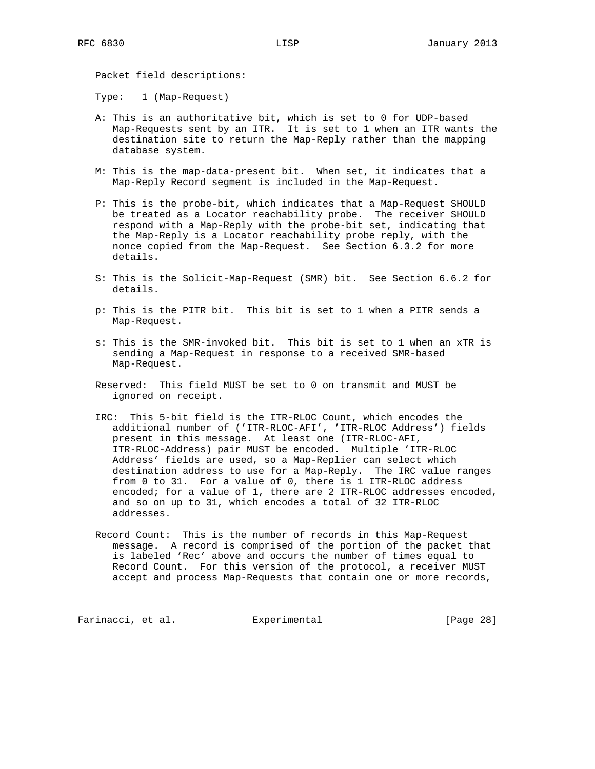Packet field descriptions:

Type: 1 (Map-Request)

A: This is an authoritative bit, which is set to 0 for UDP-based Map-Requests sent by an ITR. It is set to 1 when an ITR wants the destination site to return the Map-Reply rather than the mapping database system.

M: This is the map-data-present bit. When set, it indicates that a Map-Reply Record segment is included in the Map-Request.

P: This is the probe-bit, which indicates that a Map-Request SHOULD be treated as a Locator reachability probe. The receiver SHOULD respond with a Map-Reply with the probe-bit set, indicating that the Map-Reply is a Locator reachability probe reply, with the nonce copied from the Map-Request. See Section 6.3.2 for more details.

S: This is the Solicit-Map-Request (SMR) bit. See Section 6.6.2 for details.

p: This is the PITR bit. This bit is set to 1 when a PITR sends a Map-Request.

s: This is the SMR-invoked bit. This bit is set to 1 when an xTR is sending a Map-Request in response to a received SMR-based Map-Request.

Reserved: This field MUST be set to 0 on transmit and MUST be ignored on receipt.

IRC: This 5-bit field is the ITR-RLOC Count, which encodes the additional number of ('ITR-RLOC-AFI', 'ITR-RLOC Address') fields present in this message. At least one (ITR-RLOC-AFI, ITR-RLOC-Address) pair MUST be encoded. Multiple 'ITR-RLOC Address' fields are used, so a Map-Replier can select which destination address to use for a Map-Reply. The IRC value ranges from 0 to 31. For a value of 0, there is 1 ITR-RLOC address encoded; for a value of 1, there are 2 ITR-RLOC addresses encoded, and so on up to 31, which encodes a total of 32 ITR-RLOC addresses.

Record Count: This is the number of records in this Map-Request message. A record is comprised of the portion of the packet that is labeled 'Rec' above and occurs the number of times equal to Record Count. For this version of the protocol, a receiver MUST accept and process Map-Requests that contain one or more records,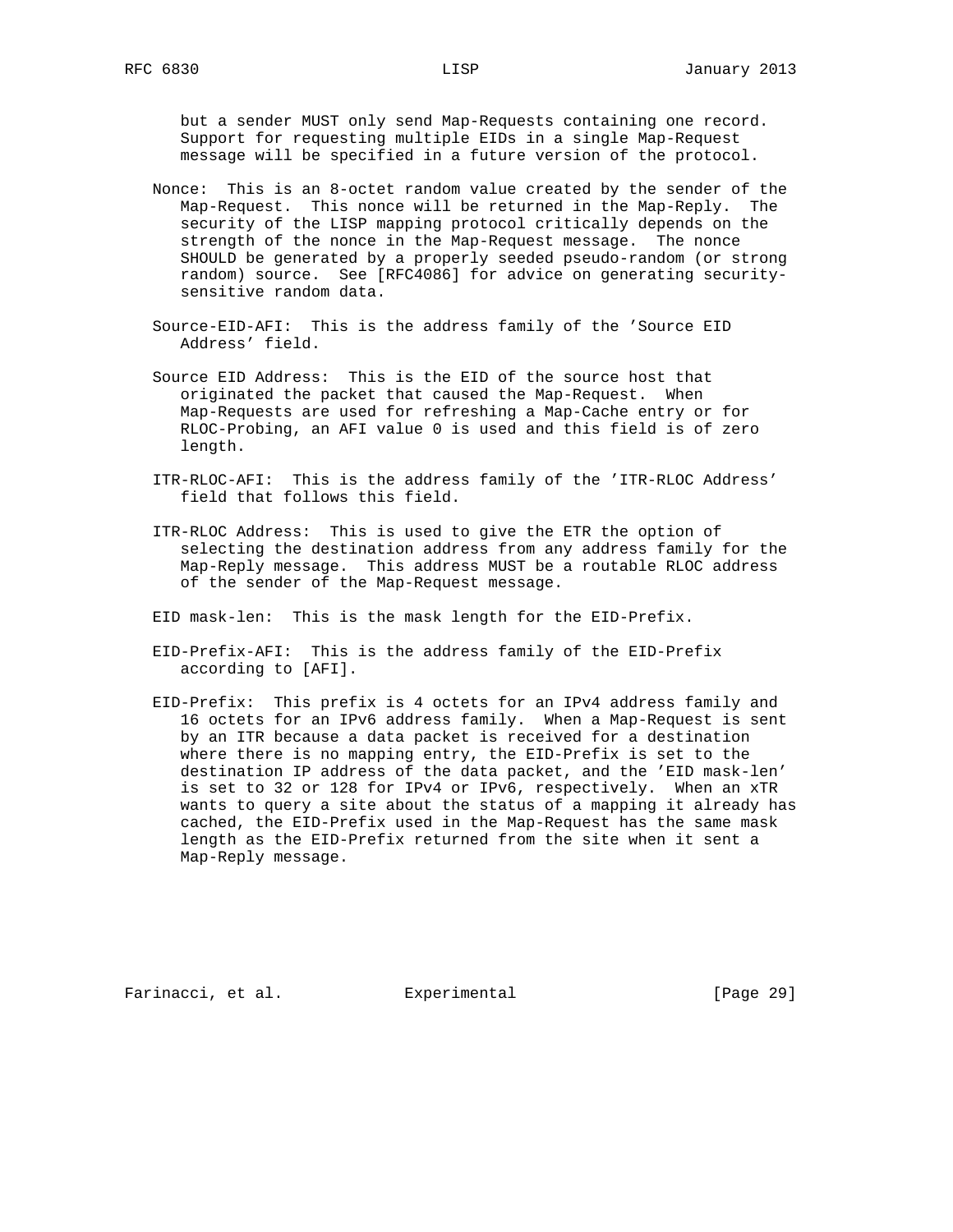but a sender MUST only send Map-Requests containing one record. Support for requesting multiple EIDs in a single Map-Request message will be specified in a future version of the protocol.

Nonce: This is an 8-octet random value created by the sender of the Map-Request. This nonce will be returned in the Map-Reply. The security of the LISP mapping protocol critically depends on the strength of the nonce in the Map-Request message. The nonce SHOULD be generated by a properly seeded pseudo-random (or strong random) source. See [RFC4086] for advice on generating security-sensitive random data.

Source-EID-AFI: This is the address family of the 'Source EID Address' field.

Source EID Address: This is the EID of the source host that originated the packet that caused the Map-Request. When Map-Requests are used for refreshing a Map-Cache entry or for RLOC-Probing, an AFI value 0 is used and this field is of zero length.

ITR-RLOC-AFI: This is the address family of the 'ITR-RLOC Address' field that follows this field.

ITR-RLOC Address: This is used to give the ETR the option of selecting the destination address from any address family for the Map-Reply message. This address MUST be a routable RLOC address of the sender of the Map-Request message.

EID mask-len: This is the mask length for the EID-Prefix.

EID-Prefix-AFI: This is the address family of the EID-Prefix according to [AFI].

EID-Prefix: This prefix is 4 octets for an IPv4 address family and 16 octets for an IPv6 address family. When a Map-Request is sent by an ITR because a data packet is received for a destination where there is no mapping entry, the EID-Prefix is set to the destination IP address of the data packet, and the 'EID mask-len' is set to 32 or 128 for IPv4 or IPv6, respectively. When an xTR wants to query a site about the status of a mapping it already has cached, the EID-Prefix used in the Map-Request has the same mask length as the EID-Prefix returned from the site when it sent a Map-Reply message.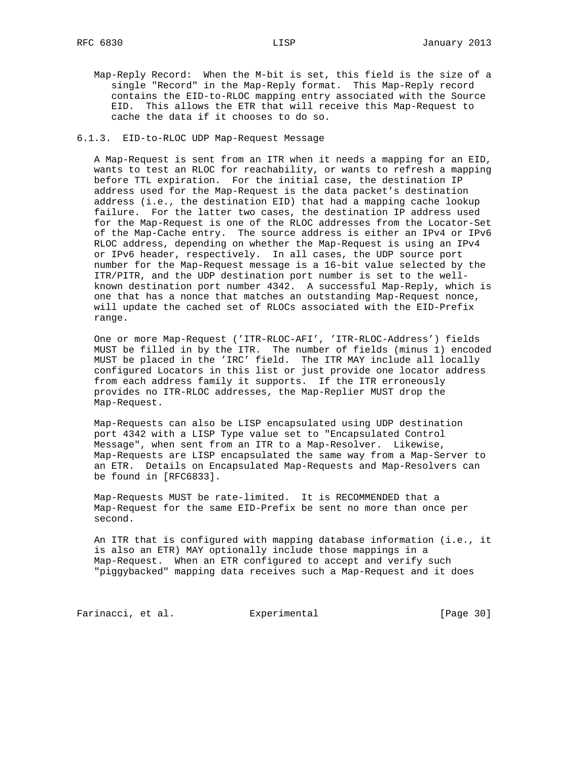Map-Reply Record: When the M-bit is set, this field is the size of a single "Record" in the Map-Reply format. This Map-Reply record contains the EID-to-RLOC mapping entry associated with the Source EID. This allows the ETR that will receive this Map-Request to cache the data if it chooses to do so.

### 6.1.3. EID-to-RLOC UDP Map-Request Message

A Map-Request is sent from an ITR when it needs a mapping for an EID, wants to test an RLOC for reachability, or wants to refresh a mapping before TTL expiration. For the initial case, the destination IP address used for the Map-Request is the data packet's destination address (i.e., the destination EID) that had a mapping cache lookup failure. For the latter two cases, the destination IP address used for the Map-Request is one of the RLOC addresses from the Locator-Set of the Map-Cache entry. The source address is either an IPv4 or IPv6 RLOC address, depending on whether the Map-Request is using an IPv4 or IPv6 header, respectively. In all cases, the UDP source port number for the Map-Request message is a 16-bit value selected by the ITR/PITR, and the UDP destination port number is set to the well-known destination port number 4342. A successful Map-Reply, which is one that has a nonce that matches an outstanding Map-Request nonce, will update the cached set of RLOCs associated with the EID-Prefix range.

One or more Map-Request ('ITR-RLOC-AFI', 'ITR-RLOC-Address') fields MUST be filled in by the ITR. The number of fields (minus 1) encoded MUST be placed in the 'IRC' field. The ITR MAY include all locally configured Locators in this list or just provide one locator address from each address family it supports. If the ITR erroneously provides no ITR-RLOC addresses, the Map-Replier MUST drop the Map-Request.

Map-Requests can also be LISP encapsulated using UDP destination port 4342 with a LISP Type value set to "Encapsulated Control Message", when sent from an ITR to a Map-Resolver. Likewise, Map-Requests are LISP encapsulated the same way from a Map-Server to an ETR. Details on Encapsulated Map-Requests and Map-Resolvers can be found in [RFC6833].

Map-Requests MUST be rate-limited. It is RECOMMENDED that a Map-Request for the same EID-Prefix be sent no more than once per second.

An ITR that is configured with mapping database information (i.e., it is also an ETR) MAY optionally include those mappings in a Map-Request. When an ETR configured to accept and verify such "piggybacked" mapping data receives such a Map-Request and it does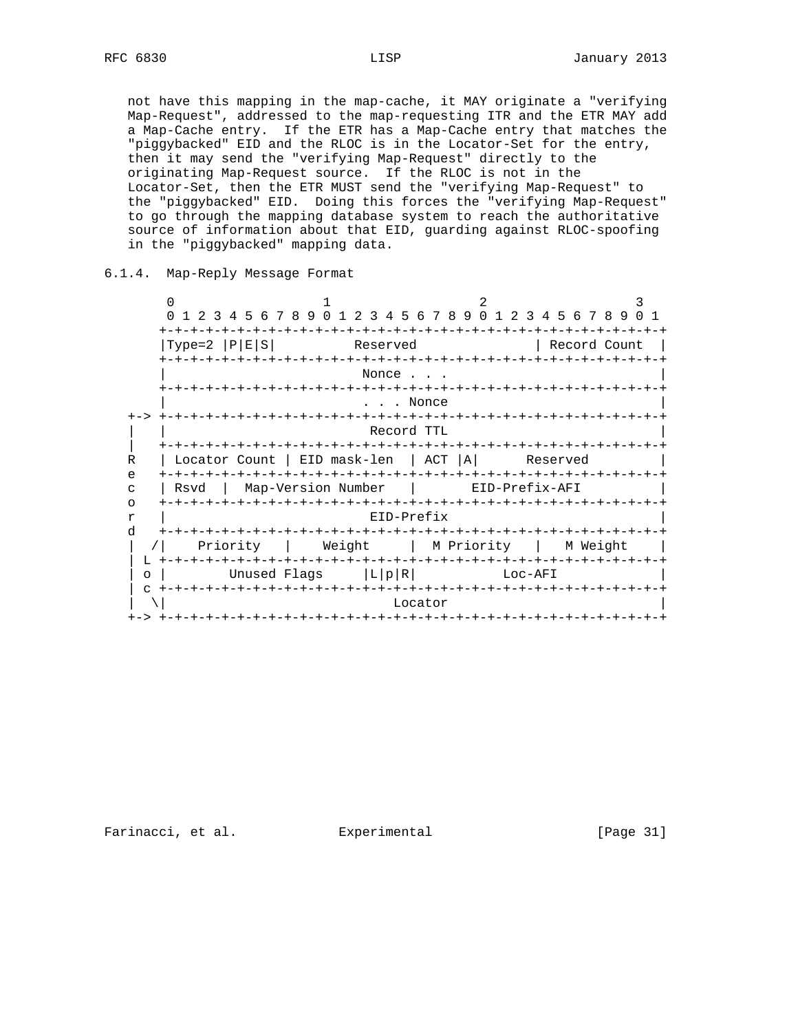not have this mapping in the map-cache, it MAY originate a "verifying Map-Request", addressed to the map-requesting ITR and the ETR MAY add a Map-Cache entry. If the ETR has a Map-Cache entry that matches the "piggybacked" EID and the RLOC is in the Locator-Set for the entry, then it may send the "verifying Map-Request" directly to the originating Map-Request source. If the RLOC is not in the Locator-Set, then the ETR MUST send the "verifying Map-Request" to the "piggybacked" EID. Doing this forces the "verifying Map-Request" to go through the mapping database system to reach the authoritative source of information about that EID, guarding against RLOC-spoofing in the "piggybacked" mapping data.

### 6.1.4. Map-Reply Message Format

```
        0                   1                   2                   3
        0 1 2 3 4 5 6 7 8 9 0 1 2 3 4 5 6 7 8 9 0 1 2 3 4 5 6 7 8 9 0 1
       +-+-+-+-+-+-+-+-+-+-+-+-+-+-+-+-+-+-+-+-+-+-+-+-+-+-+-+-+-+-+-+-+
       |Type=2 |P|E|S|          Reserved               | Record Count  |
       +-+-+-+-+-+-+-+-+-+-+-+-+-+-+-+-+-+-+-+-+-+-+-+-+-+-+-+-+-+-+-+-+
       |                         Nonce . . .                           |
       +-+-+-+-+-+-+-+-+-+-+-+-+-+-+-+-+-+-+-+-+-+-+-+-+-+-+-+-+-+-+-+-+
       |                         . . . Nonce                           |
   +-> +-+-+-+-+-+-+-+-+-+-+-+-+-+-+-+-+-+-+-+-+-+-+-+-+-+-+-+-+-+-+-+-+
   |   |                          Record TTL                           |
   |   +-+-+-+-+-+-+-+-+-+-+-+-+-+-+-+-+-+-+-+-+-+-+-+-+-+-+-+-+-+-+-+-+
   R   | Locator Count | EID mask-len  | ACT |A|      Reserved         |
   e   +-+-+-+-+-+-+-+-+-+-+-+-+-+-+-+-+-+-+-+-+-+-+-+-+-+-+-+-+-+-+-+-+
   c   | Rsvd  |  Map-Version Number   |       EID-Prefix-AFI          |
   o   +-+-+-+-+-+-+-+-+-+-+-+-+-+-+-+-+-+-+-+-+-+-+-+-+-+-+-+-+-+-+-+-+
   r   |                          EID-Prefix                           |
   d   +-+-+-+-+-+-+-+-+-+-+-+-+-+-+-+-+-+-+-+-+-+-+-+-+-+-+-+-+-+-+-+-+
   |  /|    Priority   |    Weight     |  M Priority   |   M Weight    |
   | L +-+-+-+-+-+-+-+-+-+-+-+-+-+-+-+-+-+-+-+-+-+-+-+-+-+-+-+-+-+-+-+-+
   | o |        Unused Flags     |L|p|R|           Loc-AFI             |
   | c +-+-+-+-+-+-+-+-+-+-+-+-+-+-+-+-+-+-+-+-+-+-+-+-+-+-+-+-+-+-+-+-+
   |  \|                             Locator                           |
   +-> +-+-+-+-+-+-+-+-+-+-+-+-+-+-+-+-+-+-+-+-+-+-+-+-+-+-+-+-+-+-+-+-+
```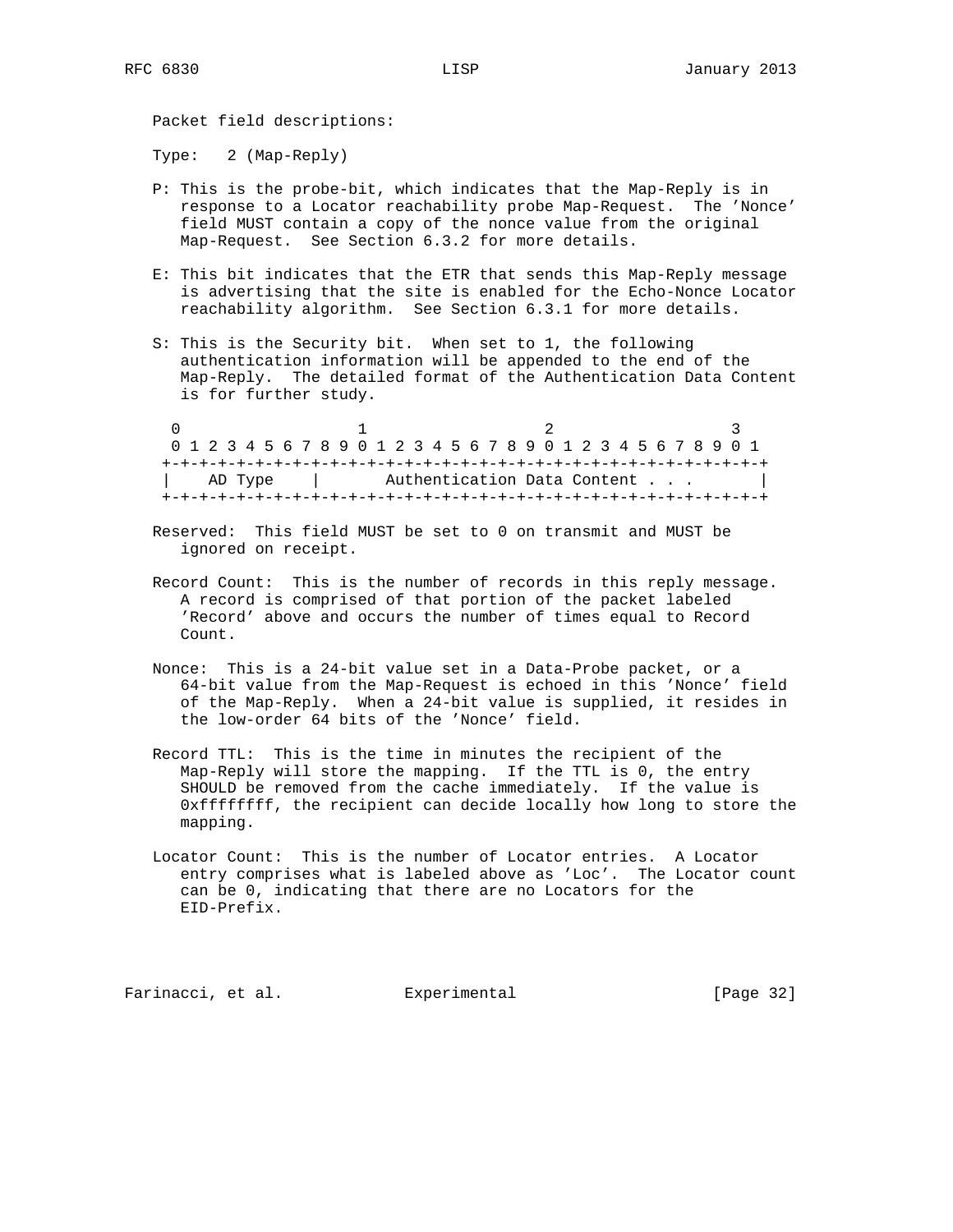Packet field descriptions:

Type: 2 (Map-Reply)

P: This is the probe-bit, which indicates that the Map-Reply is in response to a Locator reachability probe Map-Request. The 'Nonce' field MUST contain a copy of the nonce value from the original Map-Request. See Section 6.3.2 for more details.

E: This bit indicates that the ETR that sends this Map-Reply message is advertising that the site is enabled for the Echo-Nonce Locator reachability algorithm. See Section 6.3.1 for more details.

S: This is the Security bit. When set to 1, the following authentication information will be appended to the end of the Map-Reply. The detailed format of the Authentication Data Content is for further study.

```
 0                   1                   2                   3
 0 1 2 3 4 5 6 7 8 9 0 1 2 3 4 5 6 7 8 9 0 1 2 3 4 5 6 7 8 9 0 1
+-+-+-+-+-+-+-+-+-+-+-+-+-+-+-+-+-+-+-+-+-+-+-+-+-+-+-+-+-+-+-+-+
|    AD Type    |       Authentication Data Content . . .       |
+-+-+-+-+-+-+-+-+-+-+-+-+-+-+-+-+-+-+-+-+-+-+-+-+-+-+-+-+-+-+-+-+
```

Reserved: This field MUST be set to 0 on transmit and MUST be ignored on receipt.

Record Count: This is the number of records in this reply message. A record is comprised of that portion of the packet labeled 'Record' above and occurs the number of times equal to Record Count.

Nonce: This is a 24-bit value set in a Data-Probe packet, or a 64-bit value from the Map-Request is echoed in this 'Nonce' field of the Map-Reply. When a 24-bit value is supplied, it resides in the low-order 64 bits of the 'Nonce' field.

Record TTL: This is the time in minutes the recipient of the Map-Reply will store the mapping. If the TTL is 0, the entry SHOULD be removed from the cache immediately. If the value is 0xffffffff, the recipient can decide locally how long to store the mapping.

Locator Count: This is the number of Locator entries. A Locator entry comprises what is labeled above as 'Loc'. The Locator count can be 0, indicating that there are no Locators for the EID-Prefix.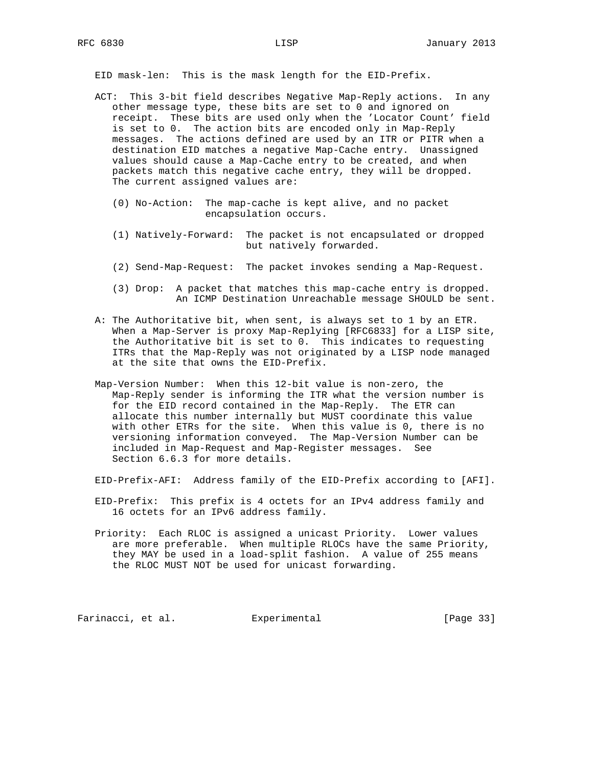EID mask-len: This is the mask length for the EID-Prefix.

ACT: This 3-bit field describes Negative Map-Reply actions. In any other message type, these bits are set to 0 and ignored on receipt. These bits are used only when the 'Locator Count' field is set to 0. The action bits are encoded only in Map-Reply messages. The actions defined are used by an ITR or PITR when a destination EID matches a negative Map-Cache entry. Unassigned values should cause a Map-Cache entry to be created, and when packets match this negative cache entry, they will be dropped. The current assigned values are:

- (0) No-Action: The map-cache is kept alive, and no packet encapsulation occurs.
- (1) Natively-Forward: The packet is not encapsulated or dropped but natively forwarded.
- (2) Send-Map-Request: The packet invokes sending a Map-Request.
- (3) Drop: A packet that matches this map-cache entry is dropped. An ICMP Destination Unreachable message SHOULD be sent.

A: The Authoritative bit, when sent, is always set to 1 by an ETR. When a Map-Server is proxy Map-Replying [RFC6833] for a LISP site, the Authoritative bit is set to 0. This indicates to requesting ITRs that the Map-Reply was not originated by a LISP node managed at the site that owns the EID-Prefix.

Map-Version Number: When this 12-bit value is non-zero, the Map-Reply sender is informing the ITR what the version number is for the EID record contained in the Map-Reply. The ETR can allocate this number internally but MUST coordinate this value with other ETRs for the site. When this value is 0, there is no versioning information conveyed. The Map-Version Number can be included in Map-Request and Map-Register messages. See Section 6.6.3 for more details.

EID-Prefix-AFI: Address family of the EID-Prefix according to [AFI].

EID-Prefix: This prefix is 4 octets for an IPv4 address family and 16 octets for an IPv6 address family.

Priority: Each RLOC is assigned a unicast Priority. Lower values are more preferable. When multiple RLOCs have the same Priority, they MAY be used in a load-split fashion. A value of 255 means the RLOC MUST NOT be used for unicast forwarding.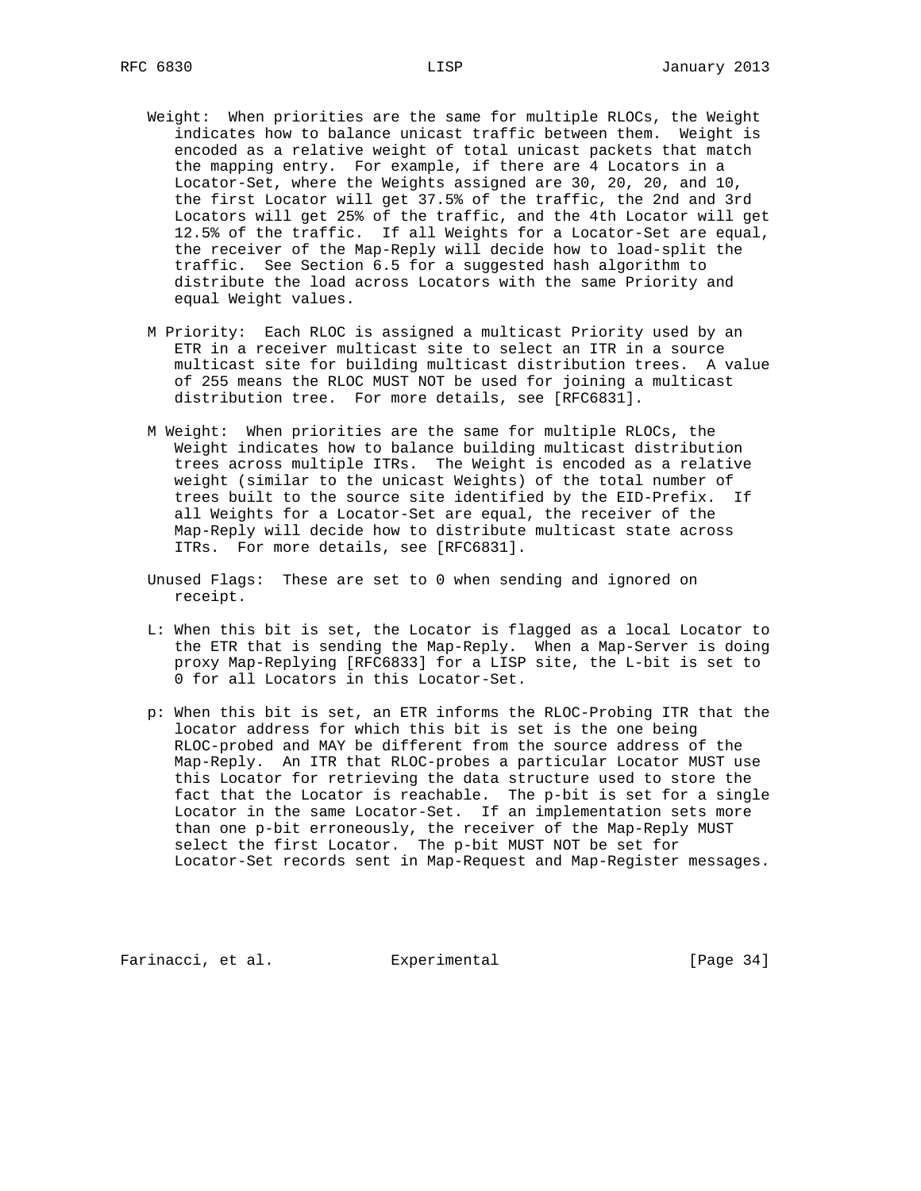Weight: When priorities are the same for multiple RLOCs, the Weight indicates how to balance unicast traffic between them. Weight is encoded as a relative weight of total unicast packets that match the mapping entry. For example, if there are 4 Locators in a Locator-Set, where the Weights assigned are 30, 20, 20, and 10, the first Locator will get 37.5% of the traffic, the 2nd and 3rd Locators will get 25% of the traffic, and the 4th Locator will get 12.5% of the traffic. If all Weights for a Locator-Set are equal, the receiver of the Map-Reply will decide how to load-split the traffic. See Section 6.5 for a suggested hash algorithm to distribute the load across Locators with the same Priority and equal Weight values.

M Priority: Each RLOC is assigned a multicast Priority used by an ETR in a receiver multicast site to select an ITR in a source multicast site for building multicast distribution trees. A value of 255 means the RLOC MUST NOT be used for joining a multicast distribution tree. For more details, see [RFC6831].

M Weight: When priorities are the same for multiple RLOCs, the Weight indicates how to balance building multicast distribution trees across multiple ITRs. The Weight is encoded as a relative weight (similar to the unicast Weights) of the total number of trees built to the source site identified by the EID-Prefix. If all Weights for a Locator-Set are equal, the receiver of the Map-Reply will decide how to distribute multicast state across ITRs. For more details, see [RFC6831].

Unused Flags: These are set to 0 when sending and ignored on receipt.

L: When this bit is set, the Locator is flagged as a local Locator to the ETR that is sending the Map-Reply. When a Map-Server is doing proxy Map-Replying [RFC6833] for a LISP site, the L-bit is set to 0 for all Locators in this Locator-Set.

p: When this bit is set, an ETR informs the RLOC-Probing ITR that the locator address for which this bit is set is the one being RLOC-probed and MAY be different from the source address of the Map-Reply. An ITR that RLOC-probes a particular Locator MUST use this Locator for retrieving the data structure used to store the fact that the Locator is reachable. The p-bit is set for a single Locator in the same Locator-Set. If an implementation sets more than one p-bit erroneously, the receiver of the Map-Reply MUST select the first Locator. The p-bit MUST NOT be set for Locator-Set records sent in Map-Request and Map-Register messages.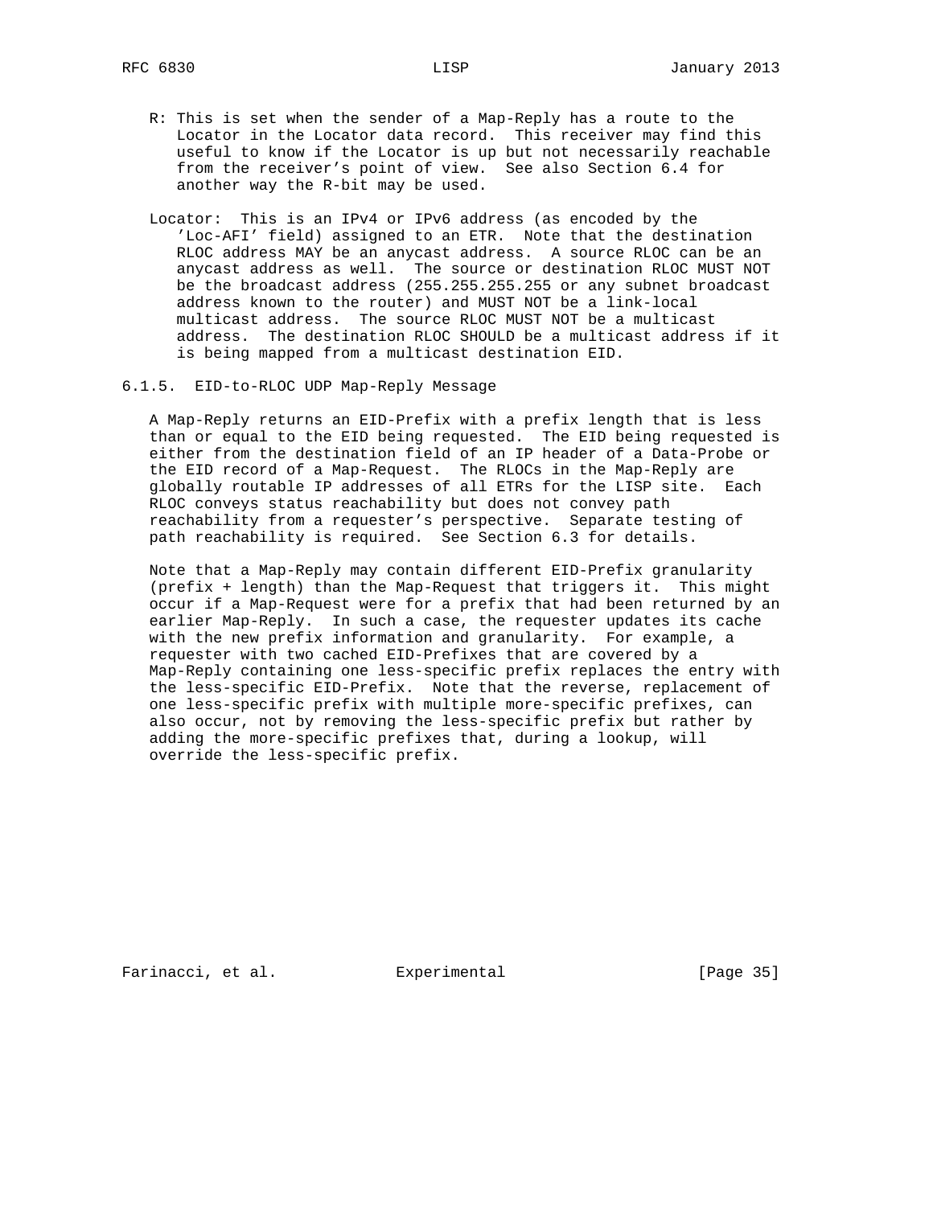R: This is set when the sender of a Map-Reply has a route to the Locator in the Locator data record. This receiver may find this useful to know if the Locator is up but not necessarily reachable from the receiver's point of view. See also Section 6.4 for another way the R-bit may be used.

Locator: This is an IPv4 or IPv6 address (as encoded by the 'Loc-AFI' field) assigned to an ETR. Note that the destination RLOC address MAY be an anycast address. A source RLOC can be an anycast address as well. The source or destination RLOC MUST NOT be the broadcast address (255.255.255.255 or any subnet broadcast address known to the router) and MUST NOT be a link-local multicast address. The source RLOC MUST NOT be a multicast address. The destination RLOC SHOULD be a multicast address if it is being mapped from a multicast destination EID.

### 6.1.5. EID-to-RLOC UDP Map-Reply Message

A Map-Reply returns an EID-Prefix with a prefix length that is less than or equal to the EID being requested. The EID being requested is either from the destination field of an IP header of a Data-Probe or the EID record of a Map-Request. The RLOCs in the Map-Reply are globally routable IP addresses of all ETRs for the LISP site. Each RLOC conveys status reachability but does not convey path reachability from a requester's perspective. Separate testing of path reachability is required. See Section 6.3 for details.

Note that a Map-Reply may contain different EID-Prefix granularity (prefix + length) than the Map-Request that triggers it. This might occur if a Map-Request were for a prefix that had been returned by an earlier Map-Reply. In such a case, the requester updates its cache with the new prefix information and granularity. For example, a requester with two cached EID-Prefixes that are covered by a Map-Reply containing one less-specific prefix replaces the entry with the less-specific EID-Prefix. Note that the reverse, replacement of one less-specific prefix with multiple more-specific prefixes, can also occur, not by removing the less-specific prefix but rather by adding the more-specific prefixes that, during a lookup, will override the less-specific prefix.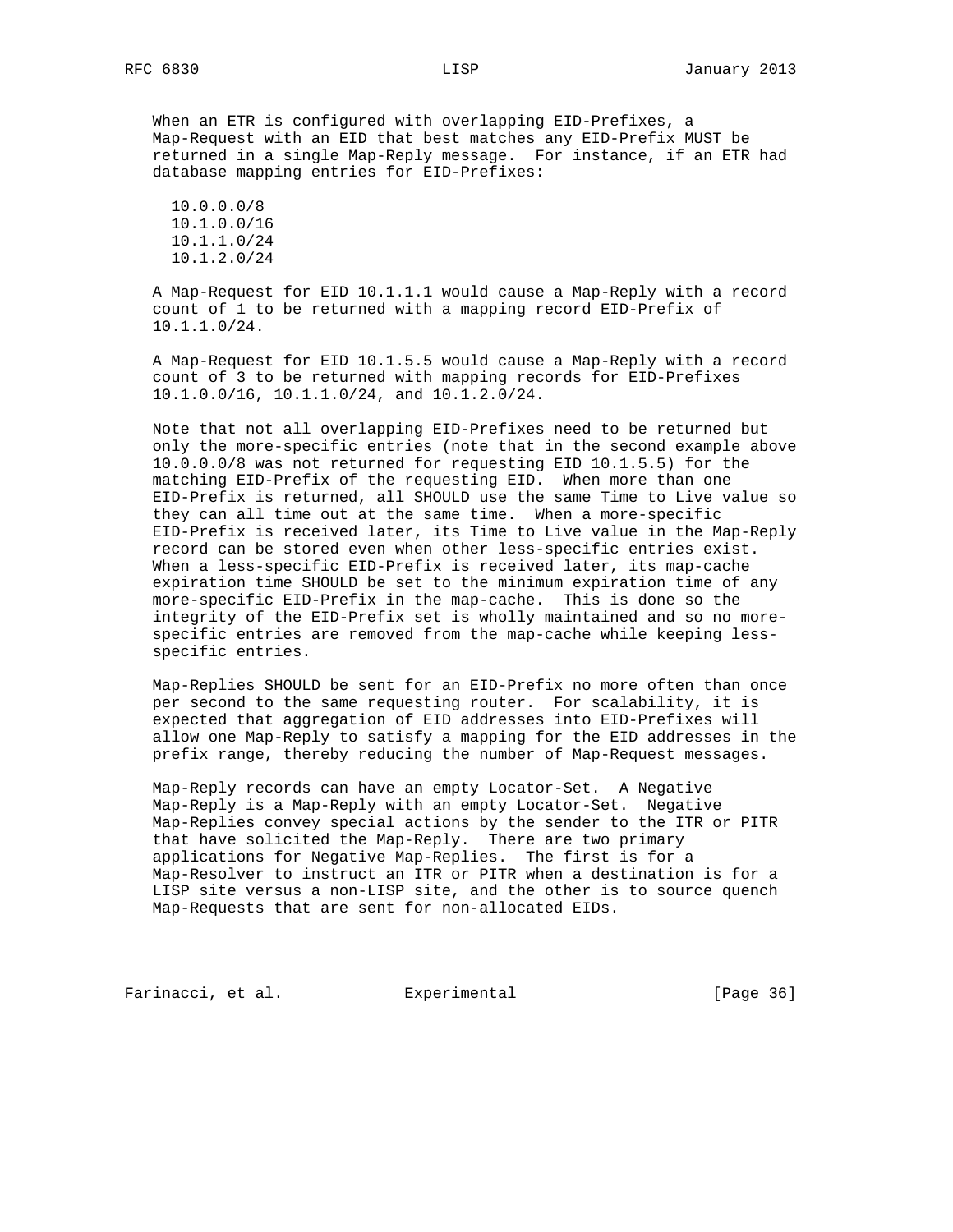When an ETR is configured with overlapping EID-Prefixes, a Map-Request with an EID that best matches any EID-Prefix MUST be returned in a single Map-Reply message. For instance, if an ETR had database mapping entries for EID-Prefixes:

```
10.0.0.0/8
10.1.0.0/16
10.1.1.0/24
10.1.2.0/24
```

A Map-Request for EID 10.1.1.1 would cause a Map-Reply with a record count of 1 to be returned with a mapping record EID-Prefix of 10.1.1.0/24.

A Map-Request for EID 10.1.5.5 would cause a Map-Reply with a record count of 3 to be returned with mapping records for EID-Prefixes 10.1.0.0/16, 10.1.1.0/24, and 10.1.2.0/24.

Note that not all overlapping EID-Prefixes need to be returned but only the more-specific entries (note that in the second example above 10.0.0.0/8 was not returned for requesting EID 10.1.5.5) for the matching EID-Prefix of the requesting EID. When more than one EID-Prefix is returned, all SHOULD use the same Time to Live value so they can all time out at the same time. When a more-specific EID-Prefix is received later, its Time to Live value in the Map-Reply record can be stored even when other less-specific entries exist. When a less-specific EID-Prefix is received later, its map-cache expiration time SHOULD be set to the minimum expiration time of any more-specific EID-Prefix in the map-cache. This is done so the integrity of the EID-Prefix set is wholly maintained and so no more-specific entries are removed from the map-cache while keeping less-specific entries.

Map-Replies SHOULD be sent for an EID-Prefix no more often than once per second to the same requesting router. For scalability, it is expected that aggregation of EID addresses into EID-Prefixes will allow one Map-Reply to satisfy a mapping for the EID addresses in the prefix range, thereby reducing the number of Map-Request messages.

Map-Reply records can have an empty Locator-Set. A Negative Map-Reply is a Map-Reply with an empty Locator-Set. Negative Map-Replies convey special actions by the sender to the ITR or PITR that have solicited the Map-Reply. There are two primary applications for Negative Map-Replies. The first is for a Map-Resolver to instruct an ITR or PITR when a destination is for a LISP site versus a non-LISP site, and the other is to source quench Map-Requests that are sent for non-allocated EIDs.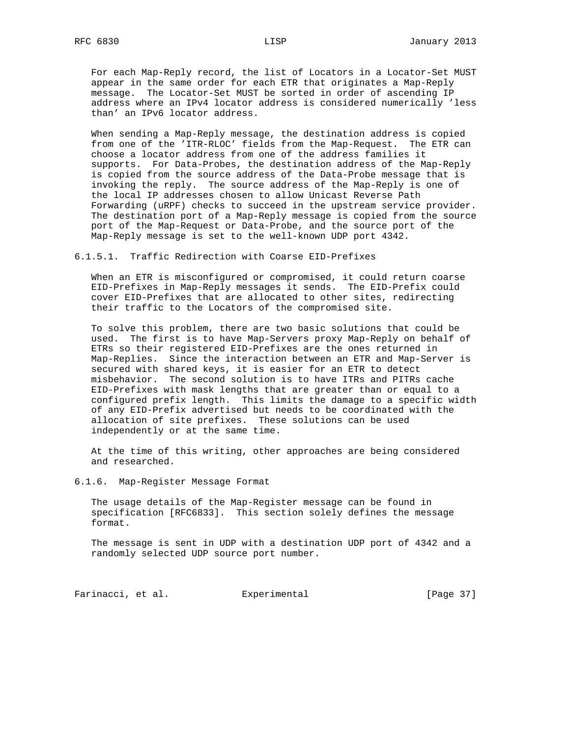For each Map-Reply record, the list of Locators in a Locator-Set MUST appear in the same order for each ETR that originates a Map-Reply message. The Locator-Set MUST be sorted in order of ascending IP address where an IPv4 locator address is considered numerically 'less than' an IPv6 locator address.

When sending a Map-Reply message, the destination address is copied from one of the 'ITR-RLOC' fields from the Map-Request. The ETR can choose a locator address from one of the address families it supports. For Data-Probes, the destination address of the Map-Reply is copied from the source address of the Data-Probe message that is invoking the reply. The source address of the Map-Reply is one of the local IP addresses chosen to allow Unicast Reverse Path Forwarding (uRPF) checks to succeed in the upstream service provider. The destination port of a Map-Reply message is copied from the source port of the Map-Request or Data-Probe, and the source port of the Map-Reply message is set to the well-known UDP port 4342.

#### 6.1.5.1. Traffic Redirection with Coarse EID-Prefixes

When an ETR is misconfigured or compromised, it could return coarse EID-Prefixes in Map-Reply messages it sends. The EID-Prefix could cover EID-Prefixes that are allocated to other sites, redirecting their traffic to the Locators of the compromised site.

To solve this problem, there are two basic solutions that could be used. The first is to have Map-Servers proxy Map-Reply on behalf of ETRs so their registered EID-Prefixes are the ones returned in Map-Replies. Since the interaction between an ETR and Map-Server is secured with shared keys, it is easier for an ETR to detect misbehavior. The second solution is to have ITRs and PITRs cache EID-Prefixes with mask lengths that are greater than or equal to a configured prefix length. This limits the damage to a specific width of any EID-Prefix advertised but needs to be coordinated with the allocation of site prefixes. These solutions can be used independently or at the same time.

At the time of this writing, other approaches are being considered and researched.

### 6.1.6. Map-Register Message Format

The usage details of the Map-Register message can be found in specification [RFC6833]. This section solely defines the message format.

The message is sent in UDP with a destination UDP port of 4342 and a randomly selected UDP source port number.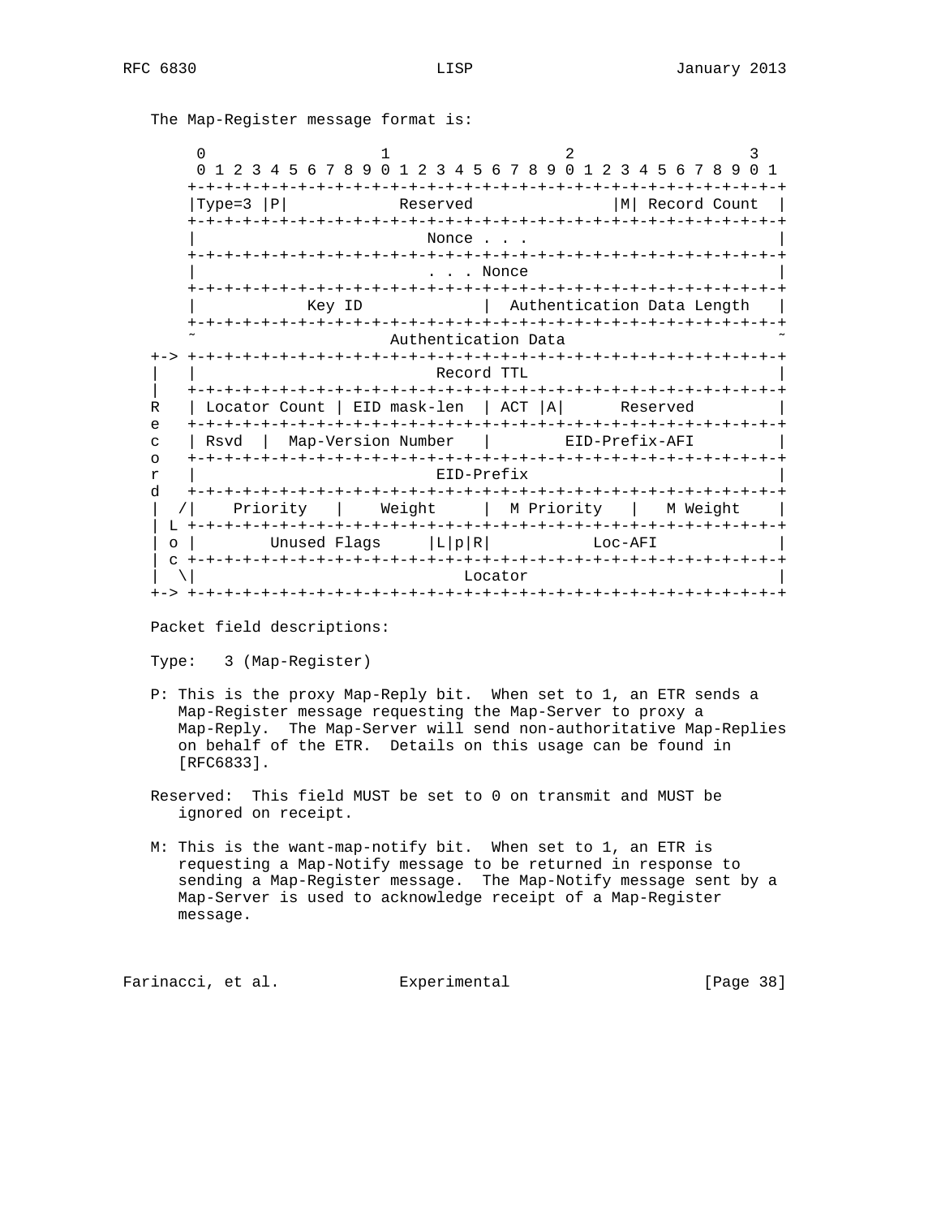The Map-Register message format is:

```
        0                   1                   2                   3
        0 1 2 3 4 5 6 7 8 9 0 1 2 3 4 5 6 7 8 9 0 1 2 3 4 5 6 7 8 9 0 1
       +-+-+-+-+-+-+-+-+-+-+-+-+-+-+-+-+-+-+-+-+-+-+-+-+-+-+-+-+-+-+-+-+
       |Type=3 |P|            Reserved               |M| Record Count  |
       +-+-+-+-+-+-+-+-+-+-+-+-+-+-+-+-+-+-+-+-+-+-+-+-+-+-+-+-+-+-+-+-+
       |                         Nonce . . .                           |
       +-+-+-+-+-+-+-+-+-+-+-+-+-+-+-+-+-+-+-+-+-+-+-+-+-+-+-+-+-+-+-+-+
       |                         . . . Nonce                           |
       +-+-+-+-+-+-+-+-+-+-+-+-+-+-+-+-+-+-+-+-+-+-+-+-+-+-+-+-+-+-+-+-+
       |            Key ID             |  Authentication Data Length   |
       +-+-+-+-+-+-+-+-+-+-+-+-+-+-+-+-+-+-+-+-+-+-+-+-+-+-+-+-+-+-+-+-+
       ~                     Authentication Data                       ~
   +-> +-+-+-+-+-+-+-+-+-+-+-+-+-+-+-+-+-+-+-+-+-+-+-+-+-+-+-+-+-+-+-+-+
   |   |                          Record TTL                           |
   |   +-+-+-+-+-+-+-+-+-+-+-+-+-+-+-+-+-+-+-+-+-+-+-+-+-+-+-+-+-+-+-+-+
   R   | Locator Count | EID mask-len  | ACT |A|      Reserved         |
   e   +-+-+-+-+-+-+-+-+-+-+-+-+-+-+-+-+-+-+-+-+-+-+-+-+-+-+-+-+-+-+-+-+
   c   | Rsvd  |  Map-Version Number   |        EID-Prefix-AFI         |
   o   +-+-+-+-+-+-+-+-+-+-+-+-+-+-+-+-+-+-+-+-+-+-+-+-+-+-+-+-+-+-+-+-+
   r   |                          EID-Prefix                           |
   d   +-+-+-+-+-+-+-+-+-+-+-+-+-+-+-+-+-+-+-+-+-+-+-+-+-+-+-+-+-+-+-+-+
   |  /|    Priority   |    Weight     |  M Priority   |   M Weight    |
   | L +-+-+-+-+-+-+-+-+-+-+-+-+-+-+-+-+-+-+-+-+-+-+-+-+-+-+-+-+-+-+-+-+
   | o |        Unused Flags     |L|p|R|           Loc-AFI             |
   | c +-+-+-+-+-+-+-+-+-+-+-+-+-+-+-+-+-+-+-+-+-+-+-+-+-+-+-+-+-+-+-+-+
   |  \|                             Locator                           |
   +-> +-+-+-+-+-+-+-+-+-+-+-+-+-+-+-+-+-+-+-+-+-+-+-+-+-+-+-+-+-+-+-+-+
```

Packet field descriptions:

Type: 3 (Map-Register)

P: This is the proxy Map-Reply bit. When set to 1, an ETR sends a Map-Register message requesting the Map-Server to proxy a Map-Reply. The Map-Server will send non-authoritative Map-Replies on behalf of the ETR. Details on this usage can be found in [RFC6833].

Reserved: This field MUST be set to 0 on transmit and MUST be ignored on receipt.

M: This is the want-map-notify bit. When set to 1, an ETR is requesting a Map-Notify message to be returned in response to sending a Map-Register message. The Map-Notify message sent by a Map-Server is used to acknowledge receipt of a Map-Register message.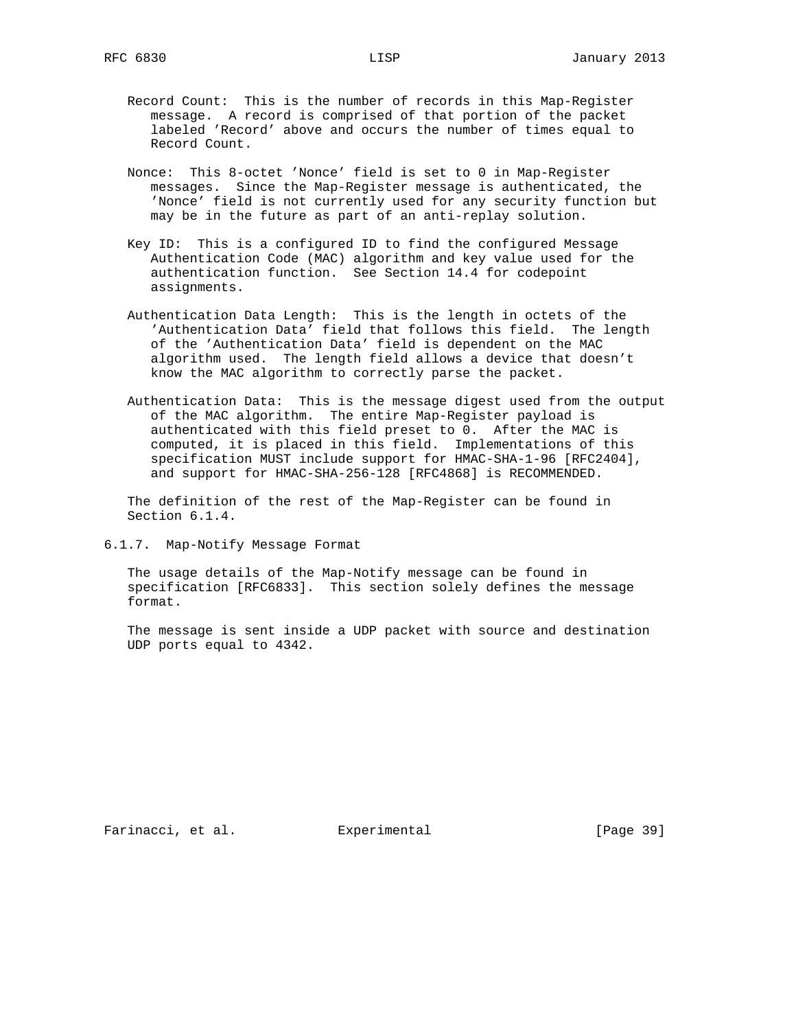Record Count: This is the number of records in this Map-Register message. A record is comprised of that portion of the packet labeled 'Record' above and occurs the number of times equal to Record Count.

Nonce: This 8-octet 'Nonce' field is set to 0 in Map-Register messages. Since the Map-Register message is authenticated, the 'Nonce' field is not currently used for any security function but may be in the future as part of an anti-replay solution.

Key ID: This is a configured ID to find the configured Message Authentication Code (MAC) algorithm and key value used for the authentication function. See Section 14.4 for codepoint assignments.

Authentication Data Length: This is the length in octets of the 'Authentication Data' field that follows this field. The length of the 'Authentication Data' field is dependent on the MAC algorithm used. The length field allows a device that doesn't know the MAC algorithm to correctly parse the packet.

Authentication Data: This is the message digest used from the output of the MAC algorithm. The entire Map-Register payload is authenticated with this field preset to 0. After the MAC is computed, it is placed in this field. Implementations of this specification MUST include support for HMAC-SHA-1-96 [RFC2404], and support for HMAC-SHA-256-128 [RFC4868] is RECOMMENDED.

The definition of the rest of the Map-Register can be found in Section 6.1.4.

### 6.1.7. Map-Notify Message Format

The usage details of the Map-Notify message can be found in specification [RFC6833]. This section solely defines the message format.

The message is sent inside a UDP packet with source and destination UDP ports equal to 4342.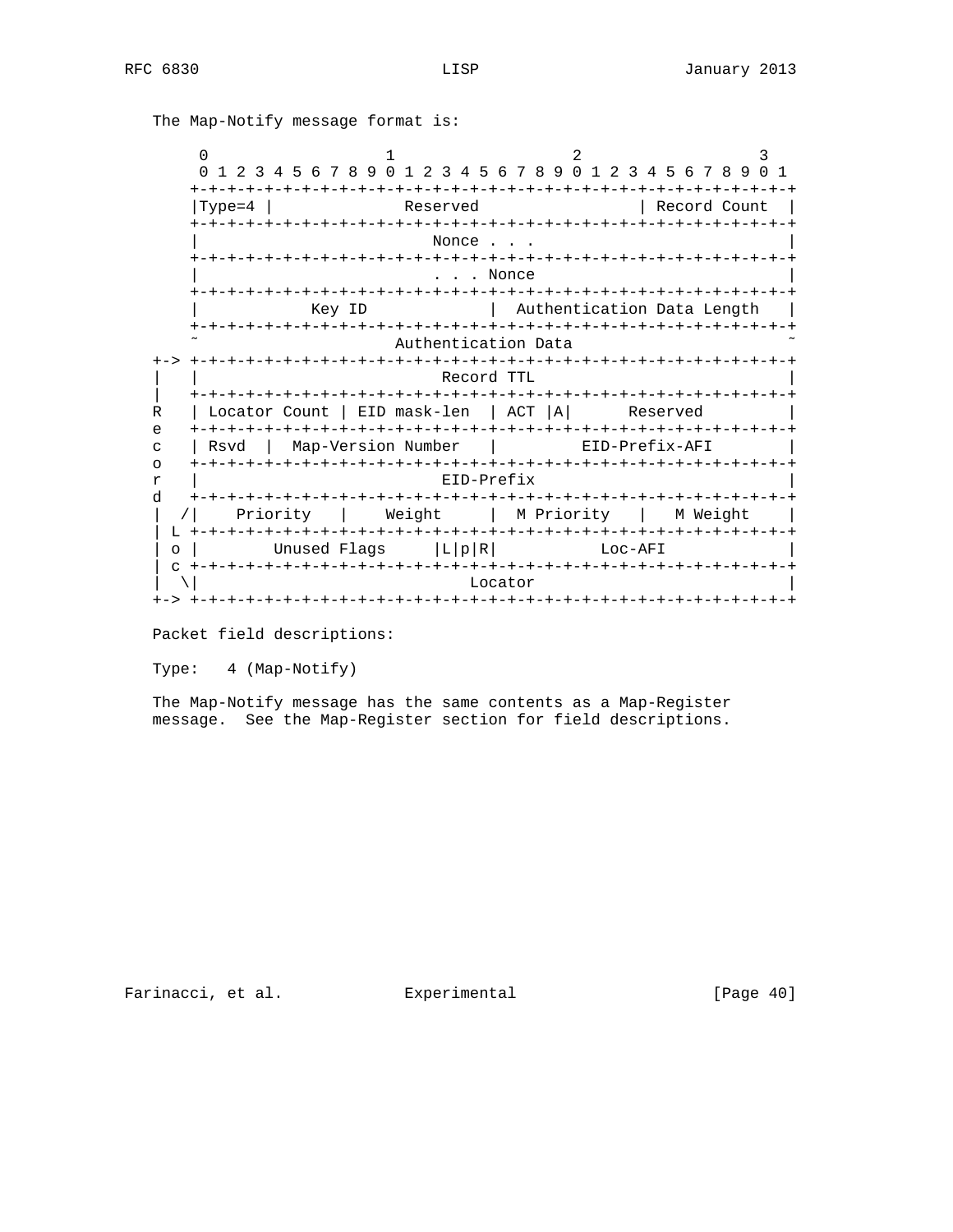The Map-Notify message format is:

```
        0                   1                   2                   3
        0 1 2 3 4 5 6 7 8 9 0 1 2 3 4 5 6 7 8 9 0 1 2 3 4 5 6 7 8 9 0 1
       +-+-+-+-+-+-+-+-+-+-+-+-+-+-+-+-+-+-+-+-+-+-+-+-+-+-+-+-+-+-+-+-+
       |Type=4 |              Reserved                 | Record Count  |
       +-+-+-+-+-+-+-+-+-+-+-+-+-+-+-+-+-+-+-+-+-+-+-+-+-+-+-+-+-+-+-+-+
       |                         Nonce . . .                           |
       +-+-+-+-+-+-+-+-+-+-+-+-+-+-+-+-+-+-+-+-+-+-+-+-+-+-+-+-+-+-+-+-+
       |                         . . . Nonce                           |
       +-+-+-+-+-+-+-+-+-+-+-+-+-+-+-+-+-+-+-+-+-+-+-+-+-+-+-+-+-+-+-+-+
       |            Key ID             |  Authentication Data Length   |
       +-+-+-+-+-+-+-+-+-+-+-+-+-+-+-+-+-+-+-+-+-+-+-+-+-+-+-+-+-+-+-+-+
       ~                     Authentication Data                       ~
   +-> +-+-+-+-+-+-+-+-+-+-+-+-+-+-+-+-+-+-+-+-+-+-+-+-+-+-+-+-+-+-+-+-+
   |   |                          Record TTL                           |
   |   +-+-+-+-+-+-+-+-+-+-+-+-+-+-+-+-+-+-+-+-+-+-+-+-+-+-+-+-+-+-+-+-+
   R   | Locator Count | EID mask-len  | ACT |A|      Reserved         |
   e   +-+-+-+-+-+-+-+-+-+-+-+-+-+-+-+-+-+-+-+-+-+-+-+-+-+-+-+-+-+-+-+-+
   c   | Rsvd  |  Map-Version Number   |         EID-Prefix-AFI        |
   o   +-+-+-+-+-+-+-+-+-+-+-+-+-+-+-+-+-+-+-+-+-+-+-+-+-+-+-+-+-+-+-+-+
   r   |                          EID-Prefix                           |
   d   +-+-+-+-+-+-+-+-+-+-+-+-+-+-+-+-+-+-+-+-+-+-+-+-+-+-+-+-+-+-+-+-+
   |  /|    Priority   |    Weight     |  M Priority   |   M Weight    |
   | L +-+-+-+-+-+-+-+-+-+-+-+-+-+-+-+-+-+-+-+-+-+-+-+-+-+-+-+-+-+-+-+-+
   | o |        Unused Flags     |L|p|R|           Loc-AFI             |
   | c +-+-+-+-+-+-+-+-+-+-+-+-+-+-+-+-+-+-+-+-+-+-+-+-+-+-+-+-+-+-+-+-+
   |  \|                             Locator                           |
   +-> +-+-+-+-+-+-+-+-+-+-+-+-+-+-+-+-+-+-+-+-+-+-+-+-+-+-+-+-+-+-+-+-+
```

Packet field descriptions:

Type:   4 (Map-Notify)

The Map-Notify message has the same contents as a Map-Register message. See the Map-Register section for field descriptions.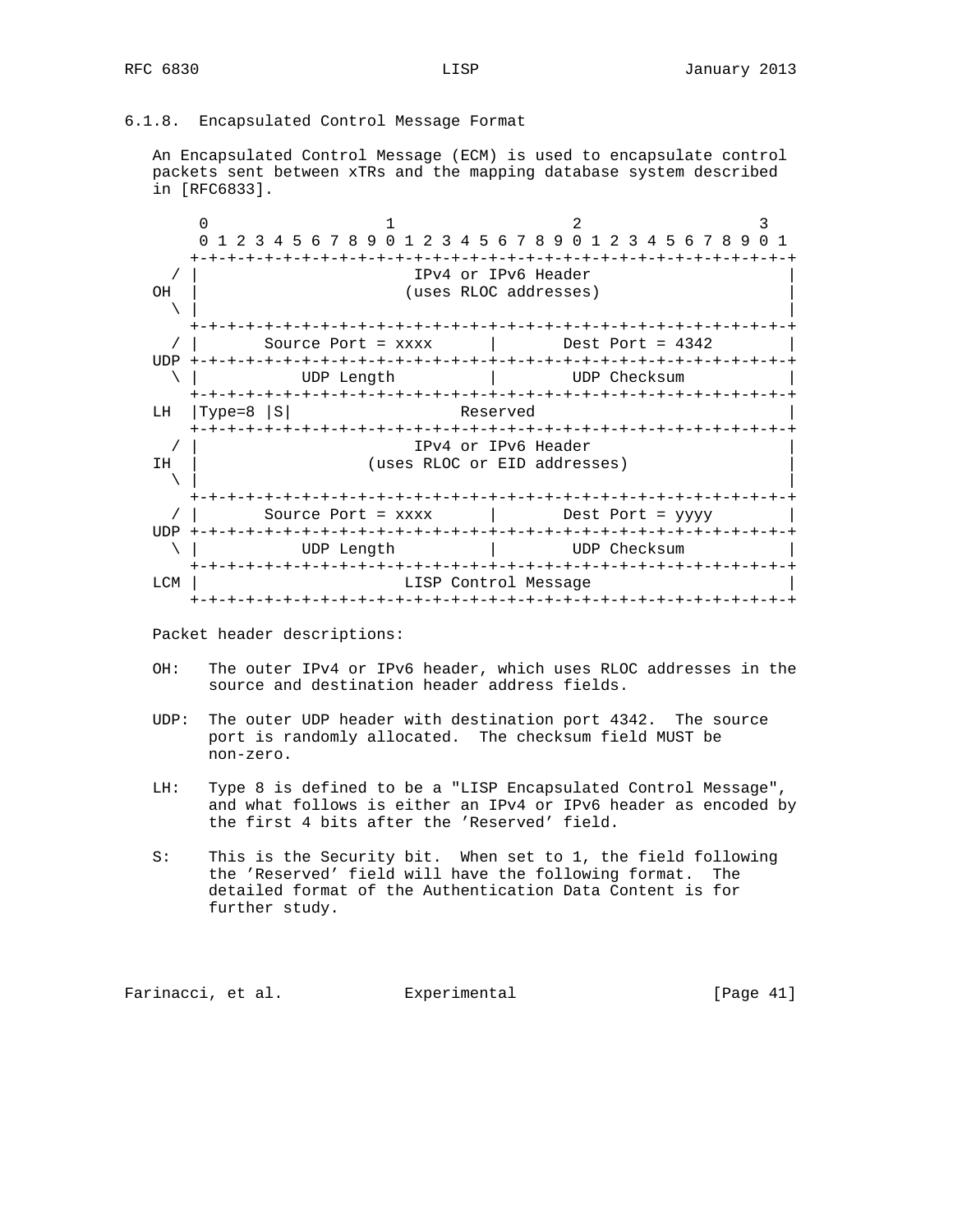### 6.1.8. Encapsulated Control Message Format

An Encapsulated Control Message (ECM) is used to encapsulate control packets sent between xTRs and the mapping database system described in [RFC6833].

```
        0                   1                   2                   3
        0 1 2 3 4 5 6 7 8 9 0 1 2 3 4 5 6 7 8 9 0 1 2 3 4 5 6 7 8 9 0 1
       +-+-+-+-+-+-+-+-+-+-+-+-+-+-+-+-+-+-+-+-+-+-+-+-+-+-+-+-+-+-+-+-+
     / |                       IPv4 or IPv6 Header                     |
   OH  |                      (uses RLOC addresses)                    |
     \ |                                                               |
       +-+-+-+-+-+-+-+-+-+-+-+-+-+-+-+-+-+-+-+-+-+-+-+-+-+-+-+-+-+-+-+-+
     / |       Source Port = xxxx      |       Dest Port = 4342        |
   UDP +-+-+-+-+-+-+-+-+-+-+-+-+-+-+-+-+-+-+-+-+-+-+-+-+-+-+-+-+-+-+-+-+
     \ |           UDP Length          |        UDP Checksum           |
       +-+-+-+-+-+-+-+-+-+-+-+-+-+-+-+-+-+-+-+-+-+-+-+-+-+-+-+-+-+-+-+-+
   LH  |Type=8 |S|                  Reserved                           |
       +-+-+-+-+-+-+-+-+-+-+-+-+-+-+-+-+-+-+-+-+-+-+-+-+-+-+-+-+-+-+-+-+
     / |                       IPv4 or IPv6 Header                     |
   IH  |                  (uses RLOC or EID addresses)                 |
     \ |                                                               |
       +-+-+-+-+-+-+-+-+-+-+-+-+-+-+-+-+-+-+-+-+-+-+-+-+-+-+-+-+-+-+-+-+
     / |       Source Port = xxxx      |       Dest Port = yyyy        |
   UDP +-+-+-+-+-+-+-+-+-+-+-+-+-+-+-+-+-+-+-+-+-+-+-+-+-+-+-+-+-+-+-+-+
     \ |           UDP Length          |        UDP Checksum           |
       +-+-+-+-+-+-+-+-+-+-+-+-+-+-+-+-+-+-+-+-+-+-+-+-+-+-+-+-+-+-+-+-+
   LCM |                      LISP Control Message                     |
       +-+-+-+-+-+-+-+-+-+-+-+-+-+-+-+-+-+-+-+-+-+-+-+-+-+-+-+-+-+-+-+-+
```

Packet header descriptions:

OH: The outer IPv4 or IPv6 header, which uses RLOC addresses in the source and destination header address fields.

UDP: The outer UDP header with destination port 4342. The source port is randomly allocated. The checksum field MUST be non-zero.

LH: Type 8 is defined to be a "LISP Encapsulated Control Message", and what follows is either an IPv4 or IPv6 header as encoded by the first 4 bits after the 'Reserved' field.

S: This is the Security bit. When set to 1, the field following the 'Reserved' field will have the following format. The detailed format of the Authentication Data Content is for further study.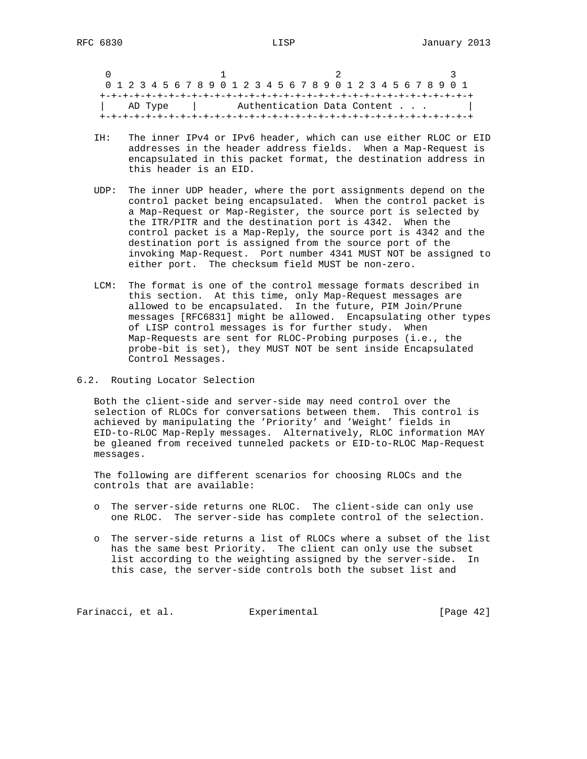```
 0                   1                   2                   3
 0 1 2 3 4 5 6 7 8 9 0 1 2 3 4 5 6 7 8 9 0 1 2 3 4 5 6 7 8 9 0 1
+-+-+-+-+-+-+-+-+-+-+-+-+-+-+-+-+-+-+-+-+-+-+-+-+-+-+-+-+-+-+-+-+
|   AD Type     |       Authentication Data Content . . .       |
+-+-+-+-+-+-+-+-+-+-+-+-+-+-+-+-+-+-+-+-+-+-+-+-+-+-+-+-+-+-+-+-+
```

IH: The inner IPv4 or IPv6 header, which can use either RLOC or EID addresses in the header address fields. When a Map-Request is encapsulated in this packet format, the destination address in this header is an EID.

UDP: The inner UDP header, where the port assignments depend on the control packet being encapsulated. When the control packet is a Map-Request or Map-Register, the source port is selected by the ITR/PITR and the destination port is 4342. When the control packet is a Map-Reply, the source port is 4342 and the destination port is assigned from the source port of the invoking Map-Request. Port number 4341 MUST NOT be assigned to either port. The checksum field MUST be non-zero.

LCM: The format is one of the control message formats described in this section. At this time, only Map-Request messages are allowed to be encapsulated. In the future, PIM Join/Prune messages [RFC6831] might be allowed. Encapsulating other types of LISP control messages is for further study. When Map-Requests are sent for RLOC-Probing purposes (i.e., the probe-bit is set), they MUST NOT be sent inside Encapsulated Control Messages.

## 6.2. Routing Locator Selection

Both the client-side and server-side may need control over the selection of RLOCs for conversations between them. This control is achieved by manipulating the 'Priority' and 'Weight' fields in EID-to-RLOC Map-Reply messages. Alternatively, RLOC information MAY be gleaned from received tunneled packets or EID-to-RLOC Map-Request messages.

The following are different scenarios for choosing RLOCs and the controls that are available:

- The server-side returns one RLOC. The client-side can only use one RLOC. The server-side has complete control of the selection.

- The server-side returns a list of RLOCs where a subset of the list has the same best Priority. The client can only use the subset list according to the weighting assigned by the server-side. In this case, the server-side controls both the subset list and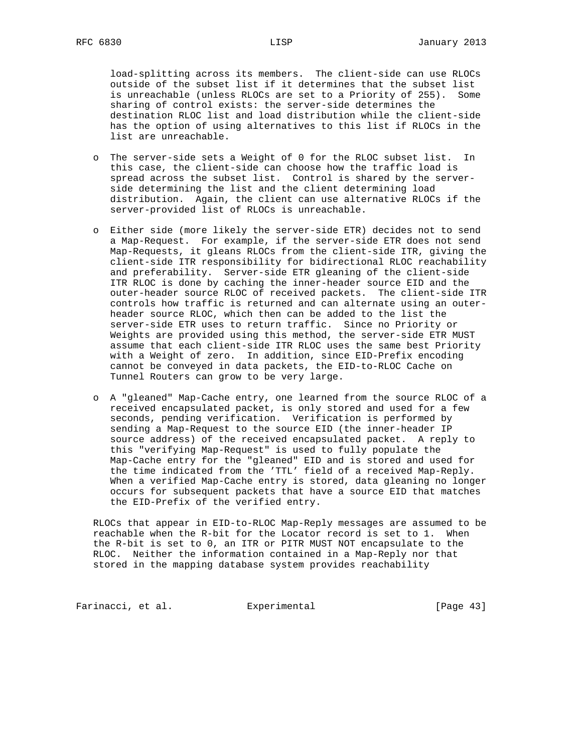load-splitting across its members. The client-side can use RLOCs outside of the subset list if it determines that the subset list is unreachable (unless RLOCs are set to a Priority of 255). Some sharing of control exists: the server-side determines the destination RLOC list and load distribution while the client-side has the option of using alternatives to this list if RLOCs in the list are unreachable.

- The server-side sets a Weight of 0 for the RLOC subset list. In this case, the client-side can choose how the traffic load is spread across the subset list. Control is shared by the server-side determining the list and the client determining load distribution. Again, the client can use alternative RLOCs if the server-provided list of RLOCs is unreachable.

- Either side (more likely the server-side ETR) decides not to send a Map-Request. For example, if the server-side ETR does not send Map-Requests, it gleans RLOCs from the client-side ITR, giving the client-side ITR responsibility for bidirectional RLOC reachability and preferability. Server-side ETR gleaning of the client-side ITR RLOC is done by caching the inner-header source EID and the outer-header source RLOC of received packets. The client-side ITR controls how traffic is returned and can alternate using an outer-header source RLOC, which then can be added to the list the server-side ETR uses to return traffic. Since no Priority or Weights are provided using this method, the server-side ETR MUST assume that each client-side ITR RLOC uses the same best Priority with a Weight of zero. In addition, since EID-Prefix encoding cannot be conveyed in data packets, the EID-to-RLOC Cache on Tunnel Routers can grow to be very large.

- A "gleaned" Map-Cache entry, one learned from the source RLOC of a received encapsulated packet, is only stored and used for a few seconds, pending verification. Verification is performed by sending a Map-Request to the source EID (the inner-header IP source address) of the received encapsulated packet. A reply to this "verifying Map-Request" is used to fully populate the Map-Cache entry for the "gleaned" EID and is stored and used for the time indicated from the 'TTL' field of a received Map-Reply. When a verified Map-Cache entry is stored, data gleaning no longer occurs for subsequent packets that have a source EID that matches the EID-Prefix of the verified entry.

RLOCs that appear in EID-to-RLOC Map-Reply messages are assumed to be reachable when the R-bit for the Locator record is set to 1. When the R-bit is set to 0, an ITR or PITR MUST NOT encapsulate to the RLOC. Neither the information contained in a Map-Reply nor that stored in the mapping database system provides reachability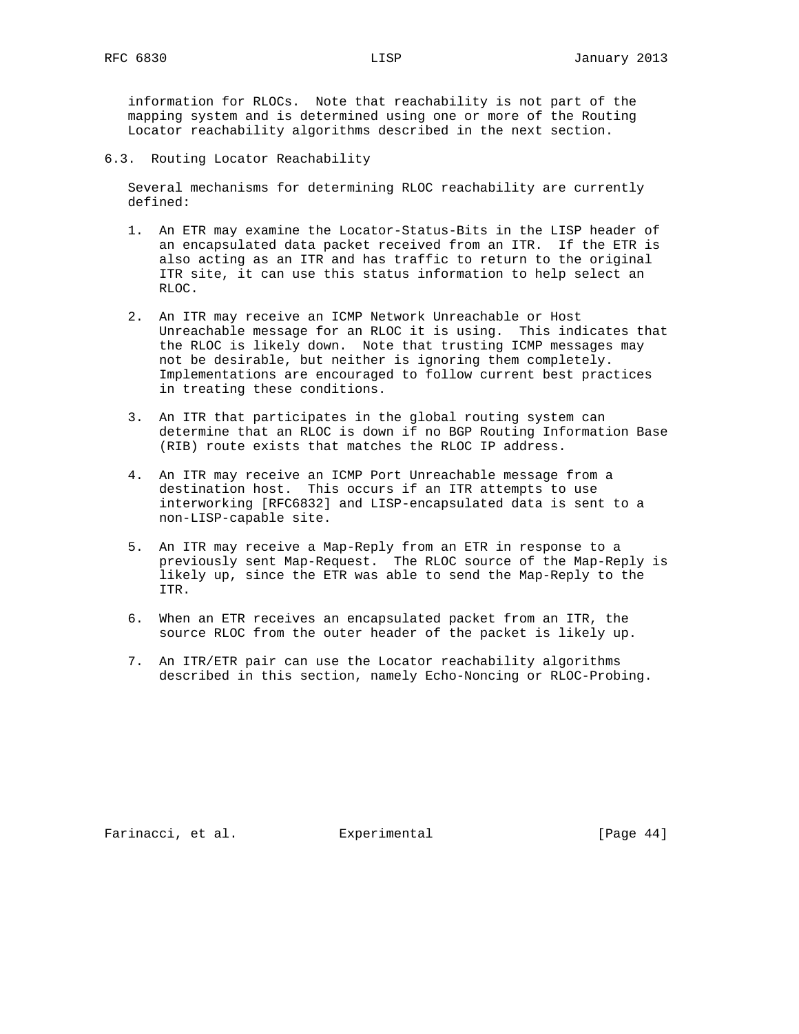information for RLOCs. Note that reachability is not part of the mapping system and is determined using one or more of the Routing Locator reachability algorithms described in the next section.

## 6.3. Routing Locator Reachability

Several mechanisms for determining RLOC reachability are currently defined:

1. An ETR may examine the Locator-Status-Bits in the LISP header of an encapsulated data packet received from an ITR. If the ETR is also acting as an ITR and has traffic to return to the original ITR site, it can use this status information to help select an RLOC.

2. An ITR may receive an ICMP Network Unreachable or Host Unreachable message for an RLOC it is using. This indicates that the RLOC is likely down. Note that trusting ICMP messages may not be desirable, but neither is ignoring them completely. Implementations are encouraged to follow current best practices in treating these conditions.

3. An ITR that participates in the global routing system can determine that an RLOC is down if no BGP Routing Information Base (RIB) route exists that matches the RLOC IP address.

4. An ITR may receive an ICMP Port Unreachable message from a destination host. This occurs if an ITR attempts to use interworking [RFC6832] and LISP-encapsulated data is sent to a non-LISP-capable site.

5. An ITR may receive a Map-Reply from an ETR in response to a previously sent Map-Request. The RLOC source of the Map-Reply is likely up, since the ETR was able to send the Map-Reply to the ITR.

6. When an ETR receives an encapsulated packet from an ITR, the source RLOC from the outer header of the packet is likely up.

7. An ITR/ETR pair can use the Locator reachability algorithms described in this section, namely Echo-Noncing or RLOC-Probing.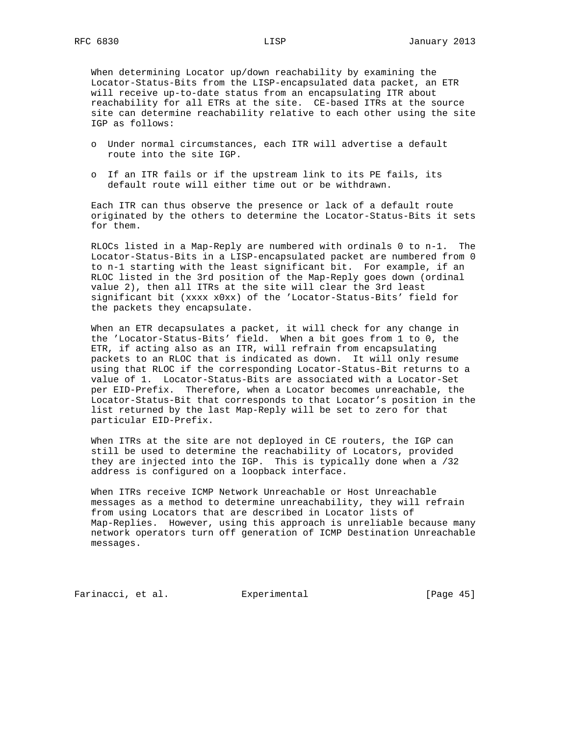When determining Locator up/down reachability by examining the Locator-Status-Bits from the LISP-encapsulated data packet, an ETR will receive up-to-date status from an encapsulating ITR about reachability for all ETRs at the site. CE-based ITRs at the source site can determine reachability relative to each other using the site IGP as follows:

- Under normal circumstances, each ITR will advertise a default route into the site IGP.
- If an ITR fails or if the upstream link to its PE fails, its default route will either time out or be withdrawn.

Each ITR can thus observe the presence or lack of a default route originated by the others to determine the Locator-Status-Bits it sets for them.

RLOCs listed in a Map-Reply are numbered with ordinals 0 to n-1. The Locator-Status-Bits in a LISP-encapsulated packet are numbered from 0 to n-1 starting with the least significant bit. For example, if an RLOC listed in the 3rd position of the Map-Reply goes down (ordinal value 2), then all ITRs at the site will clear the 3rd least significant bit (xxxx x0xx) of the 'Locator-Status-Bits' field for the packets they encapsulate.

When an ETR decapsulates a packet, it will check for any change in the 'Locator-Status-Bits' field. When a bit goes from 1 to 0, the ETR, if acting also as an ITR, will refrain from encapsulating packets to an RLOC that is indicated as down. It will only resume using that RLOC if the corresponding Locator-Status-Bit returns to a value of 1. Locator-Status-Bits are associated with a Locator-Set per EID-Prefix. Therefore, when a Locator becomes unreachable, the Locator-Status-Bit that corresponds to that Locator's position in the list returned by the last Map-Reply will be set to zero for that particular EID-Prefix.

When ITRs at the site are not deployed in CE routers, the IGP can still be used to determine the reachability of Locators, provided they are injected into the IGP. This is typically done when a /32 address is configured on a loopback interface.

When ITRs receive ICMP Network Unreachable or Host Unreachable messages as a method to determine unreachability, they will refrain from using Locators that are described in Locator lists of Map-Replies. However, using this approach is unreliable because many network operators turn off generation of ICMP Destination Unreachable messages.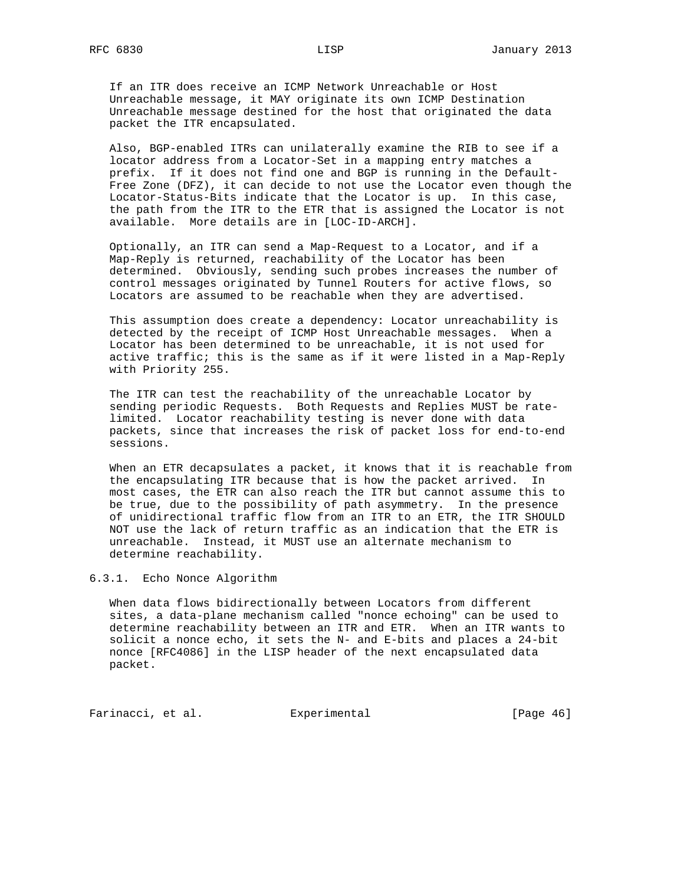If an ITR does receive an ICMP Network Unreachable or Host Unreachable message, it MAY originate its own ICMP Destination Unreachable message destined for the host that originated the data packet the ITR encapsulated.

Also, BGP-enabled ITRs can unilaterally examine the RIB to see if a locator address from a Locator-Set in a mapping entry matches a prefix. If it does not find one and BGP is running in the Default-Free Zone (DFZ), it can decide to not use the Locator even though the Locator-Status-Bits indicate that the Locator is up. In this case, the path from the ITR to the ETR that is assigned the Locator is not available. More details are in [LOC-ID-ARCH].

Optionally, an ITR can send a Map-Request to a Locator, and if a Map-Reply is returned, reachability of the Locator has been determined. Obviously, sending such probes increases the number of control messages originated by Tunnel Routers for active flows, so Locators are assumed to be reachable when they are advertised.

This assumption does create a dependency: Locator unreachability is detected by the receipt of ICMP Host Unreachable messages. When a Locator has been determined to be unreachable, it is not used for active traffic; this is the same as if it were listed in a Map-Reply with Priority 255.

The ITR can test the reachability of the unreachable Locator by sending periodic Requests. Both Requests and Replies MUST be rate-limited. Locator reachability testing is never done with data packets, since that increases the risk of packet loss for end-to-end sessions.

When an ETR decapsulates a packet, it knows that it is reachable from the encapsulating ITR because that is how the packet arrived. In most cases, the ETR can also reach the ITR but cannot assume this to be true, due to the possibility of path asymmetry. In the presence of unidirectional traffic flow from an ITR to an ETR, the ITR SHOULD NOT use the lack of return traffic as an indication that the ETR is unreachable. Instead, it MUST use an alternate mechanism to determine reachability.

### 6.3.1. Echo Nonce Algorithm

When data flows bidirectionally between Locators from different sites, a data-plane mechanism called "nonce echoing" can be used to determine reachability between an ITR and ETR. When an ITR wants to solicit a nonce echo, it sets the N- and E-bits and places a 24-bit nonce [RFC4086] in the LISP header of the next encapsulated data packet.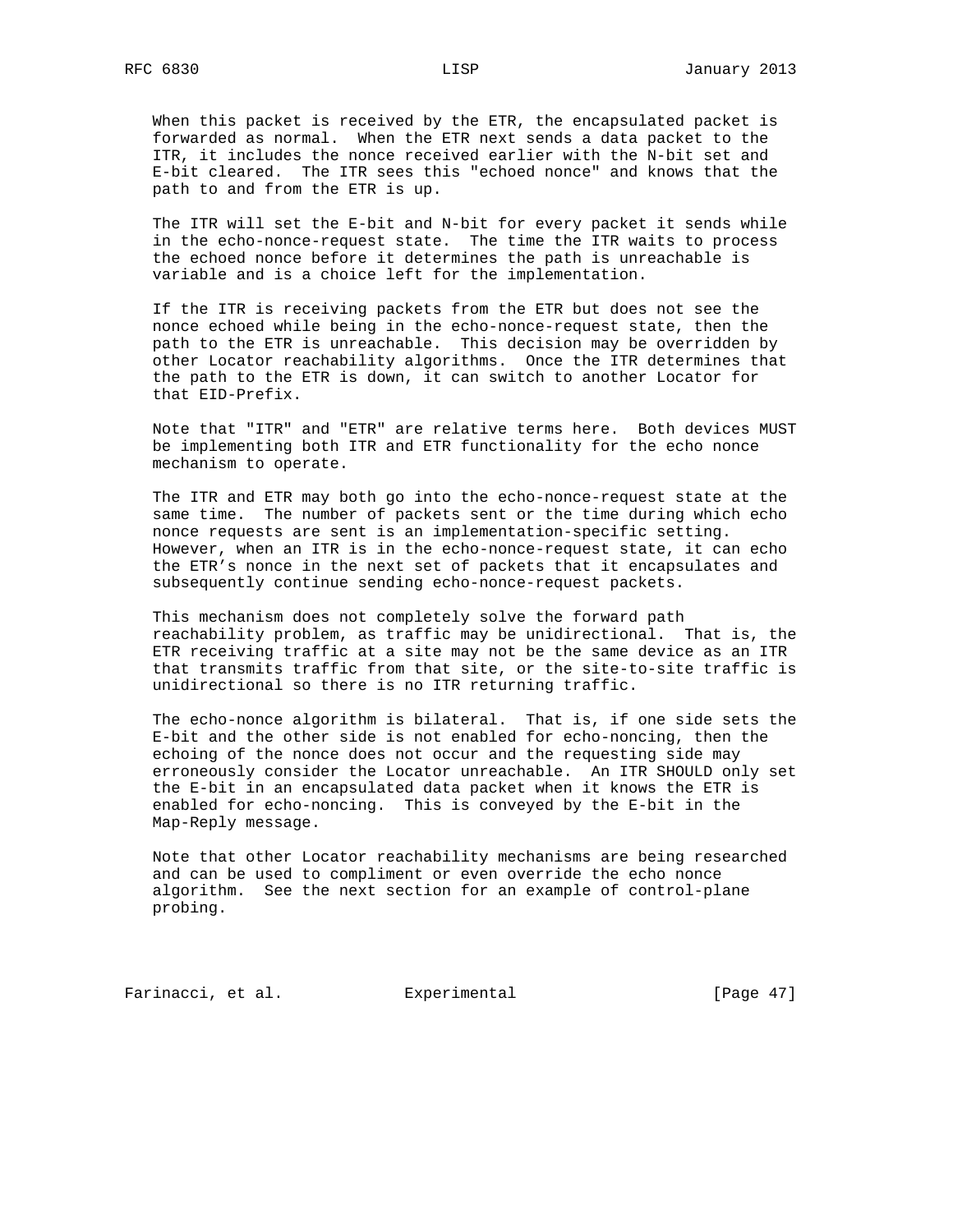When this packet is received by the ETR, the encapsulated packet is forwarded as normal. When the ETR next sends a data packet to the ITR, it includes the nonce received earlier with the N-bit set and E-bit cleared. The ITR sees this "echoed nonce" and knows that the path to and from the ETR is up.

The ITR will set the E-bit and N-bit for every packet it sends while in the echo-nonce-request state. The time the ITR waits to process the echoed nonce before it determines the path is unreachable is variable and is a choice left for the implementation.

If the ITR is receiving packets from the ETR but does not see the nonce echoed while being in the echo-nonce-request state, then the path to the ETR is unreachable. This decision may be overridden by other Locator reachability algorithms. Once the ITR determines that the path to the ETR is down, it can switch to another Locator for that EID-Prefix.

Note that "ITR" and "ETR" are relative terms here. Both devices MUST be implementing both ITR and ETR functionality for the echo nonce mechanism to operate.

The ITR and ETR may both go into the echo-nonce-request state at the same time. The number of packets sent or the time during which echo nonce requests are sent is an implementation-specific setting. However, when an ITR is in the echo-nonce-request state, it can echo the ETR's nonce in the next set of packets that it encapsulates and subsequently continue sending echo-nonce-request packets.

This mechanism does not completely solve the forward path reachability problem, as traffic may be unidirectional. That is, the ETR receiving traffic at a site may not be the same device as an ITR that transmits traffic from that site, or the site-to-site traffic is unidirectional so there is no ITR returning traffic.

The echo-nonce algorithm is bilateral. That is, if one side sets the E-bit and the other side is not enabled for echo-noncing, then the echoing of the nonce does not occur and the requesting side may erroneously consider the Locator unreachable. An ITR SHOULD only set the E-bit in an encapsulated data packet when it knows the ETR is enabled for echo-noncing. This is conveyed by the E-bit in the Map-Reply message.

Note that other Locator reachability mechanisms are being researched and can be used to compliment or even override the echo nonce algorithm. See the next section for an example of control-plane probing.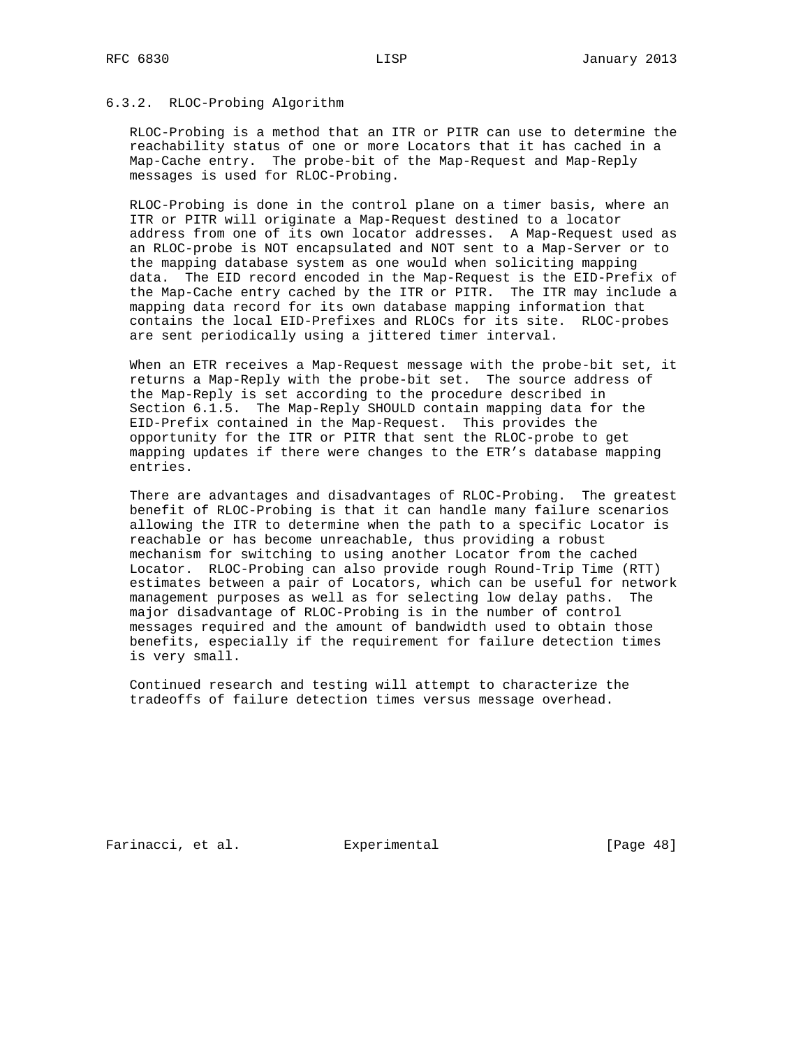### 6.3.2. RLOC-Probing Algorithm

RLOC-Probing is a method that an ITR or PITR can use to determine the reachability status of one or more Locators that it has cached in a Map-Cache entry. The probe-bit of the Map-Request and Map-Reply messages is used for RLOC-Probing.

RLOC-Probing is done in the control plane on a timer basis, where an ITR or PITR will originate a Map-Request destined to a locator address from one of its own locator addresses. A Map-Request used as an RLOC-probe is NOT encapsulated and NOT sent to a Map-Server or to the mapping database system as one would when soliciting mapping data. The EID record encoded in the Map-Request is the EID-Prefix of the Map-Cache entry cached by the ITR or PITR. The ITR may include a mapping data record for its own database mapping information that contains the local EID-Prefixes and RLOCs for its site. RLOC-probes are sent periodically using a jittered timer interval.

When an ETR receives a Map-Request message with the probe-bit set, it returns a Map-Reply with the probe-bit set. The source address of the Map-Reply is set according to the procedure described in Section 6.1.5. The Map-Reply SHOULD contain mapping data for the EID-Prefix contained in the Map-Request. This provides the opportunity for the ITR or PITR that sent the RLOC-probe to get mapping updates if there were changes to the ETR's database mapping entries.

There are advantages and disadvantages of RLOC-Probing. The greatest benefit of RLOC-Probing is that it can handle many failure scenarios allowing the ITR to determine when the path to a specific Locator is reachable or has become unreachable, thus providing a robust mechanism for switching to using another Locator from the cached Locator. RLOC-Probing can also provide rough Round-Trip Time (RTT) estimates between a pair of Locators, which can be useful for network management purposes as well as for selecting low delay paths. The major disadvantage of RLOC-Probing is in the number of control messages required and the amount of bandwidth used to obtain those benefits, especially if the requirement for failure detection times is very small.

Continued research and testing will attempt to characterize the tradeoffs of failure detection times versus message overhead.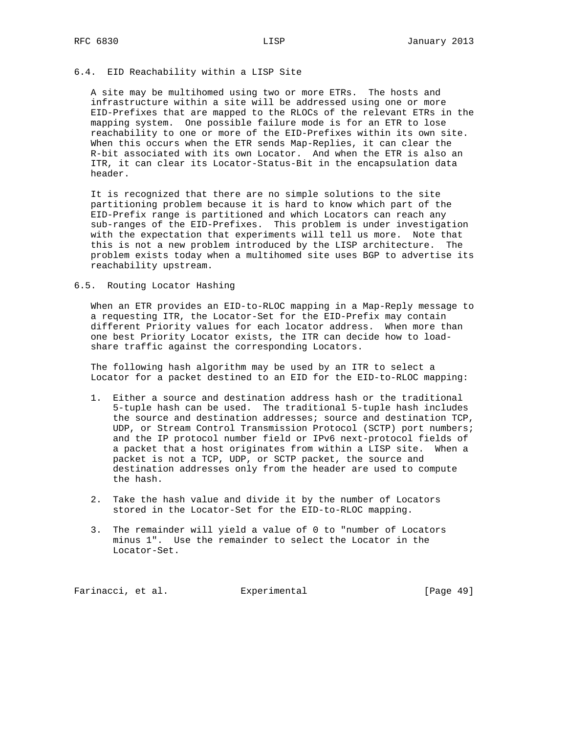### 6.4. EID Reachability within a LISP Site

A site may be multihomed using two or more ETRs. The hosts and infrastructure within a site will be addressed using one or more EID-Prefixes that are mapped to the RLOCs of the relevant ETRs in the mapping system. One possible failure mode is for an ETR to lose reachability to one or more of the EID-Prefixes within its own site. When this occurs when the ETR sends Map-Replies, it can clear the R-bit associated with its own Locator. And when the ETR is also an ITR, it can clear its Locator-Status-Bit in the encapsulation data header.

It is recognized that there are no simple solutions to the site partitioning problem because it is hard to know which part of the EID-Prefix range is partitioned and which Locators can reach any sub-ranges of the EID-Prefixes. This problem is under investigation with the expectation that experiments will tell us more. Note that this is not a new problem introduced by the LISP architecture. The problem exists today when a multihomed site uses BGP to advertise its reachability upstream.

### 6.5. Routing Locator Hashing

When an ETR provides an EID-to-RLOC mapping in a Map-Reply message to a requesting ITR, the Locator-Set for the EID-Prefix may contain different Priority values for each locator address. When more than one best Priority Locator exists, the ITR can decide how to load-share traffic against the corresponding Locators.

The following hash algorithm may be used by an ITR to select a Locator for a packet destined to an EID for the EID-to-RLOC mapping:

1. Either a source and destination address hash or the traditional 5-tuple hash can be used. The traditional 5-tuple hash includes the source and destination addresses; source and destination TCP, UDP, or Stream Control Transmission Protocol (SCTP) port numbers; and the IP protocol number field or IPv6 next-protocol fields of a packet that a host originates from within a LISP site. When a packet is not a TCP, UDP, or SCTP packet, the source and destination addresses only from the header are used to compute the hash.

2. Take the hash value and divide it by the number of Locators stored in the Locator-Set for the EID-to-RLOC mapping.

3. The remainder will yield a value of 0 to "number of Locators minus 1". Use the remainder to select the Locator in the Locator-Set.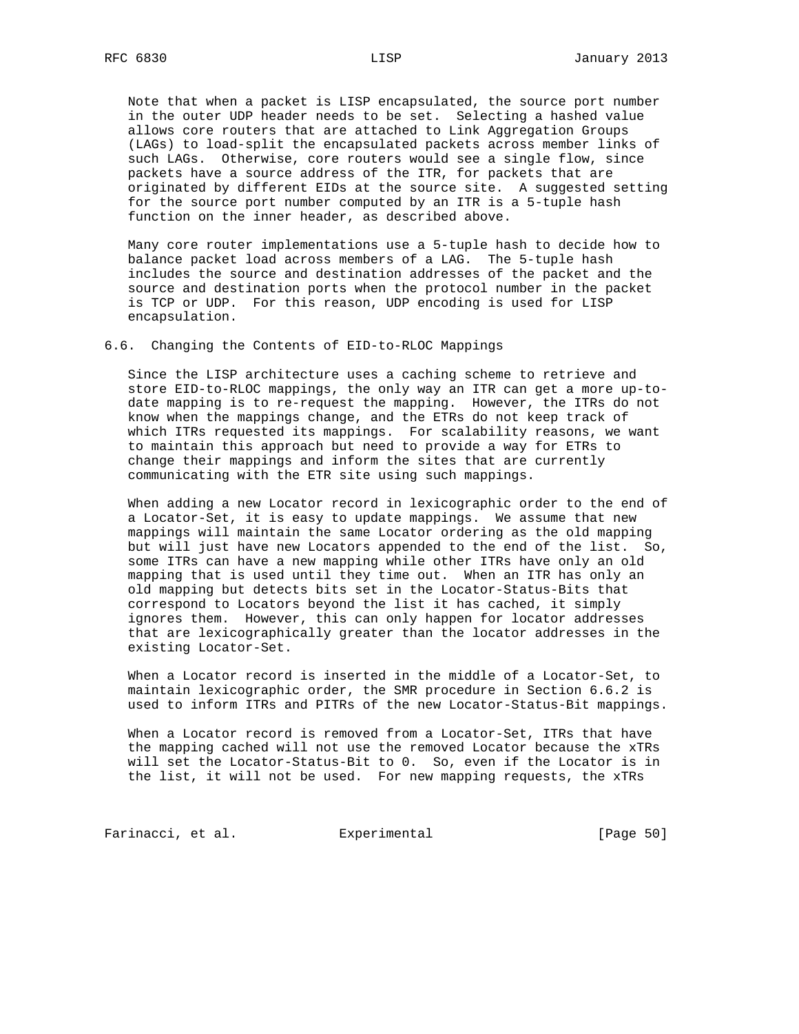Note that when a packet is LISP encapsulated, the source port number in the outer UDP header needs to be set. Selecting a hashed value allows core routers that are attached to Link Aggregation Groups (LAGs) to load-split the encapsulated packets across member links of such LAGs. Otherwise, core routers would see a single flow, since packets have a source address of the ITR, for packets that are originated by different EIDs at the source site. A suggested setting for the source port number computed by an ITR is a 5-tuple hash function on the inner header, as described above.

Many core router implementations use a 5-tuple hash to decide how to balance packet load across members of a LAG. The 5-tuple hash includes the source and destination addresses of the packet and the source and destination ports when the protocol number in the packet is TCP or UDP. For this reason, UDP encoding is used for LISP encapsulation.

## 6.6. Changing the Contents of EID-to-RLOC Mappings

Since the LISP architecture uses a caching scheme to retrieve and store EID-to-RLOC mappings, the only way an ITR can get a more up-to-date mapping is to re-request the mapping. However, the ITRs do not know when the mappings change, and the ETRs do not keep track of which ITRs requested its mappings. For scalability reasons, we want to maintain this approach but need to provide a way for ETRs to change their mappings and inform the sites that are currently communicating with the ETR site using such mappings.

When adding a new Locator record in lexicographic order to the end of a Locator-Set, it is easy to update mappings. We assume that new mappings will maintain the same Locator ordering as the old mapping but will just have new Locators appended to the end of the list. So, some ITRs can have a new mapping while other ITRs have only an old mapping that is used until they time out. When an ITR has only an old mapping but detects bits set in the Locator-Status-Bits that correspond to Locators beyond the list it has cached, it simply ignores them. However, this can only happen for locator addresses that are lexicographically greater than the locator addresses in the existing Locator-Set.

When a Locator record is inserted in the middle of a Locator-Set, to maintain lexicographic order, the SMR procedure in Section 6.6.2 is used to inform ITRs and PITRs of the new Locator-Status-Bit mappings.

When a Locator record is removed from a Locator-Set, ITRs that have the mapping cached will not use the removed Locator because the xTRs will set the Locator-Status-Bit to 0. So, even if the Locator is in the list, it will not be used. For new mapping requests, the xTRs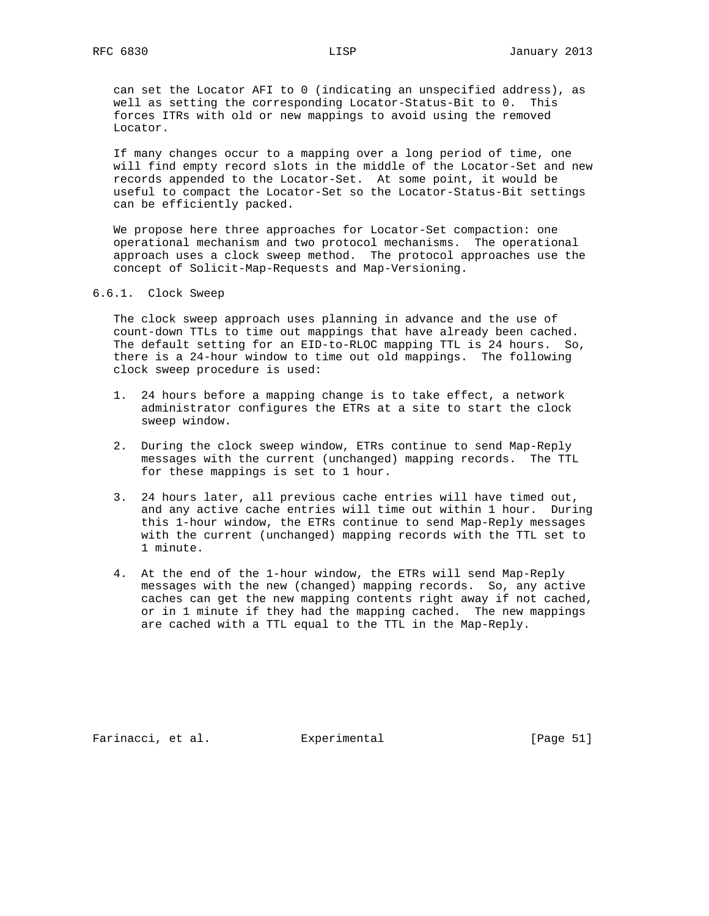can set the Locator AFI to 0 (indicating an unspecified address), as well as setting the corresponding Locator-Status-Bit to 0. This forces ITRs with old or new mappings to avoid using the removed Locator.

If many changes occur to a mapping over a long period of time, one will find empty record slots in the middle of the Locator-Set and new records appended to the Locator-Set. At some point, it would be useful to compact the Locator-Set so the Locator-Status-Bit settings can be efficiently packed.

We propose here three approaches for Locator-Set compaction: one operational mechanism and two protocol mechanisms. The operational approach uses a clock sweep method. The protocol approaches use the concept of Solicit-Map-Requests and Map-Versioning.

### 6.6.1. Clock Sweep

The clock sweep approach uses planning in advance and the use of count-down TTLs to time out mappings that have already been cached. The default setting for an EID-to-RLOC mapping TTL is 24 hours. So, there is a 24-hour window to time out old mappings. The following clock sweep procedure is used:

1. 24 hours before a mapping change is to take effect, a network administrator configures the ETRs at a site to start the clock sweep window.

2. During the clock sweep window, ETRs continue to send Map-Reply messages with the current (unchanged) mapping records. The TTL for these mappings is set to 1 hour.

3. 24 hours later, all previous cache entries will have timed out, and any active cache entries will time out within 1 hour. During this 1-hour window, the ETRs continue to send Map-Reply messages with the current (unchanged) mapping records with the TTL set to 1 minute.

4. At the end of the 1-hour window, the ETRs will send Map-Reply messages with the new (changed) mapping records. So, any active caches can get the new mapping contents right away if not cached, or in 1 minute if they had the mapping cached. The new mappings are cached with a TTL equal to the TTL in the Map-Reply.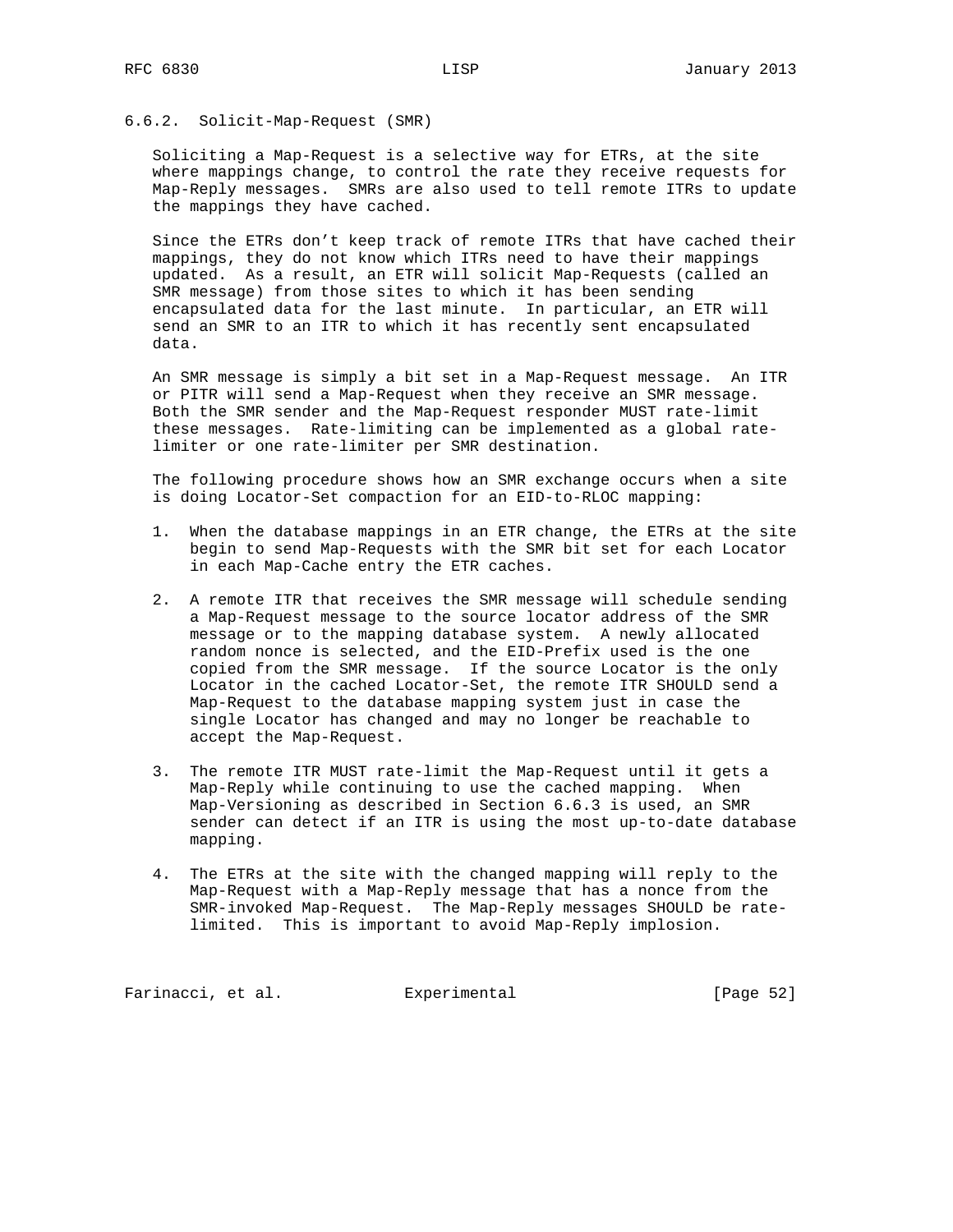### 6.6.2. Solicit-Map-Request (SMR)

Soliciting a Map-Request is a selective way for ETRs, at the site where mappings change, to control the rate they receive requests for Map-Reply messages. SMRs are also used to tell remote ITRs to update the mappings they have cached.

Since the ETRs don't keep track of remote ITRs that have cached their mappings, they do not know which ITRs need to have their mappings updated. As a result, an ETR will solicit Map-Requests (called an SMR message) from those sites to which it has been sending encapsulated data for the last minute. In particular, an ETR will send an SMR to an ITR to which it has recently sent encapsulated data.

An SMR message is simply a bit set in a Map-Request message. An ITR or PITR will send a Map-Request when they receive an SMR message. Both the SMR sender and the Map-Request responder MUST rate-limit these messages. Rate-limiting can be implemented as a global rate-limiter or one rate-limiter per SMR destination.

The following procedure shows how an SMR exchange occurs when a site is doing Locator-Set compaction for an EID-to-RLOC mapping:

1. When the database mappings in an ETR change, the ETRs at the site begin to send Map-Requests with the SMR bit set for each Locator in each Map-Cache entry the ETR caches.

2. A remote ITR that receives the SMR message will schedule sending a Map-Request message to the source locator address of the SMR message or to the mapping database system. A newly allocated random nonce is selected, and the EID-Prefix used is the one copied from the SMR message. If the source Locator is the only Locator in the cached Locator-Set, the remote ITR SHOULD send a Map-Request to the database mapping system just in case the single Locator has changed and may no longer be reachable to accept the Map-Request.

3. The remote ITR MUST rate-limit the Map-Request until it gets a Map-Reply while continuing to use the cached mapping. When Map-Versioning as described in Section 6.6.3 is used, an SMR sender can detect if an ITR is using the most up-to-date database mapping.

4. The ETRs at the site with the changed mapping will reply to the Map-Request with a Map-Reply message that has a nonce from the SMR-invoked Map-Request. The Map-Reply messages SHOULD be rate-limited. This is important to avoid Map-Reply implosion.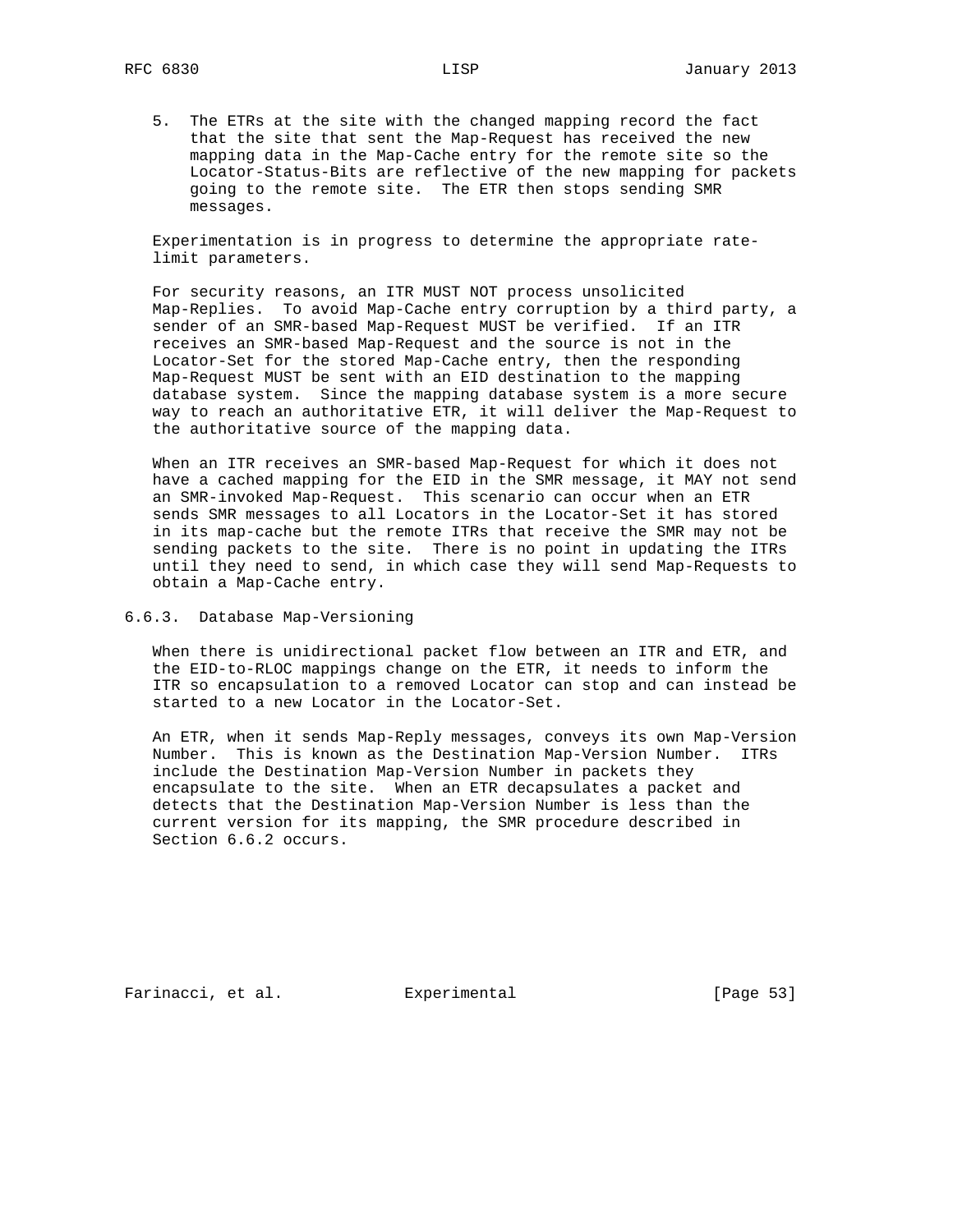5. The ETRs at the site with the changed mapping record the fact that the site that sent the Map-Request has received the new mapping data in the Map-Cache entry for the remote site so the Locator-Status-Bits are reflective of the new mapping for packets going to the remote site. The ETR then stops sending SMR messages.

Experimentation is in progress to determine the appropriate rate-limit parameters.

For security reasons, an ITR MUST NOT process unsolicited Map-Replies. To avoid Map-Cache entry corruption by a third party, a sender of an SMR-based Map-Request MUST be verified. If an ITR receives an SMR-based Map-Request and the source is not in the Locator-Set for the stored Map-Cache entry, then the responding Map-Request MUST be sent with an EID destination to the mapping database system. Since the mapping database system is a more secure way to reach an authoritative ETR, it will deliver the Map-Request to the authoritative source of the mapping data.

When an ITR receives an SMR-based Map-Request for which it does not have a cached mapping for the EID in the SMR message, it MAY not send an SMR-invoked Map-Request. This scenario can occur when an ETR sends SMR messages to all Locators in the Locator-Set it has stored in its map-cache but the remote ITRs that receive the SMR may not be sending packets to the site. There is no point in updating the ITRs until they need to send, in which case they will send Map-Requests to obtain a Map-Cache entry.

### 6.6.3. Database Map-Versioning

When there is unidirectional packet flow between an ITR and ETR, and the EID-to-RLOC mappings change on the ETR, it needs to inform the ITR so encapsulation to a removed Locator can stop and can instead be started to a new Locator in the Locator-Set.

An ETR, when it sends Map-Reply messages, conveys its own Map-Version Number. This is known as the Destination Map-Version Number. ITRs include the Destination Map-Version Number in packets they encapsulate to the site. When an ETR decapsulates a packet and detects that the Destination Map-Version Number is less than the current version for its mapping, the SMR procedure described in Section 6.6.2 occurs.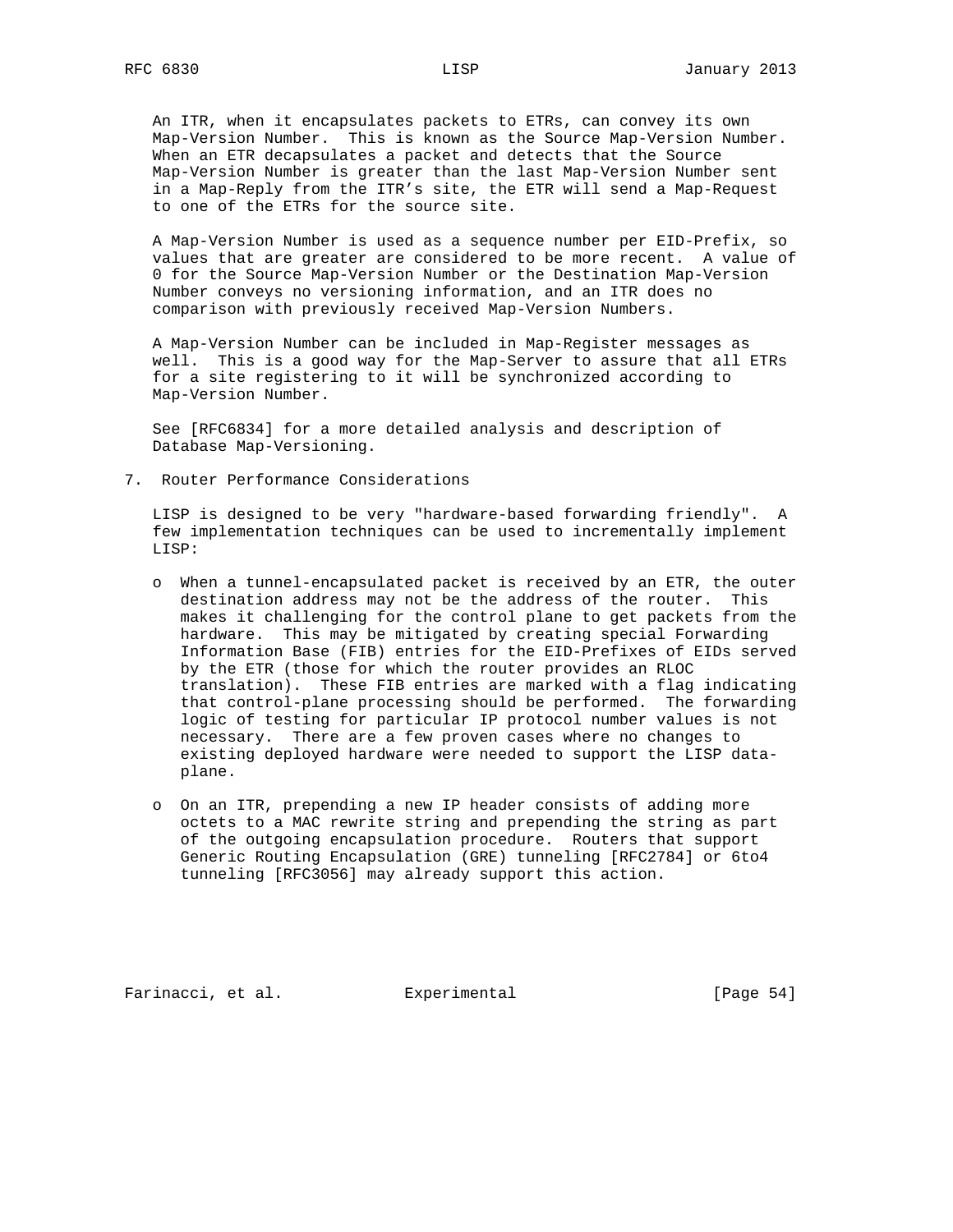An ITR, when it encapsulates packets to ETRs, can convey its own Map-Version Number. This is known as the Source Map-Version Number. When an ETR decapsulates a packet and detects that the Source Map-Version Number is greater than the last Map-Version Number sent in a Map-Reply from the ITR's site, the ETR will send a Map-Request to one of the ETRs for the source site.

A Map-Version Number is used as a sequence number per EID-Prefix, so values that are greater are considered to be more recent. A value of 0 for the Source Map-Version Number or the Destination Map-Version Number conveys no versioning information, and an ITR does no comparison with previously received Map-Version Numbers.

A Map-Version Number can be included in Map-Register messages as well. This is a good way for the Map-Server to assure that all ETRs for a site registering to it will be synchronized according to Map-Version Number.

See [RFC6834] for a more detailed analysis and description of Database Map-Versioning.

# 7. Router Performance Considerations

LISP is designed to be very "hardware-based forwarding friendly". A few implementation techniques can be used to incrementally implement LISP:

- When a tunnel-encapsulated packet is received by an ETR, the outer destination address may not be the address of the router. This makes it challenging for the control plane to get packets from the hardware. This may be mitigated by creating special Forwarding Information Base (FIB) entries for the EID-Prefixes of EIDs served by the ETR (those for which the router provides an RLOC translation). These FIB entries are marked with a flag indicating that control-plane processing should be performed. The forwarding logic of testing for particular IP protocol number values is not necessary. There are a few proven cases where no changes to existing deployed hardware were needed to support the LISP data-plane.

- On an ITR, prepending a new IP header consists of adding more octets to a MAC rewrite string and prepending the string as part of the outgoing encapsulation procedure. Routers that support Generic Routing Encapsulation (GRE) tunneling [RFC2784] or 6to4 tunneling [RFC3056] may already support this action.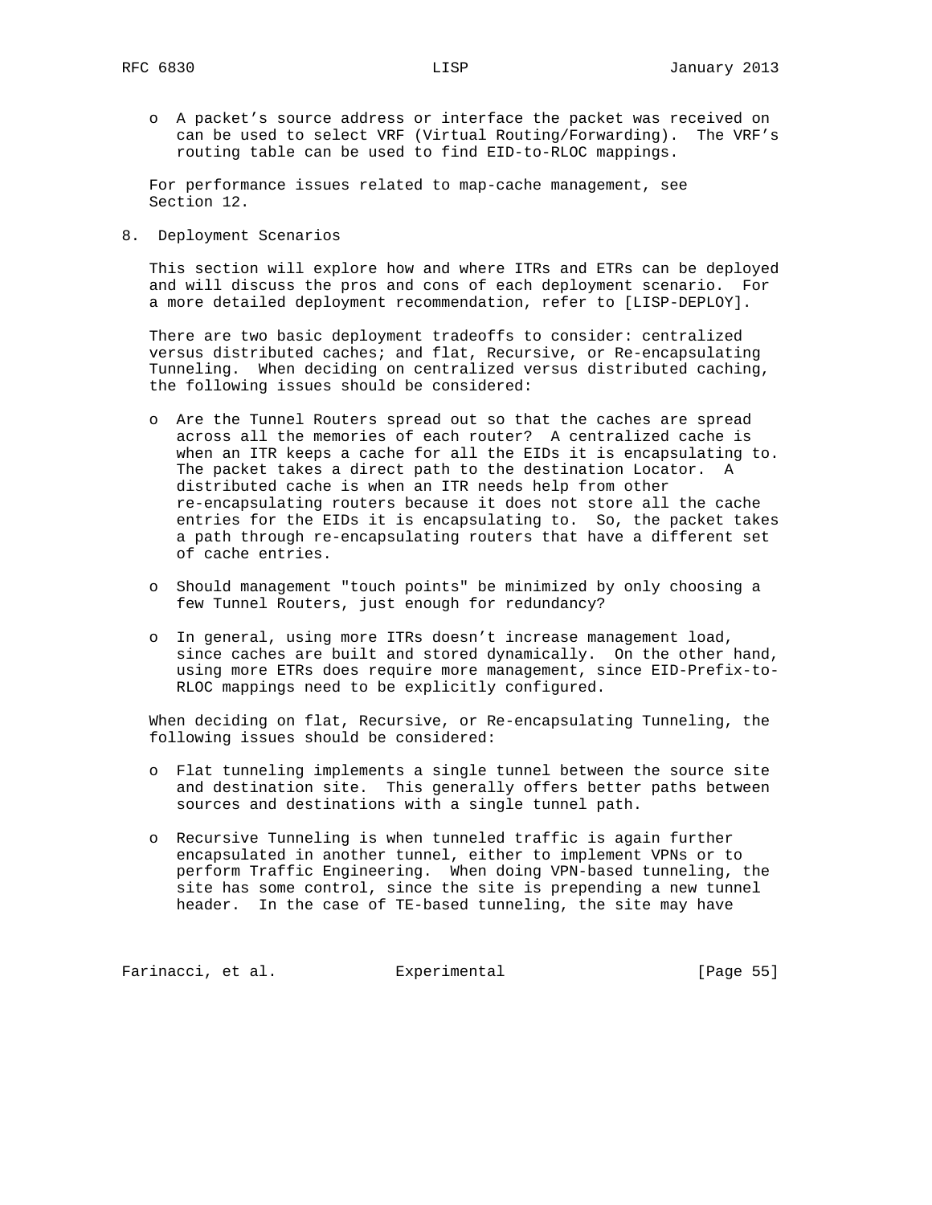- A packet's source address or interface the packet was received on can be used to select VRF (Virtual Routing/Forwarding). The VRF's routing table can be used to find EID-to-RLOC mappings.

For performance issues related to map-cache management, see Section 12.

## 8. Deployment Scenarios

This section will explore how and where ITRs and ETRs can be deployed and will discuss the pros and cons of each deployment scenario. For a more detailed deployment recommendation, refer to [LISP-DEPLOY].

There are two basic deployment tradeoffs to consider: centralized versus distributed caches; and flat, Recursive, or Re-encapsulating Tunneling. When deciding on centralized versus distributed caching, the following issues should be considered:

- Are the Tunnel Routers spread out so that the caches are spread across all the memories of each router? A centralized cache is when an ITR keeps a cache for all the EIDs it is encapsulating to. The packet takes a direct path to the destination Locator. A distributed cache is when an ITR needs help from other re-encapsulating routers because it does not store all the cache entries for the EIDs it is encapsulating to. So, the packet takes a path through re-encapsulating routers that have a different set of cache entries.

- Should management "touch points" be minimized by only choosing a few Tunnel Routers, just enough for redundancy?

- In general, using more ITRs doesn't increase management load, since caches are built and stored dynamically. On the other hand, using more ETRs does require more management, since EID-Prefix-to-RLOC mappings need to be explicitly configured.

When deciding on flat, Recursive, or Re-encapsulating Tunneling, the following issues should be considered:

- Flat tunneling implements a single tunnel between the source site and destination site. This generally offers better paths between sources and destinations with a single tunnel path.

- Recursive Tunneling is when tunneled traffic is again further encapsulated in another tunnel, either to implement VPNs or to perform Traffic Engineering. When doing VPN-based tunneling, the site has some control, since the site is prepending a new tunnel header. In the case of TE-based tunneling, the site may have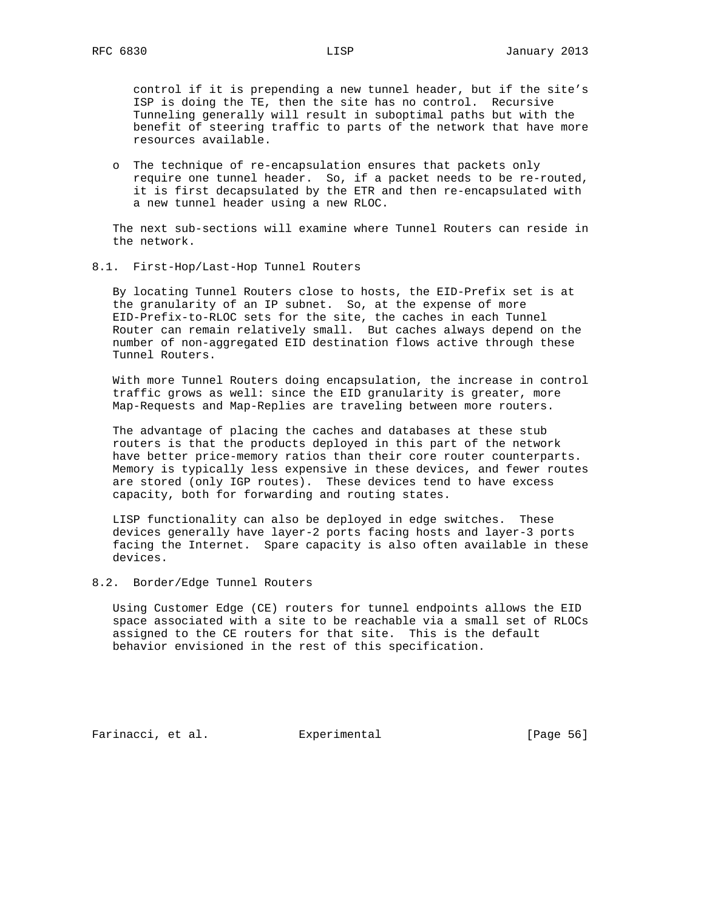control if it is prepending a new tunnel header, but if the site's ISP is doing the TE, then the site has no control. Recursive Tunneling generally will result in suboptimal paths but with the benefit of steering traffic to parts of the network that have more resources available.

- The technique of re-encapsulation ensures that packets only require one tunnel header. So, if a packet needs to be re-routed, it is first decapsulated by the ETR and then re-encapsulated with a new tunnel header using a new RLOC.

The next sub-sections will examine where Tunnel Routers can reside in the network.

## 8.1. First-Hop/Last-Hop Tunnel Routers

By locating Tunnel Routers close to hosts, the EID-Prefix set is at the granularity of an IP subnet. So, at the expense of more EID-Prefix-to-RLOC sets for the site, the caches in each Tunnel Router can remain relatively small. But caches always depend on the number of non-aggregated EID destination flows active through these Tunnel Routers.

With more Tunnel Routers doing encapsulation, the increase in control traffic grows as well: since the EID granularity is greater, more Map-Requests and Map-Replies are traveling between more routers.

The advantage of placing the caches and databases at these stub routers is that the products deployed in this part of the network have better price-memory ratios than their core router counterparts. Memory is typically less expensive in these devices, and fewer routes are stored (only IGP routes). These devices tend to have excess capacity, both for forwarding and routing states.

LISP functionality can also be deployed in edge switches. These devices generally have layer-2 ports facing hosts and layer-3 ports facing the Internet. Spare capacity is also often available in these devices.

## 8.2. Border/Edge Tunnel Routers

Using Customer Edge (CE) routers for tunnel endpoints allows the EID space associated with a site to be reachable via a small set of RLOCs assigned to the CE routers for that site. This is the default behavior envisioned in the rest of this specification.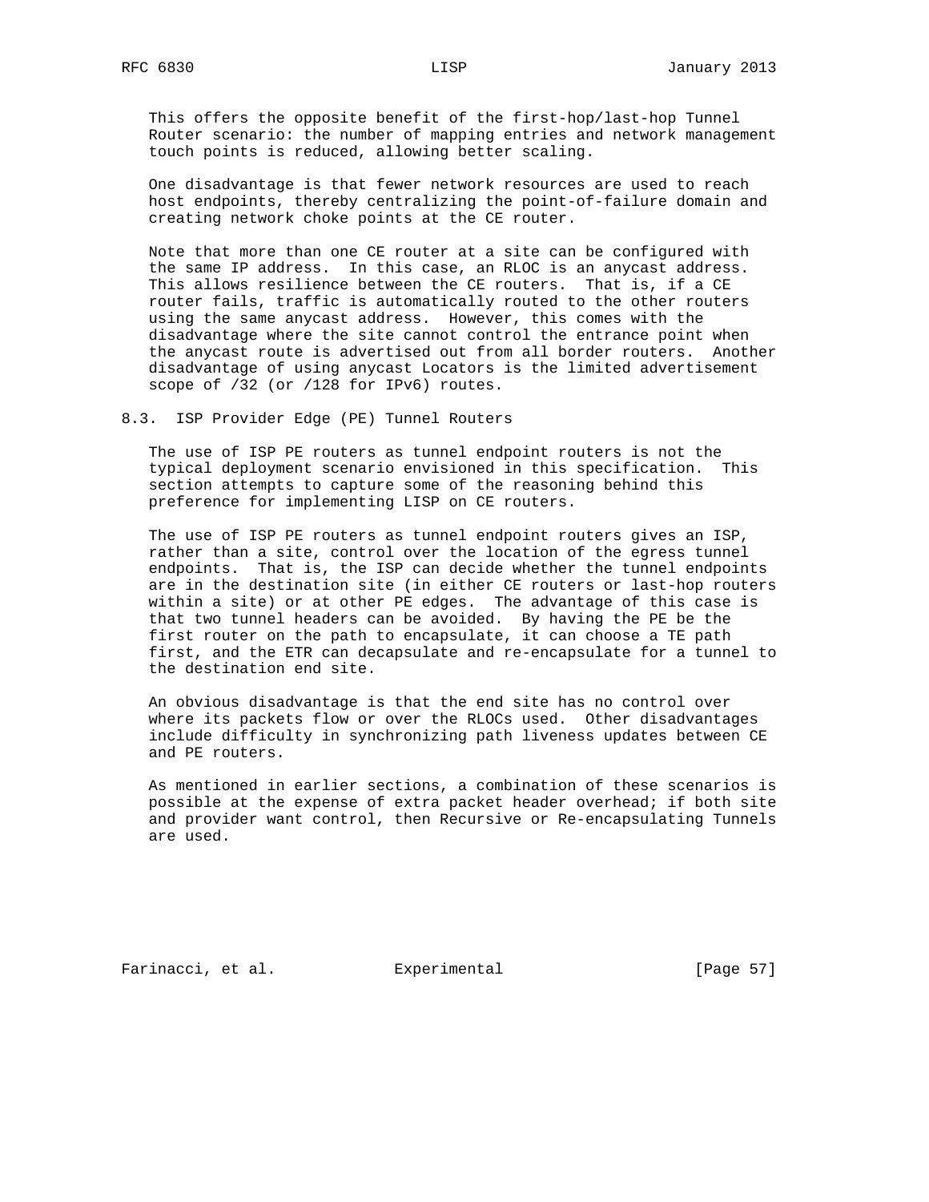This offers the opposite benefit of the first-hop/last-hop Tunnel Router scenario: the number of mapping entries and network management touch points is reduced, allowing better scaling.

One disadvantage is that fewer network resources are used to reach host endpoints, thereby centralizing the point-of-failure domain and creating network choke points at the CE router.

Note that more than one CE router at a site can be configured with the same IP address. In this case, an RLOC is an anycast address. This allows resilience between the CE routers. That is, if a CE router fails, traffic is automatically routed to the other routers using the same anycast address. However, this comes with the disadvantage where the site cannot control the entrance point when the anycast route is advertised out from all border routers. Another disadvantage of using anycast Locators is the limited advertisement scope of /32 (or /128 for IPv6) routes.

## 8.3. ISP Provider Edge (PE) Tunnel Routers

The use of ISP PE routers as tunnel endpoint routers is not the typical deployment scenario envisioned in this specification. This section attempts to capture some of the reasoning behind this preference for implementing LISP on CE routers.

The use of ISP PE routers as tunnel endpoint routers gives an ISP, rather than a site, control over the location of the egress tunnel endpoints. That is, the ISP can decide whether the tunnel endpoints are in the destination site (in either CE routers or last-hop routers within a site) or at other PE edges. The advantage of this case is that two tunnel headers can be avoided. By having the PE be the first router on the path to encapsulate, it can choose a TE path first, and the ETR can decapsulate and re-encapsulate for a tunnel to the destination end site.

An obvious disadvantage is that the end site has no control over where its packets flow or over the RLOCs used. Other disadvantages include difficulty in synchronizing path liveness updates between CE and PE routers.

As mentioned in earlier sections, a combination of these scenarios is possible at the expense of extra packet header overhead; if both site and provider want control, then Recursive or Re-encapsulating Tunnels are used.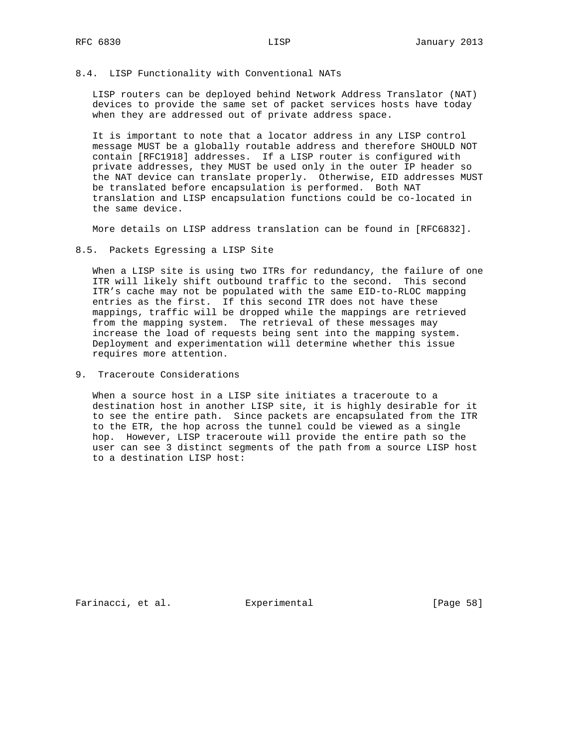### 8.4. LISP Functionality with Conventional NATs

LISP routers can be deployed behind Network Address Translator (NAT) devices to provide the same set of packet services hosts have today when they are addressed out of private address space.

It is important to note that a locator address in any LISP control message MUST be a globally routable address and therefore SHOULD NOT contain [RFC1918] addresses. If a LISP router is configured with private addresses, they MUST be used only in the outer IP header so the NAT device can translate properly. Otherwise, EID addresses MUST be translated before encapsulation is performed. Both NAT translation and LISP encapsulation functions could be co-located in the same device.

More details on LISP address translation can be found in [RFC6832].

### 8.5. Packets Egressing a LISP Site

When a LISP site is using two ITRs for redundancy, the failure of one ITR will likely shift outbound traffic to the second. This second ITR's cache may not be populated with the same EID-to-RLOC mapping entries as the first. If this second ITR does not have these mappings, traffic will be dropped while the mappings are retrieved from the mapping system. The retrieval of these messages may increase the load of requests being sent into the mapping system. Deployment and experimentation will determine whether this issue requires more attention.

## 9. Traceroute Considerations

When a source host in a LISP site initiates a traceroute to a destination host in another LISP site, it is highly desirable for it to see the entire path. Since packets are encapsulated from the ITR to the ETR, the hop across the tunnel could be viewed as a single hop. However, LISP traceroute will provide the entire path so the user can see 3 distinct segments of the path from a source LISP host to a destination LISP host: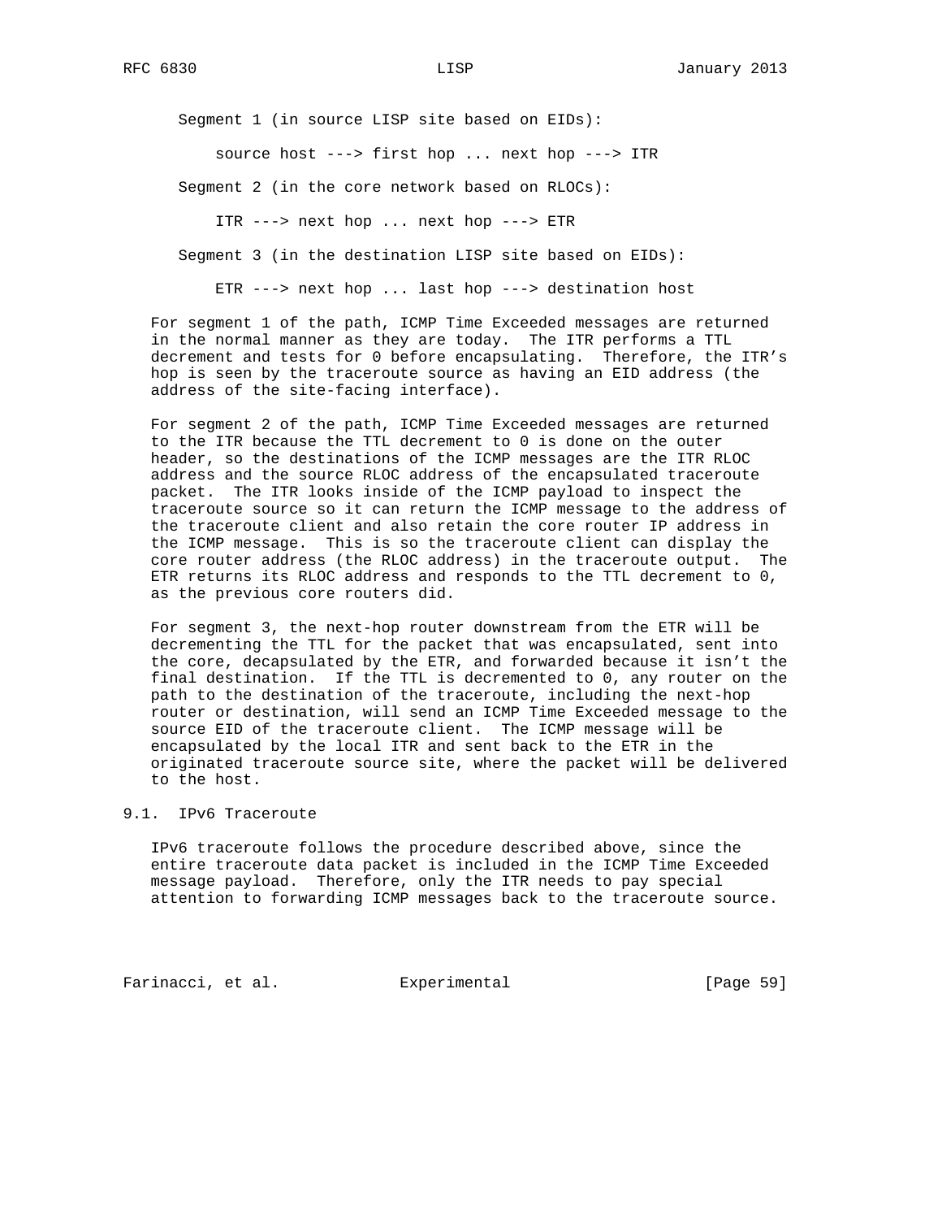Segment 1 (in source LISP site based on EIDs):

```
source host ---> first hop ... next hop ---> ITR
```

Segment 2 (in the core network based on RLOCs):

```
ITR ---> next hop ... next hop ---> ETR
```

Segment 3 (in the destination LISP site based on EIDs):

```
ETR ---> next hop ... last hop ---> destination host
```

For segment 1 of the path, ICMP Time Exceeded messages are returned in the normal manner as they are today. The ITR performs a TTL decrement and tests for 0 before encapsulating. Therefore, the ITR's hop is seen by the traceroute source as having an EID address (the address of the site-facing interface).

For segment 2 of the path, ICMP Time Exceeded messages are returned to the ITR because the TTL decrement to 0 is done on the outer header, so the destinations of the ICMP messages are the ITR RLOC address and the source RLOC address of the encapsulated traceroute packet. The ITR looks inside of the ICMP payload to inspect the traceroute source so it can return the ICMP message to the address of the traceroute client and also retain the core router IP address in the ICMP message. This is so the traceroute client can display the core router address (the RLOC address) in the traceroute output. The ETR returns its RLOC address and responds to the TTL decrement to 0, as the previous core routers did.

For segment 3, the next-hop router downstream from the ETR will be decrementing the TTL for the packet that was encapsulated, sent into the core, decapsulated by the ETR, and forwarded because it isn't the final destination. If the TTL is decremented to 0, any router on the path to the destination of the traceroute, including the next-hop router or destination, will send an ICMP Time Exceeded message to the source EID of the traceroute client. The ICMP message will be encapsulated by the local ITR and sent back to the ETR in the originated traceroute source site, where the packet will be delivered to the host.

## 9.1. IPv6 Traceroute

IPv6 traceroute follows the procedure described above, since the entire traceroute data packet is included in the ICMP Time Exceeded message payload. Therefore, only the ITR needs to pay special attention to forwarding ICMP messages back to the traceroute source.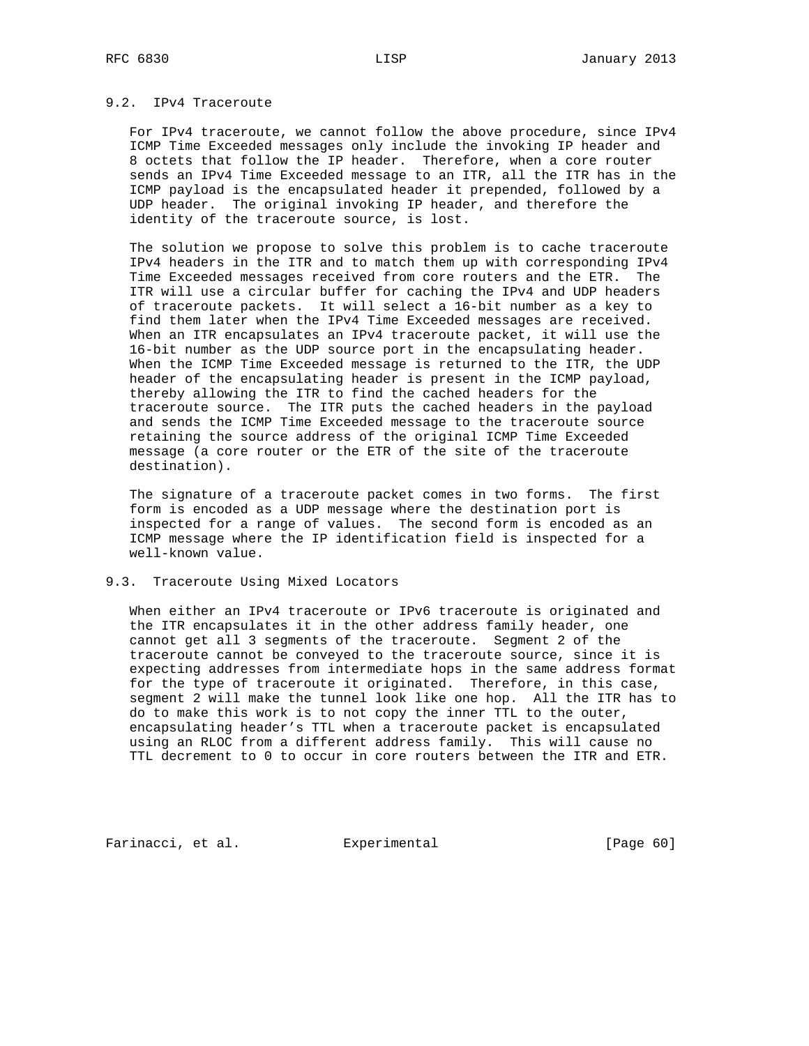### 9.2. IPv4 Traceroute

For IPv4 traceroute, we cannot follow the above procedure, since IPv4 ICMP Time Exceeded messages only include the invoking IP header and 8 octets that follow the IP header. Therefore, when a core router sends an IPv4 Time Exceeded message to an ITR, all the ITR has in the ICMP payload is the encapsulated header it prepended, followed by a UDP header. The original invoking IP header, and therefore the identity of the traceroute source, is lost.

The solution we propose to solve this problem is to cache traceroute IPv4 headers in the ITR and to match them up with corresponding IPv4 Time Exceeded messages received from core routers and the ETR. The ITR will use a circular buffer for caching the IPv4 and UDP headers of traceroute packets. It will select a 16-bit number as a key to find them later when the IPv4 Time Exceeded messages are received. When an ITR encapsulates an IPv4 traceroute packet, it will use the 16-bit number as the UDP source port in the encapsulating header. When the ICMP Time Exceeded message is returned to the ITR, the UDP header of the encapsulating header is present in the ICMP payload, thereby allowing the ITR to find the cached headers for the traceroute source. The ITR puts the cached headers in the payload and sends the ICMP Time Exceeded message to the traceroute source retaining the source address of the original ICMP Time Exceeded message (a core router or the ETR of the site of the traceroute destination).

The signature of a traceroute packet comes in two forms. The first form is encoded as a UDP message where the destination port is inspected for a range of values. The second form is encoded as an ICMP message where the IP identification field is inspected for a well-known value.

### 9.3. Traceroute Using Mixed Locators

When either an IPv4 traceroute or IPv6 traceroute is originated and the ITR encapsulates it in the other address family header, one cannot get all 3 segments of the traceroute. Segment 2 of the traceroute cannot be conveyed to the traceroute source, since it is expecting addresses from intermediate hops in the same address format for the type of traceroute it originated. Therefore, in this case, segment 2 will make the tunnel look like one hop. All the ITR has to do to make this work is to not copy the inner TTL to the outer, encapsulating header's TTL when a traceroute packet is encapsulated using an RLOC from a different address family. This will cause no TTL decrement to 0 to occur in core routers between the ITR and ETR.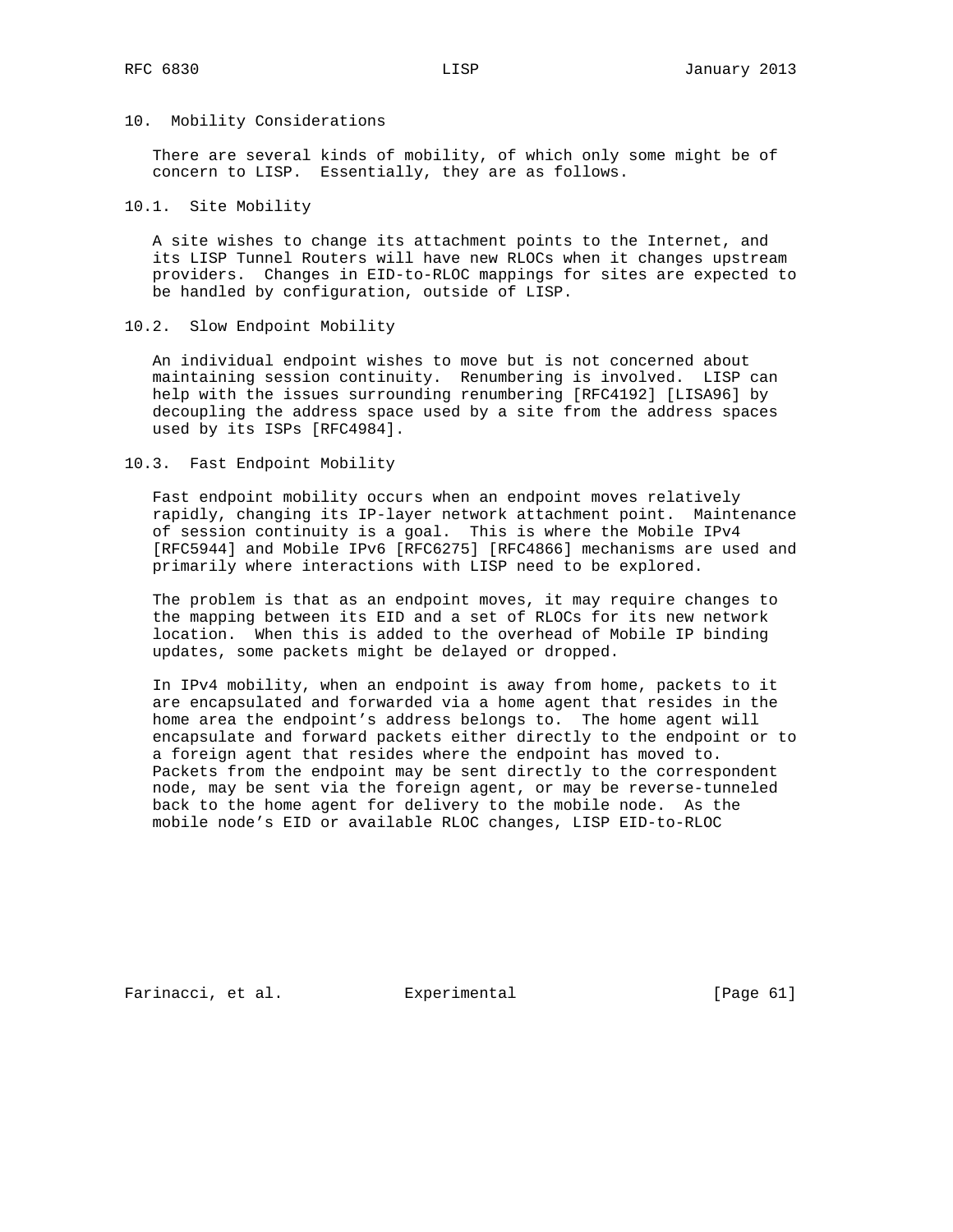## 10. Mobility Considerations

There are several kinds of mobility, of which only some might be of concern to LISP. Essentially, they are as follows.

### 10.1. Site Mobility

A site wishes to change its attachment points to the Internet, and its LISP Tunnel Routers will have new RLOCs when it changes upstream providers. Changes in EID-to-RLOC mappings for sites are expected to be handled by configuration, outside of LISP.

### 10.2. Slow Endpoint Mobility

An individual endpoint wishes to move but is not concerned about maintaining session continuity. Renumbering is involved. LISP can help with the issues surrounding renumbering [RFC4192] [LISA96] by decoupling the address space used by a site from the address spaces used by its ISPs [RFC4984].

### 10.3. Fast Endpoint Mobility

Fast endpoint mobility occurs when an endpoint moves relatively rapidly, changing its IP-layer network attachment point. Maintenance of session continuity is a goal. This is where the Mobile IPv4 [RFC5944] and Mobile IPv6 [RFC6275] [RFC4866] mechanisms are used and primarily where interactions with LISP need to be explored.

The problem is that as an endpoint moves, it may require changes to the mapping between its EID and a set of RLOCs for its new network location. When this is added to the overhead of Mobile IP binding updates, some packets might be delayed or dropped.

In IPv4 mobility, when an endpoint is away from home, packets to it are encapsulated and forwarded via a home agent that resides in the home area the endpoint's address belongs to. The home agent will encapsulate and forward packets either directly to the endpoint or to a foreign agent that resides where the endpoint has moved to. Packets from the endpoint may be sent directly to the correspondent node, may be sent via the foreign agent, or may be reverse-tunneled back to the home agent for delivery to the mobile node. As the mobile node's EID or available RLOC changes, LISP EID-to-RLOC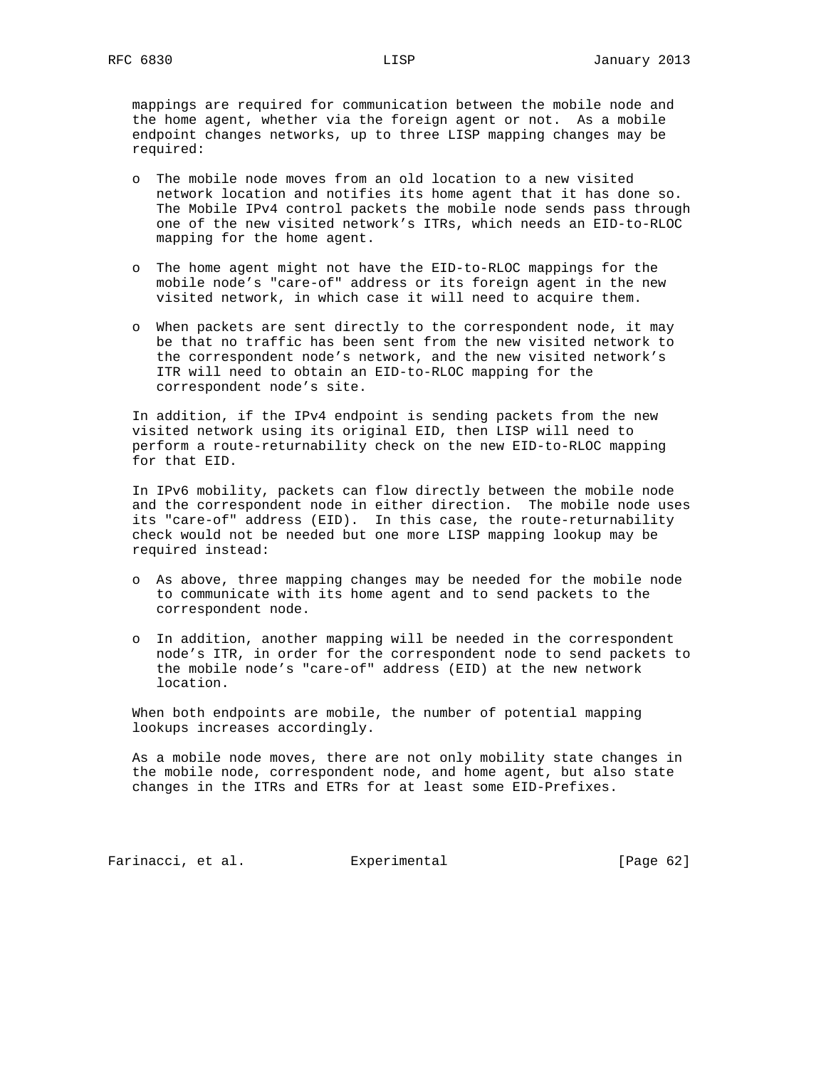mappings are required for communication between the mobile node and the home agent, whether via the foreign agent or not. As a mobile endpoint changes networks, up to three LISP mapping changes may be required:

- The mobile node moves from an old location to a new visited network location and notifies its home agent that it has done so. The Mobile IPv4 control packets the mobile node sends pass through one of the new visited network's ITRs, which needs an EID-to-RLOC mapping for the home agent.

- The home agent might not have the EID-to-RLOC mappings for the mobile node's "care-of" address or its foreign agent in the new visited network, in which case it will need to acquire them.

- When packets are sent directly to the correspondent node, it may be that no traffic has been sent from the new visited network to the correspondent node's network, and the new visited network's ITR will need to obtain an EID-to-RLOC mapping for the correspondent node's site.

In addition, if the IPv4 endpoint is sending packets from the new visited network using its original EID, then LISP will need to perform a route-returnability check on the new EID-to-RLOC mapping for that EID.

In IPv6 mobility, packets can flow directly between the mobile node and the correspondent node in either direction. The mobile node uses its "care-of" address (EID). In this case, the route-returnability check would not be needed but one more LISP mapping lookup may be required instead:

- As above, three mapping changes may be needed for the mobile node to communicate with its home agent and to send packets to the correspondent node.

- In addition, another mapping will be needed in the correspondent node's ITR, in order for the correspondent node to send packets to the mobile node's "care-of" address (EID) at the new network location.

When both endpoints are mobile, the number of potential mapping lookups increases accordingly.

As a mobile node moves, there are not only mobility state changes in the mobile node, correspondent node, and home agent, but also state changes in the ITRs and ETRs for at least some EID-Prefixes.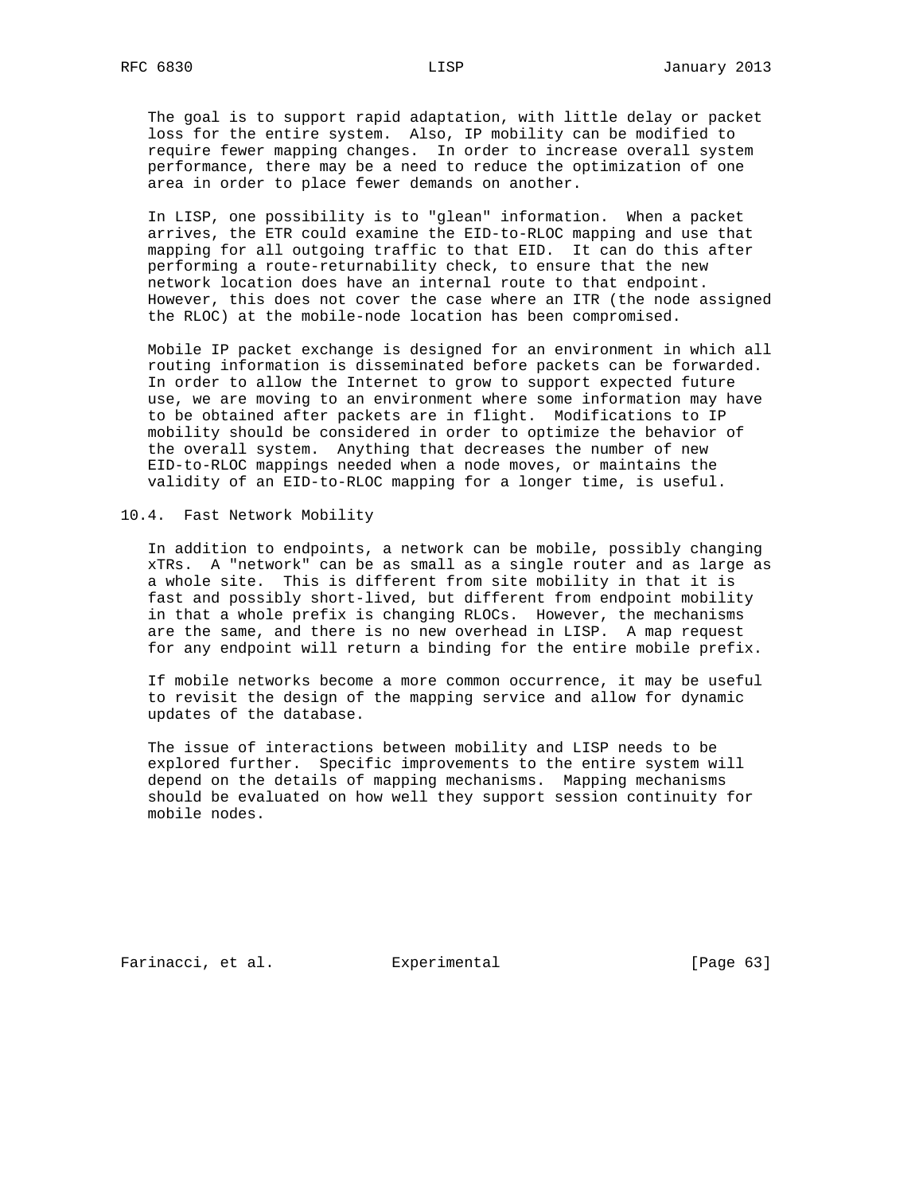The goal is to support rapid adaptation, with little delay or packet loss for the entire system. Also, IP mobility can be modified to require fewer mapping changes. In order to increase overall system performance, there may be a need to reduce the optimization of one area in order to place fewer demands on another.

In LISP, one possibility is to "glean" information. When a packet arrives, the ETR could examine the EID-to-RLOC mapping and use that mapping for all outgoing traffic to that EID. It can do this after performing a route-returnability check, to ensure that the new network location does have an internal route to that endpoint. However, this does not cover the case where an ITR (the node assigned the RLOC) at the mobile-node location has been compromised.

Mobile IP packet exchange is designed for an environment in which all routing information is disseminated before packets can be forwarded. In order to allow the Internet to grow to support expected future use, we are moving to an environment where some information may have to be obtained after packets are in flight. Modifications to IP mobility should be considered in order to optimize the behavior of the overall system. Anything that decreases the number of new EID-to-RLOC mappings needed when a node moves, or maintains the validity of an EID-to-RLOC mapping for a longer time, is useful.

## 10.4. Fast Network Mobility

In addition to endpoints, a network can be mobile, possibly changing xTRs. A "network" can be as small as a single router and as large as a whole site. This is different from site mobility in that it is fast and possibly short-lived, but different from endpoint mobility in that a whole prefix is changing RLOCs. However, the mechanisms are the same, and there is no new overhead in LISP. A map request for any endpoint will return a binding for the entire mobile prefix.

If mobile networks become a more common occurrence, it may be useful to revisit the design of the mapping service and allow for dynamic updates of the database.

The issue of interactions between mobility and LISP needs to be explored further. Specific improvements to the entire system will depend on the details of mapping mechanisms. Mapping mechanisms should be evaluated on how well they support session continuity for mobile nodes.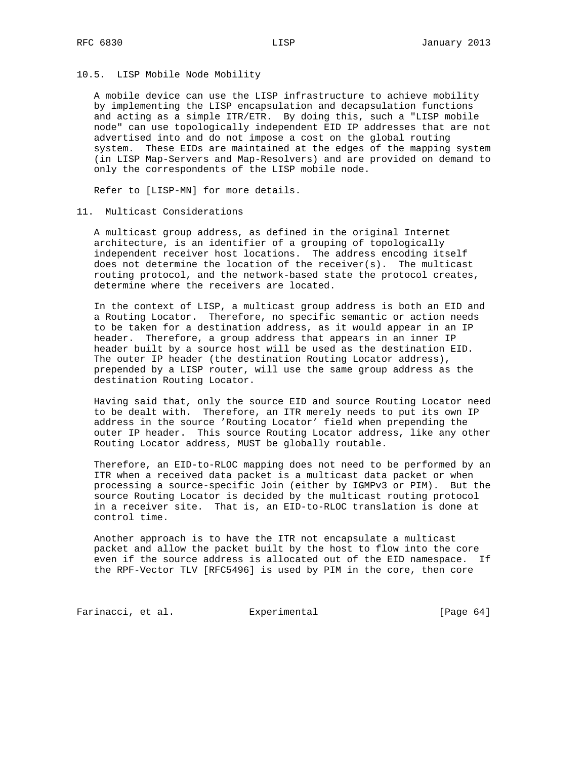### 10.5. LISP Mobile Node Mobility

A mobile device can use the LISP infrastructure to achieve mobility by implementing the LISP encapsulation and decapsulation functions and acting as a simple ITR/ETR. By doing this, such a "LISP mobile node" can use topologically independent EID IP addresses that are not advertised into and do not impose a cost on the global routing system. These EIDs are maintained at the edges of the mapping system (in LISP Map-Servers and Map-Resolvers) and are provided on demand to only the correspondents of the LISP mobile node.

Refer to [LISP-MN] for more details.

## 11. Multicast Considerations

A multicast group address, as defined in the original Internet architecture, is an identifier of a grouping of topologically independent receiver host locations. The address encoding itself does not determine the location of the receiver(s). The multicast routing protocol, and the network-based state the protocol creates, determine where the receivers are located.

In the context of LISP, a multicast group address is both an EID and a Routing Locator. Therefore, no specific semantic or action needs to be taken for a destination address, as it would appear in an IP header. Therefore, a group address that appears in an inner IP header built by a source host will be used as the destination EID. The outer IP header (the destination Routing Locator address), prepended by a LISP router, will use the same group address as the destination Routing Locator.

Having said that, only the source EID and source Routing Locator need to be dealt with. Therefore, an ITR merely needs to put its own IP address in the source 'Routing Locator' field when prepending the outer IP header. This source Routing Locator address, like any other Routing Locator address, MUST be globally routable.

Therefore, an EID-to-RLOC mapping does not need to be performed by an ITR when a received data packet is a multicast data packet or when processing a source-specific Join (either by IGMPv3 or PIM). But the source Routing Locator is decided by the multicast routing protocol in a receiver site. That is, an EID-to-RLOC translation is done at control time.

Another approach is to have the ITR not encapsulate a multicast packet and allow the packet built by the host to flow into the core even if the source address is allocated out of the EID namespace. If the RPF-Vector TLV [RFC5496] is used by PIM in the core, then core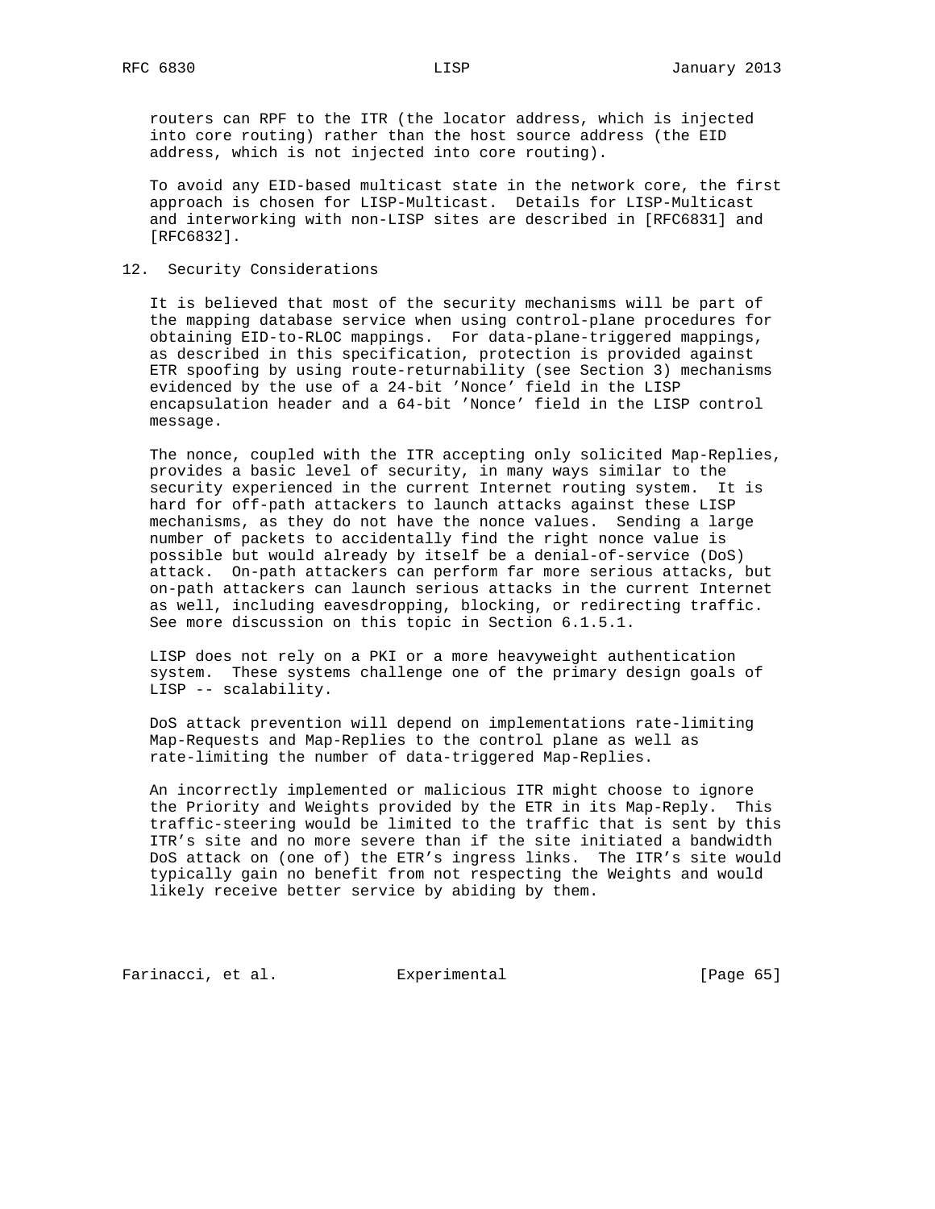routers can RPF to the ITR (the locator address, which is injected into core routing) rather than the host source address (the EID address, which is not injected into core routing).

To avoid any EID-based multicast state in the network core, the first approach is chosen for LISP-Multicast. Details for LISP-Multicast and interworking with non-LISP sites are described in [RFC6831] and [RFC6832].

## 12. Security Considerations

It is believed that most of the security mechanisms will be part of the mapping database service when using control-plane procedures for obtaining EID-to-RLOC mappings. For data-plane-triggered mappings, as described in this specification, protection is provided against ETR spoofing by using route-returnability (see Section 3) mechanisms evidenced by the use of a 24-bit 'Nonce' field in the LISP encapsulation header and a 64-bit 'Nonce' field in the LISP control message.

The nonce, coupled with the ITR accepting only solicited Map-Replies, provides a basic level of security, in many ways similar to the security experienced in the current Internet routing system. It is hard for off-path attackers to launch attacks against these LISP mechanisms, as they do not have the nonce values. Sending a large number of packets to accidentally find the right nonce value is possible but would already by itself be a denial-of-service (DoS) attack. On-path attackers can perform far more serious attacks, but on-path attackers can launch serious attacks in the current Internet as well, including eavesdropping, blocking, or redirecting traffic. See more discussion on this topic in Section 6.1.5.1.

LISP does not rely on a PKI or a more heavyweight authentication system. These systems challenge one of the primary design goals of LISP -- scalability.

DoS attack prevention will depend on implementations rate-limiting Map-Requests and Map-Replies to the control plane as well as rate-limiting the number of data-triggered Map-Replies.

An incorrectly implemented or malicious ITR might choose to ignore the Priority and Weights provided by the ETR in its Map-Reply. This traffic-steering would be limited to the traffic that is sent by this ITR's site and no more severe than if the site initiated a bandwidth DoS attack on (one of) the ETR's ingress links. The ITR's site would typically gain no benefit from not respecting the Weights and would likely receive better service by abiding by them.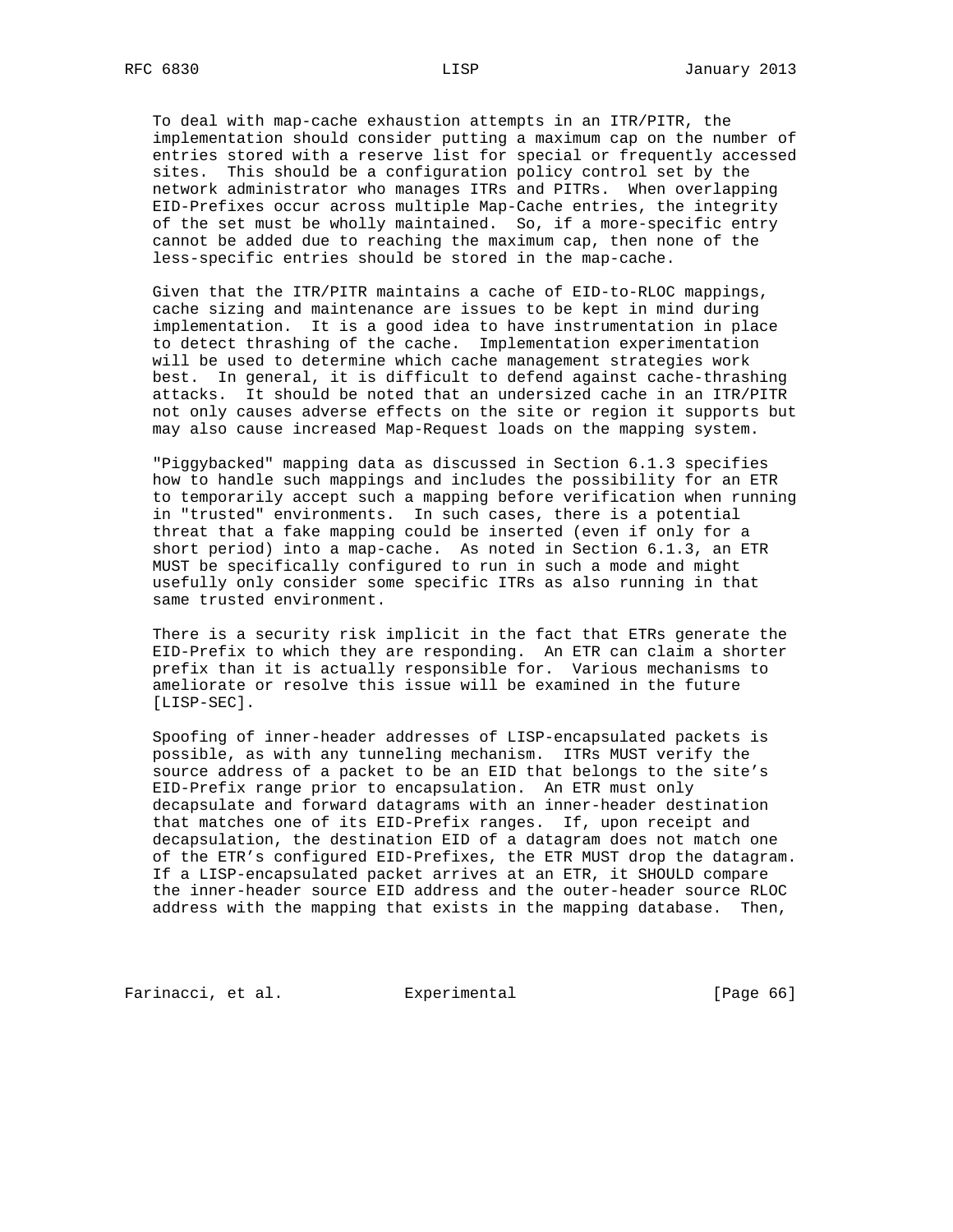To deal with map-cache exhaustion attempts in an ITR/PITR, the implementation should consider putting a maximum cap on the number of entries stored with a reserve list for special or frequently accessed sites. This should be a configuration policy control set by the network administrator who manages ITRs and PITRs. When overlapping EID-Prefixes occur across multiple Map-Cache entries, the integrity of the set must be wholly maintained. So, if a more-specific entry cannot be added due to reaching the maximum cap, then none of the less-specific entries should be stored in the map-cache.

Given that the ITR/PITR maintains a cache of EID-to-RLOC mappings, cache sizing and maintenance are issues to be kept in mind during implementation. It is a good idea to have instrumentation in place to detect thrashing of the cache. Implementation experimentation will be used to determine which cache management strategies work best. In general, it is difficult to defend against cache-thrashing attacks. It should be noted that an undersized cache in an ITR/PITR not only causes adverse effects on the site or region it supports but may also cause increased Map-Request loads on the mapping system.

"Piggybacked" mapping data as discussed in Section 6.1.3 specifies how to handle such mappings and includes the possibility for an ETR to temporarily accept such a mapping before verification when running in "trusted" environments. In such cases, there is a potential threat that a fake mapping could be inserted (even if only for a short period) into a map-cache. As noted in Section 6.1.3, an ETR MUST be specifically configured to run in such a mode and might usefully only consider some specific ITRs as also running in that same trusted environment.

There is a security risk implicit in the fact that ETRs generate the EID-Prefix to which they are responding. An ETR can claim a shorter prefix than it is actually responsible for. Various mechanisms to ameliorate or resolve this issue will be examined in the future [LISP-SEC].

Spoofing of inner-header addresses of LISP-encapsulated packets is possible, as with any tunneling mechanism. ITRs MUST verify the source address of a packet to be an EID that belongs to the site's EID-Prefix range prior to encapsulation. An ETR must only decapsulate and forward datagrams with an inner-header destination that matches one of its EID-Prefix ranges. If, upon receipt and decapsulation, the destination EID of a datagram does not match one of the ETR's configured EID-Prefixes, the ETR MUST drop the datagram. If a LISP-encapsulated packet arrives at an ETR, it SHOULD compare the inner-header source EID address and the outer-header source RLOC address with the mapping that exists in the mapping database. Then,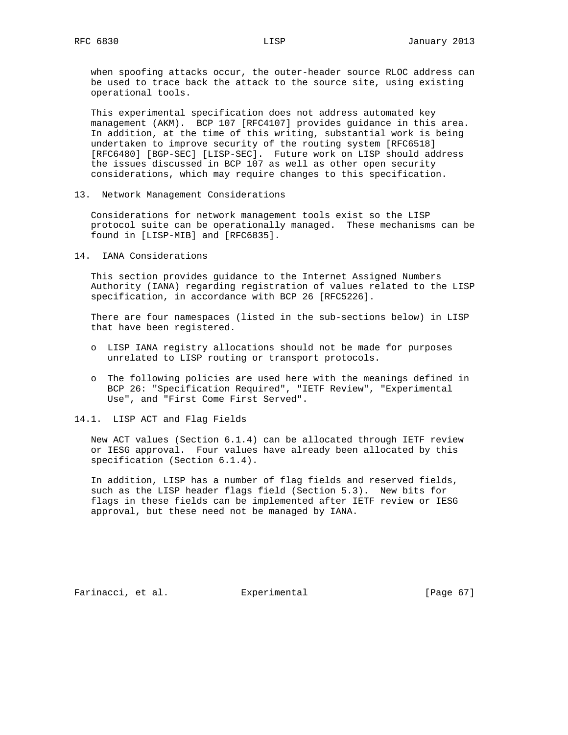when spoofing attacks occur, the outer-header source RLOC address can be used to trace back the attack to the source site, using existing operational tools.

This experimental specification does not address automated key management (AKM). BCP 107 [RFC4107] provides guidance in this area. In addition, at the time of this writing, substantial work is being undertaken to improve security of the routing system [RFC6518] [RFC6480] [BGP-SEC] [LISP-SEC]. Future work on LISP should address the issues discussed in BCP 107 as well as other open security considerations, which may require changes to this specification.

## 13. Network Management Considerations

Considerations for network management tools exist so the LISP protocol suite can be operationally managed. These mechanisms can be found in [LISP-MIB] and [RFC6835].

## 14. IANA Considerations

This section provides guidance to the Internet Assigned Numbers Authority (IANA) regarding registration of values related to the LISP specification, in accordance with BCP 26 [RFC5226].

There are four namespaces (listed in the sub-sections below) in LISP that have been registered.

- LISP IANA registry allocations should not be made for purposes unrelated to LISP routing or transport protocols.
- The following policies are used here with the meanings defined in BCP 26: "Specification Required", "IETF Review", "Experimental Use", and "First Come First Served".

### 14.1. LISP ACT and Flag Fields

New ACT values (Section 6.1.4) can be allocated through IETF review or IESG approval. Four values have already been allocated by this specification (Section 6.1.4).

In addition, LISP has a number of flag fields and reserved fields, such as the LISP header flags field (Section 5.3). New bits for flags in these fields can be implemented after IETF review or IESG approval, but these need not be managed by IANA.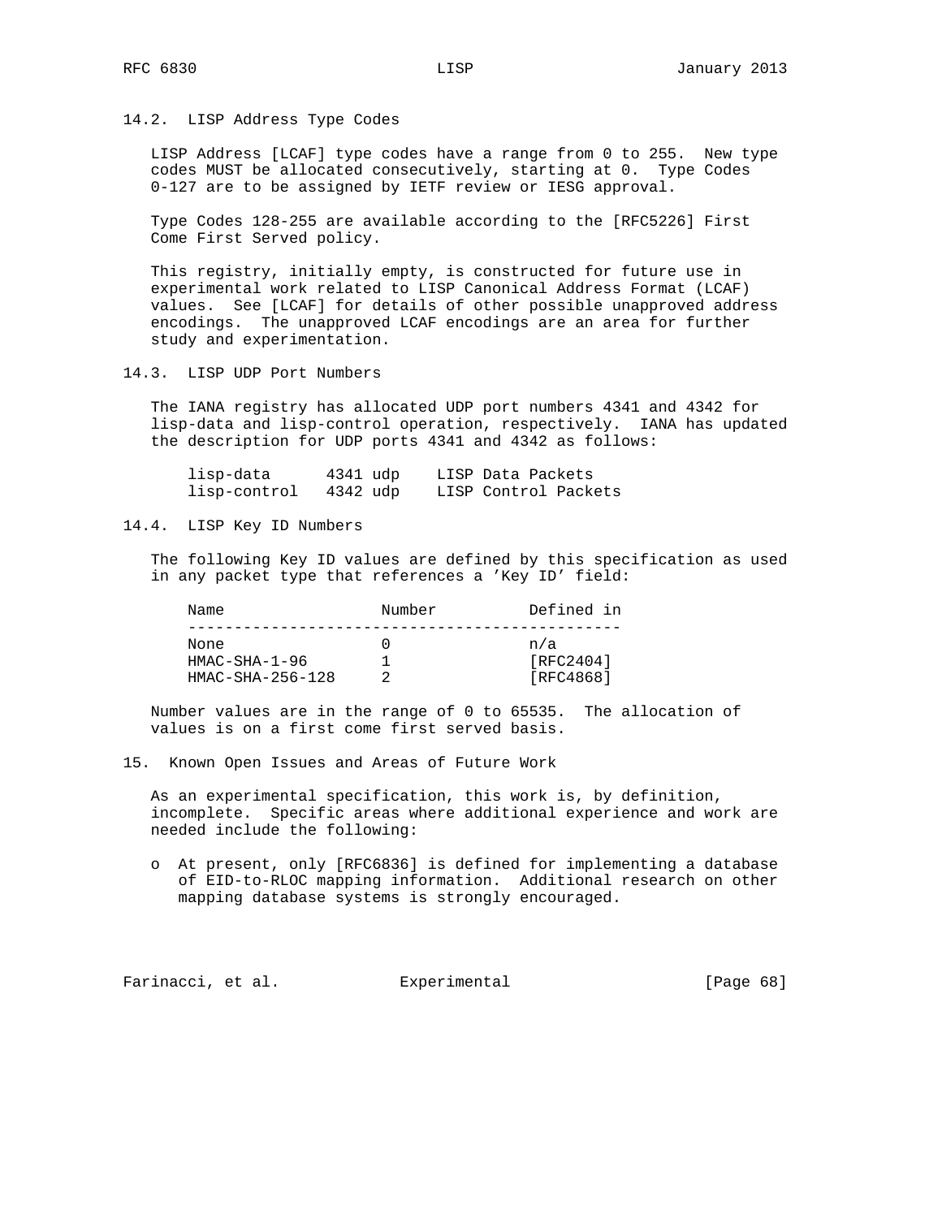### 14.2. LISP Address Type Codes

LISP Address [LCAF] type codes have a range from 0 to 255. New type codes MUST be allocated consecutively, starting at 0. Type Codes 0-127 are to be assigned by IETF review or IESG approval.

Type Codes 128-255 are available according to the [RFC5226] First Come First Served policy.

This registry, initially empty, is constructed for future use in experimental work related to LISP Canonical Address Format (LCAF) values. See [LCAF] for details of other possible unapproved address encodings. The unapproved LCAF encodings are an area for further study and experimentation.

### 14.3. LISP UDP Port Numbers

The IANA registry has allocated UDP port numbers 4341 and 4342 for lisp-data and lisp-control operation, respectively. IANA has updated the description for UDP ports 4341 and 4342 as follows:

```
lisp-data      4341 udp    LISP Data Packets
lisp-control   4342 udp    LISP Control Packets
```

### 14.4. LISP Key ID Numbers

The following Key ID values are defined by this specification as used in any packet type that references a 'Key ID' field:

| Name | Number | Defined in |
|---|---|---|
| None | 0 | n/a |
| HMAC-SHA-1-96 | 1 | [RFC2404] |
| HMAC-SHA-256-128 | 2 | [RFC4868] |

Number values are in the range of 0 to 65535. The allocation of values is on a first come first served basis.

## 15. Known Open Issues and Areas of Future Work

As an experimental specification, this work is, by definition, incomplete. Specific areas where additional experience and work are needed include the following:

- At present, only [RFC6836] is defined for implementing a database of EID-to-RLOC mapping information. Additional research on other mapping database systems is strongly encouraged.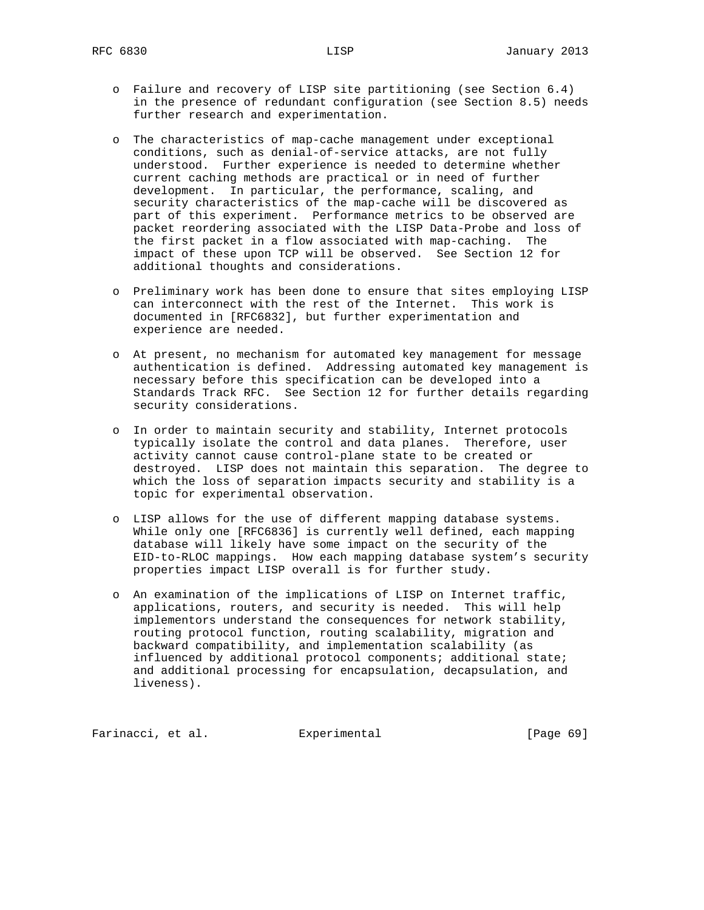- Failure and recovery of LISP site partitioning (see Section 6.4) in the presence of redundant configuration (see Section 8.5) needs further research and experimentation.

- The characteristics of map-cache management under exceptional conditions, such as denial-of-service attacks, are not fully understood. Further experience is needed to determine whether current caching methods are practical or in need of further development. In particular, the performance, scaling, and security characteristics of the map-cache will be discovered as part of this experiment. Performance metrics to be observed are packet reordering associated with the LISP Data-Probe and loss of the first packet in a flow associated with map-caching. The impact of these upon TCP will be observed. See Section 12 for additional thoughts and considerations.

- Preliminary work has been done to ensure that sites employing LISP can interconnect with the rest of the Internet. This work is documented in [RFC6832], but further experimentation and experience are needed.

- At present, no mechanism for automated key management for message authentication is defined. Addressing automated key management is necessary before this specification can be developed into a Standards Track RFC. See Section 12 for further details regarding security considerations.

- In order to maintain security and stability, Internet protocols typically isolate the control and data planes. Therefore, user activity cannot cause control-plane state to be created or destroyed. LISP does not maintain this separation. The degree to which the loss of separation impacts security and stability is a topic for experimental observation.

- LISP allows for the use of different mapping database systems. While only one [RFC6836] is currently well defined, each mapping database will likely have some impact on the security of the EID-to-RLOC mappings. How each mapping database system's security properties impact LISP overall is for further study.

- An examination of the implications of LISP on Internet traffic, applications, routers, and security is needed. This will help implementors understand the consequences for network stability, routing protocol function, routing scalability, migration and backward compatibility, and implementation scalability (as influenced by additional protocol components; additional state; and additional processing for encapsulation, decapsulation, and liveness).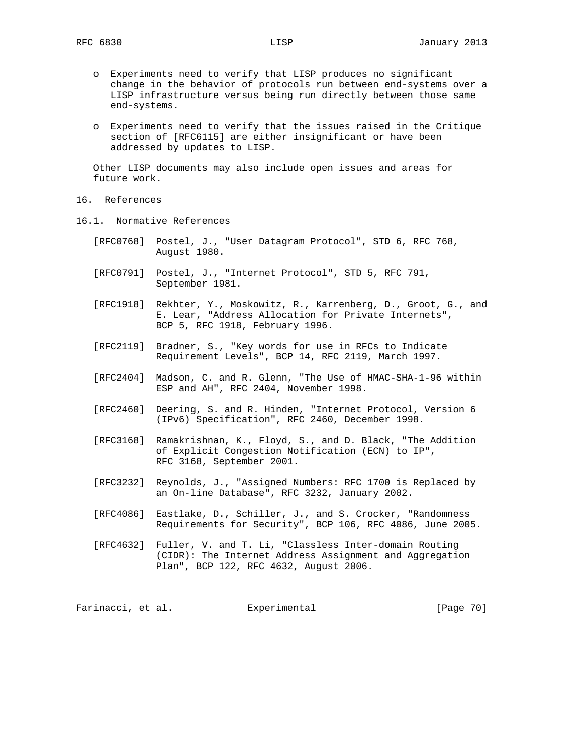- Experiments need to verify that LISP produces no significant change in the behavior of protocols run between end-systems over a LISP infrastructure versus being run directly between those same end-systems.

- Experiments need to verify that the issues raised in the Critique section of [RFC6115] are either insignificant or have been addressed by updates to LISP.

Other LISP documents may also include open issues and areas for future work.

# 16. References

## 16.1. Normative References

[RFC0768] Postel, J., "User Datagram Protocol", STD 6, RFC 768, August 1980.

[RFC0791] Postel, J., "Internet Protocol", STD 5, RFC 791, September 1981.

[RFC1918] Rekhter, Y., Moskowitz, R., Karrenberg, D., Groot, G., and E. Lear, "Address Allocation for Private Internets", BCP 5, RFC 1918, February 1996.

[RFC2119] Bradner, S., "Key words for use in RFCs to Indicate Requirement Levels", BCP 14, RFC 2119, March 1997.

[RFC2404] Madson, C. and R. Glenn, "The Use of HMAC-SHA-1-96 within ESP and AH", RFC 2404, November 1998.

[RFC2460] Deering, S. and R. Hinden, "Internet Protocol, Version 6 (IPv6) Specification", RFC 2460, December 1998.

[RFC3168] Ramakrishnan, K., Floyd, S., and D. Black, "The Addition of Explicit Congestion Notification (ECN) to IP", RFC 3168, September 2001.

[RFC3232] Reynolds, J., "Assigned Numbers: RFC 1700 is Replaced by an On-line Database", RFC 3232, January 2002.

[RFC4086] Eastlake, D., Schiller, J., and S. Crocker, "Randomness Requirements for Security", BCP 106, RFC 4086, June 2005.

[RFC4632] Fuller, V. and T. Li, "Classless Inter-domain Routing (CIDR): The Internet Address Assignment and Aggregation Plan", BCP 122, RFC 4632, August 2006.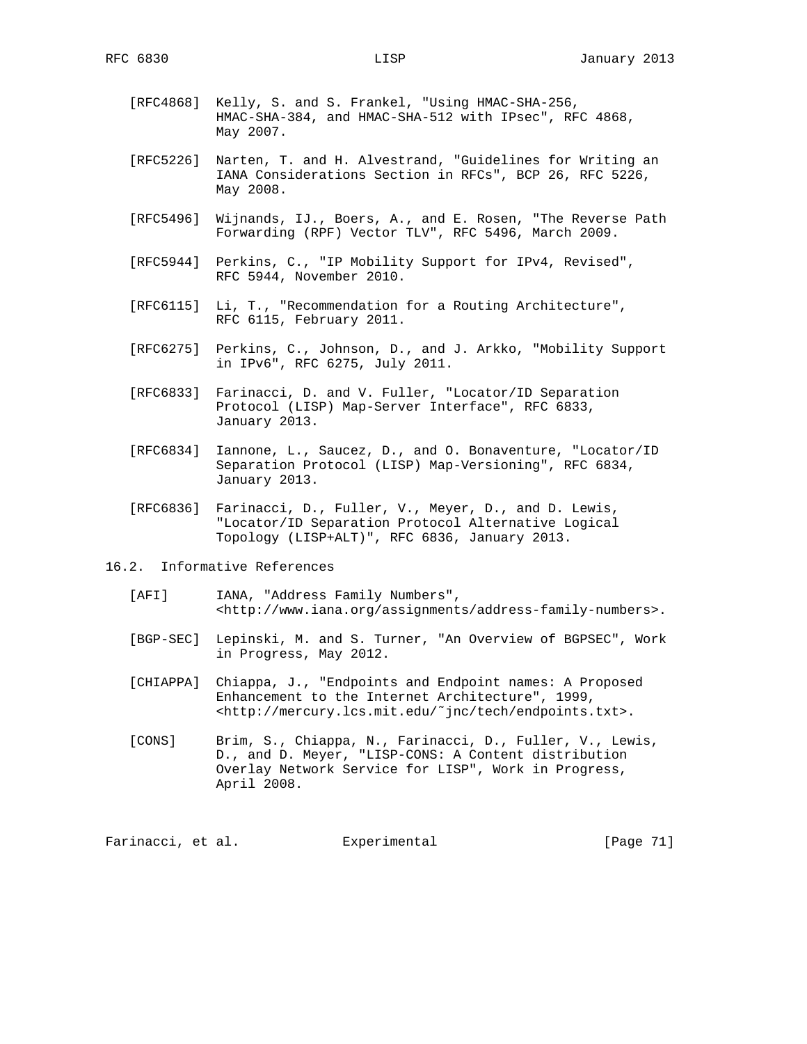[RFC4868] Kelly, S. and S. Frankel, "Using HMAC-SHA-256, HMAC-SHA-384, and HMAC-SHA-512 with IPsec", RFC 4868, May 2007.

[RFC5226] Narten, T. and H. Alvestrand, "Guidelines for Writing an IANA Considerations Section in RFCs", BCP 26, RFC 5226, May 2008.

[RFC5496] Wijnands, IJ., Boers, A., and E. Rosen, "The Reverse Path Forwarding (RPF) Vector TLV", RFC 5496, March 2009.

[RFC5944] Perkins, C., "IP Mobility Support for IPv4, Revised", RFC 5944, November 2010.

[RFC6115] Li, T., "Recommendation for a Routing Architecture", RFC 6115, February 2011.

[RFC6275] Perkins, C., Johnson, D., and J. Arkko, "Mobility Support in IPv6", RFC 6275, July 2011.

[RFC6833] Farinacci, D. and V. Fuller, "Locator/ID Separation Protocol (LISP) Map-Server Interface", RFC 6833, January 2013.

[RFC6834] Iannone, L., Saucez, D., and O. Bonaventure, "Locator/ID Separation Protocol (LISP) Map-Versioning", RFC 6834, January 2013.

[RFC6836] Farinacci, D., Fuller, V., Meyer, D., and D. Lewis, "Locator/ID Separation Protocol Alternative Logical Topology (LISP+ALT)", RFC 6836, January 2013.

## 16.2. Informative References

[AFI] IANA, "Address Family Numbers", <http://www.iana.org/assignments/address-family-numbers>.

[BGP-SEC] Lepinski, M. and S. Turner, "An Overview of BGPSEC", Work in Progress, May 2012.

[CHIAPPA] Chiappa, J., "Endpoints and Endpoint names: A Proposed Enhancement to the Internet Architecture", 1999, <http://mercury.lcs.mit.edu/~jnc/tech/endpoints.txt>.

[CONS] Brim, S., Chiappa, N., Farinacci, D., Fuller, V., Lewis, D., and D. Meyer, "LISP-CONS: A Content distribution Overlay Network Service for LISP", Work in Progress, April 2008.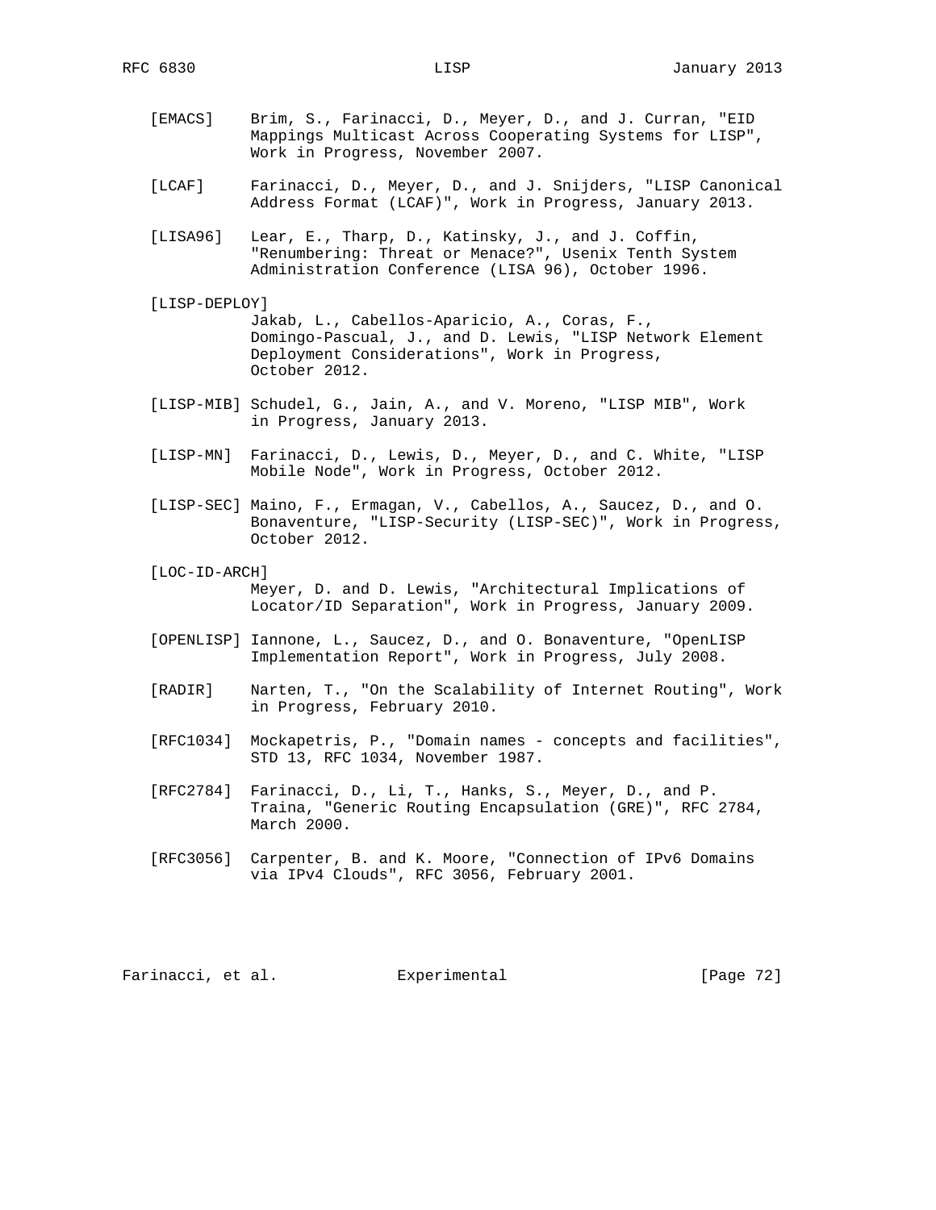[EMACS] Brim, S., Farinacci, D., Meyer, D., and J. Curran, "EID Mappings Multicast Across Cooperating Systems for LISP", Work in Progress, November 2007.

[LCAF] Farinacci, D., Meyer, D., and J. Snijders, "LISP Canonical Address Format (LCAF)", Work in Progress, January 2013.

[LISA96] Lear, E., Tharp, D., Katinsky, J., and J. Coffin, "Renumbering: Threat or Menace?", Usenix Tenth System Administration Conference (LISA 96), October 1996.

[LISP-DEPLOY] Jakab, L., Cabellos-Aparicio, A., Coras, F., Domingo-Pascual, J., and D. Lewis, "LISP Network Element Deployment Considerations", Work in Progress, October 2012.

[LISP-MIB] Schudel, G., Jain, A., and V. Moreno, "LISP MIB", Work in Progress, January 2013.

[LISP-MN] Farinacci, D., Lewis, D., Meyer, D., and C. White, "LISP Mobile Node", Work in Progress, October 2012.

[LISP-SEC] Maino, F., Ermagan, V., Cabellos, A., Saucez, D., and O. Bonaventure, "LISP-Security (LISP-SEC)", Work in Progress, October 2012.

[LOC-ID-ARCH] Meyer, D. and D. Lewis, "Architectural Implications of Locator/ID Separation", Work in Progress, January 2009.

[OPENLISP] Iannone, L., Saucez, D., and O. Bonaventure, "OpenLISP Implementation Report", Work in Progress, July 2008.

[RADIR] Narten, T., "On the Scalability of Internet Routing", Work in Progress, February 2010.

[RFC1034] Mockapetris, P., "Domain names - concepts and facilities", STD 13, RFC 1034, November 1987.

[RFC2784] Farinacci, D., Li, T., Hanks, S., Meyer, D., and P. Traina, "Generic Routing Encapsulation (GRE)", RFC 2784, March 2000.

[RFC3056] Carpenter, B. and K. Moore, "Connection of IPv6 Domains via IPv4 Clouds", RFC 3056, February 2001.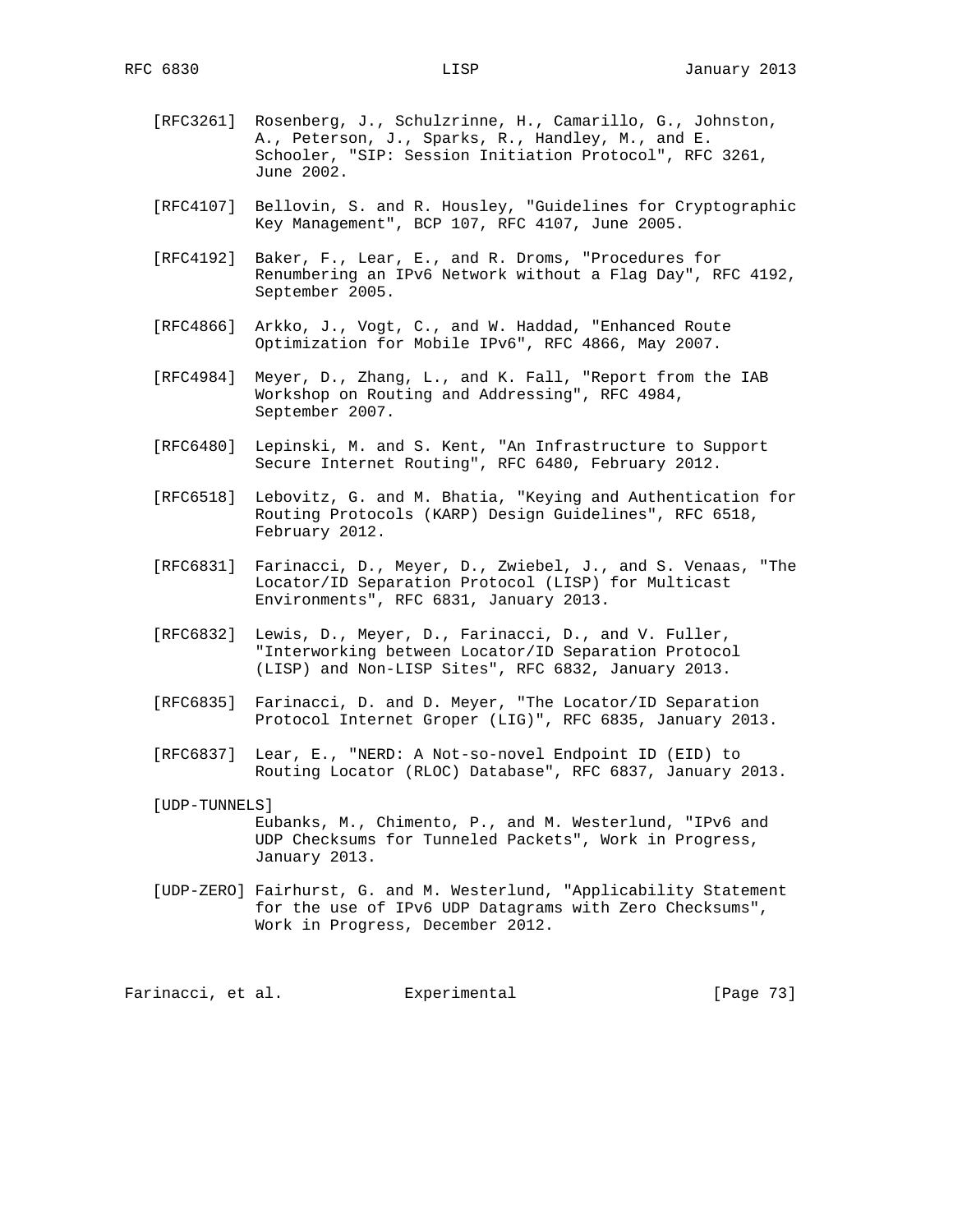[RFC3261] Rosenberg, J., Schulzrinne, H., Camarillo, G., Johnston, A., Peterson, J., Sparks, R., Handley, M., and E. Schooler, "SIP: Session Initiation Protocol", RFC 3261, June 2002.

[RFC4107] Bellovin, S. and R. Housley, "Guidelines for Cryptographic Key Management", BCP 107, RFC 4107, June 2005.

[RFC4192] Baker, F., Lear, E., and R. Droms, "Procedures for Renumbering an IPv6 Network without a Flag Day", RFC 4192, September 2005.

[RFC4866] Arkko, J., Vogt, C., and W. Haddad, "Enhanced Route Optimization for Mobile IPv6", RFC 4866, May 2007.

[RFC4984] Meyer, D., Zhang, L., and K. Fall, "Report from the IAB Workshop on Routing and Addressing", RFC 4984, September 2007.

[RFC6480] Lepinski, M. and S. Kent, "An Infrastructure to Support Secure Internet Routing", RFC 6480, February 2012.

[RFC6518] Lebovitz, G. and M. Bhatia, "Keying and Authentication for Routing Protocols (KARP) Design Guidelines", RFC 6518, February 2012.

[RFC6831] Farinacci, D., Meyer, D., Zwiebel, J., and S. Venaas, "The Locator/ID Separation Protocol (LISP) for Multicast Environments", RFC 6831, January 2013.

[RFC6832] Lewis, D., Meyer, D., Farinacci, D., and V. Fuller, "Interworking between Locator/ID Separation Protocol (LISP) and Non-LISP Sites", RFC 6832, January 2013.

[RFC6835] Farinacci, D. and D. Meyer, "The Locator/ID Separation Protocol Internet Groper (LIG)", RFC 6835, January 2013.

[RFC6837] Lear, E., "NERD: A Not-so-novel Endpoint ID (EID) to Routing Locator (RLOC) Database", RFC 6837, January 2013.

[UDP-TUNNELS] Eubanks, M., Chimento, P., and M. Westerlund, "IPv6 and UDP Checksums for Tunneled Packets", Work in Progress, January 2013.

[UDP-ZERO] Fairhurst, G. and M. Westerlund, "Applicability Statement for the use of IPv6 UDP Datagrams with Zero Checksums", Work in Progress, December 2012.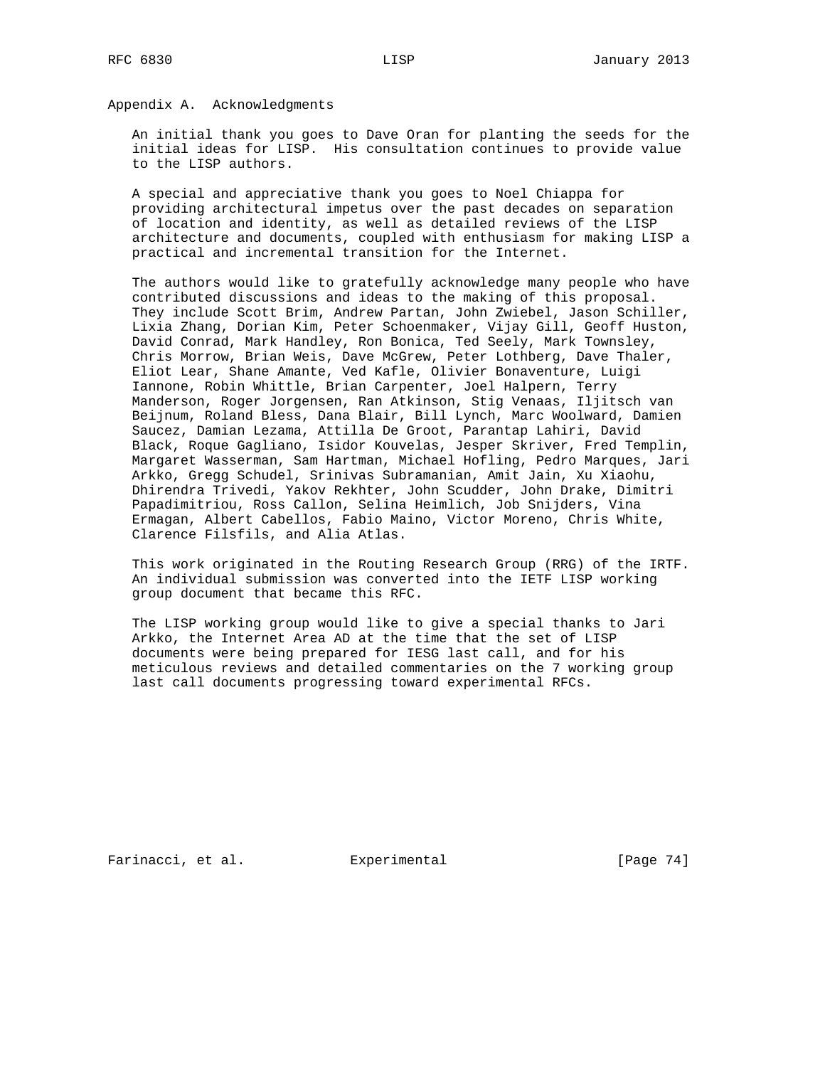## Appendix A. Acknowledgments

An initial thank you goes to Dave Oran for planting the seeds for the initial ideas for LISP. His consultation continues to provide value to the LISP authors.

A special and appreciative thank you goes to Noel Chiappa for providing architectural impetus over the past decades on separation of location and identity, as well as detailed reviews of the LISP architecture and documents, coupled with enthusiasm for making LISP a practical and incremental transition for the Internet.

The authors would like to gratefully acknowledge many people who have contributed discussions and ideas to the making of this proposal. They include Scott Brim, Andrew Partan, John Zwiebel, Jason Schiller, Lixia Zhang, Dorian Kim, Peter Schoenmaker, Vijay Gill, Geoff Huston, David Conrad, Mark Handley, Ron Bonica, Ted Seely, Mark Townsley, Chris Morrow, Brian Weis, Dave McGrew, Peter Lothberg, Dave Thaler, Eliot Lear, Shane Amante, Ved Kafle, Olivier Bonaventure, Luigi Iannone, Robin Whittle, Brian Carpenter, Joel Halpern, Terry Manderson, Roger Jorgensen, Ran Atkinson, Stig Venaas, Iljitsch van Beijnum, Roland Bless, Dana Blair, Bill Lynch, Marc Woolward, Damien Saucez, Damian Lezama, Attilla De Groot, Parantap Lahiri, David Black, Roque Gagliano, Isidor Kouvelas, Jesper Skriver, Fred Templin, Margaret Wasserman, Sam Hartman, Michael Hofling, Pedro Marques, Jari Arkko, Gregg Schudel, Srinivas Subramanian, Amit Jain, Xu Xiaohu, Dhirendra Trivedi, Yakov Rekhter, John Scudder, John Drake, Dimitri Papadimitriou, Ross Callon, Selina Heimlich, Job Snijders, Vina Ermagan, Albert Cabellos, Fabio Maino, Victor Moreno, Chris White, Clarence Filsfils, and Alia Atlas.

This work originated in the Routing Research Group (RRG) of the IRTF. An individual submission was converted into the IETF LISP working group document that became this RFC.

The LISP working group would like to give a special thanks to Jari Arkko, the Internet Area AD at the time that the set of LISP documents were being prepared for IESG last call, and for his meticulous reviews and detailed commentaries on the 7 working group last call documents progressing toward experimental RFCs.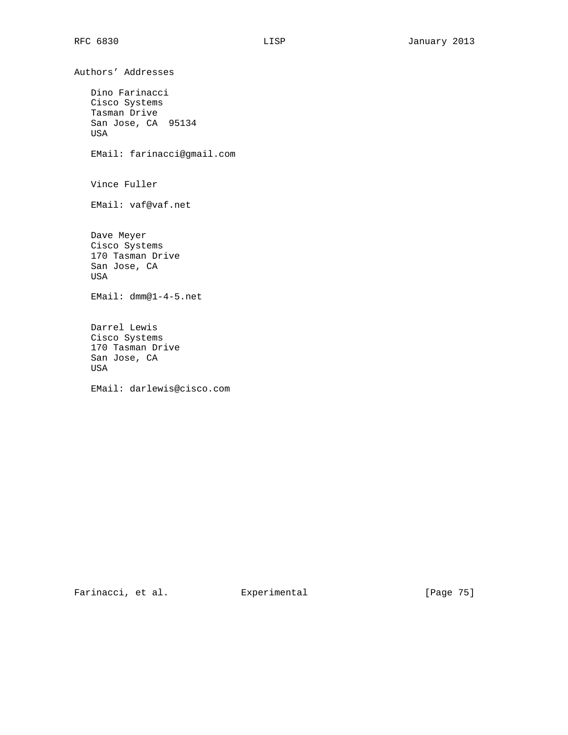## Authors' Addresses

Dino Farinacci
Cisco Systems
Tasman Drive
San Jose, CA  95134
USA

EMail: farinacci@gmail.com

Vince Fuller

EMail: vaf@vaf.net

Dave Meyer
Cisco Systems
170 Tasman Drive
San Jose, CA
USA

EMail: dmm@1-4-5.net

Darrel Lewis
Cisco Systems
170 Tasman Drive
San Jose, CA
USA

EMail: darlewis@cisco.com